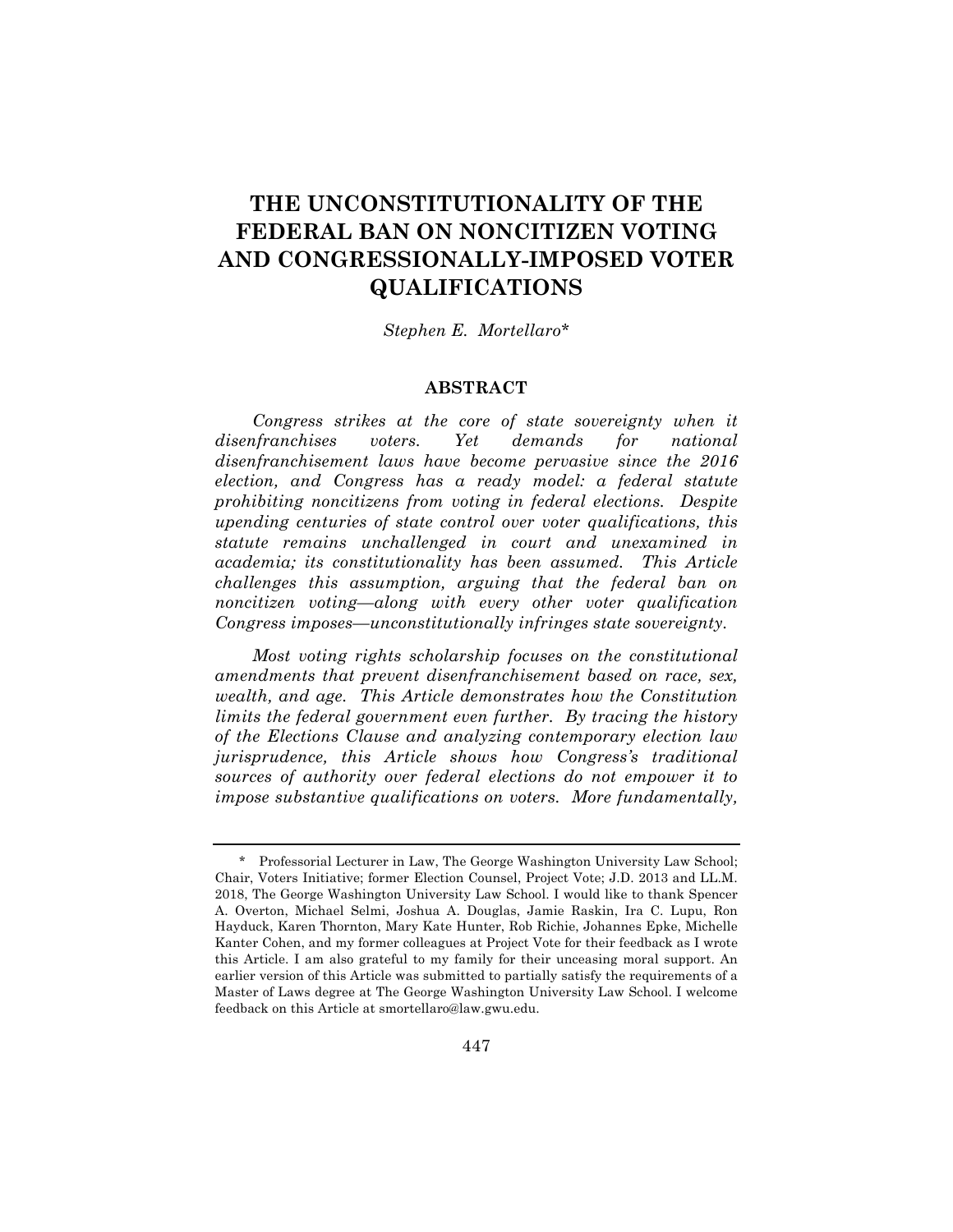# THE UNCONSTITUTIONALITY OF THE FEDERAL BAN ON NONCITIZEN VOTING AND CONGRESSIONALLY-IMPOSED VOTER QUALIFICATIONS

*Stephen E. Mortellaro*\*

## ABSTRACT

*Congress strikes at the core of state sovereignty when it disenfranchises voters. Yet demands for national disenfranchisement laws have become pervasive since the 2016 election, and Congress has a ready model: a federal statute prohibiting noncitizens from voting in federal elections. Despite upending centuries of state control over voter qualifications, this statute remains unchallenged in court and unexamined in academia; its constitutionality has been assumed. This Article challenges this assumption, arguing that the federal ban on noncitizen voting—along with every other voter qualification Congress imposes—unconstitutionally infringes state sovereignty.*

*Most voting rights scholarship focuses on the constitutional amendments that prevent disenfranchisement based on race, sex, wealth, and age. This Article demonstrates how the Constitution limits the federal government even further. By tracing the history of the Elections Clause and analyzing contemporary election law jurisprudence, this Article shows how Congress's traditional sources of authority over federal elections do not empower it to impose substantive qualifications on voters. More fundamentally,*

---

\* Professorial Lecturer in Law, The George Washington University Law School; Chair, Voters Initiative; former Election Counsel, Project Vote; J.D. 2013 and LL.M. 2018, The George Washington University Law School. I would like to thank Spencer A. Overton, Michael Selmi, Joshua A. Douglas, Jamie Raskin, Ira C. Lupu, Ron Hayduck, Karen Thornton, Mary Kate Hunter, Rob Richie, Johannes Epke, Michelle Kanter Cohen, and my former colleagues at Project Vote for their feedback as I wrote this Article. I am also grateful to my family for their unceasing moral support. An earlier version of this Article was submitted to partially satisfy the requirements of a Master of Laws degree at The George Washington University Law School. I welcome feedback on this Article at smortellaro@law.gwu.edu.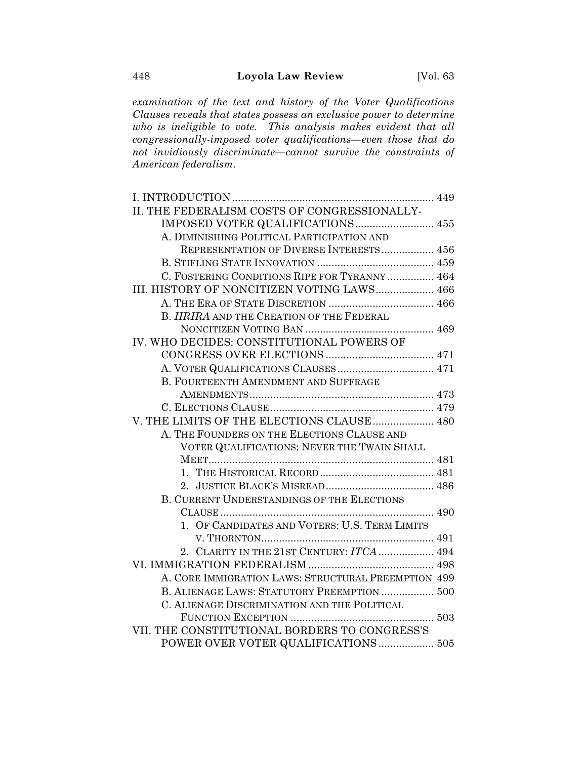*examination of the text and history of the Voter Qualifications Clauses reveals that states possess an exclusive power to determine who is ineligible to vote. This analysis makes evident that all congressionally-imposed voter qualifications—even those that do not invidiously discriminate—cannot survive the constraints of American federalism.*

I. INTRODUCTION ..................................................................... 449

II. THE FEDERALISM COSTS OF CONGRESSIONALLY-IMPOSED VOTER QUALIFICATIONS .......................... 455

- A. DIMINISHING POLITICAL PARTICIPATION AND REPRESENTATION OF DIVERSE INTERESTS .................. 456
- B. STIFLING STATE INNOVATION ........................................ 459
- C. FOSTERING CONDITIONS RIPE FOR TYRANNY ................ 464

III. HISTORY OF NONCITIZEN VOTING LAWS .................... 466

- A. THE ERA OF STATE DISCRETION .................................... 466
- B. *IIRIRA* AND THE CREATION OF THE FEDERAL NONCITIZEN VOTING BAN ............................................ 469

IV. WHO DECIDES: CONSTITUTIONAL POWERS OF CONGRESS OVER ELECTIONS ..................................... 471

- A. VOTER QUALIFICATIONS CLAUSES ................................. 471
- B. FOURTEENTH AMENDMENT AND SUFFRAGE AMENDMENTS ............................................................... 473
- C. ELECTIONS CLAUSE ........................................................ 479

V. THE LIMITS OF THE ELECTIONS CLAUSE ..................... 480

- A. THE FOUNDERS ON THE ELECTIONS CLAUSE AND VOTER QUALIFICATIONS: NEVER THE TWAIN SHALL MEET ............................................................................. 481
  1. THE HISTORICAL RECORD ....................................... 481
  2. JUSTICE BLACK'S MISREAD ..................................... 486
- B. CURRENT UNDERSTANDINGS OF THE ELECTIONS CLAUSE .......................................................................... 490
  1. OF CANDIDATES AND VOTERS: U.S. TERM LIMITS V. THORNTON ........................................................... 491
  2. CLARITY IN THE 21ST CENTURY: *ITCA* ................... 494

VI. IMMIGRATION FEDERALISM ........................................... 498

- A. CORE IMMIGRATION LAWS: STRUCTURAL PREEMPTION 499
- B. ALIENAGE LAWS: STATUTORY PREEMPTION .................. 500
- C. ALIENAGE DISCRIMINATION AND THE POLITICAL FUNCTION EXCEPTION ................................................. 503

VII. THE CONSTITUTIONAL BORDERS TO CONGRESS'S POWER OVER VOTER QUALIFICATIONS .................. 505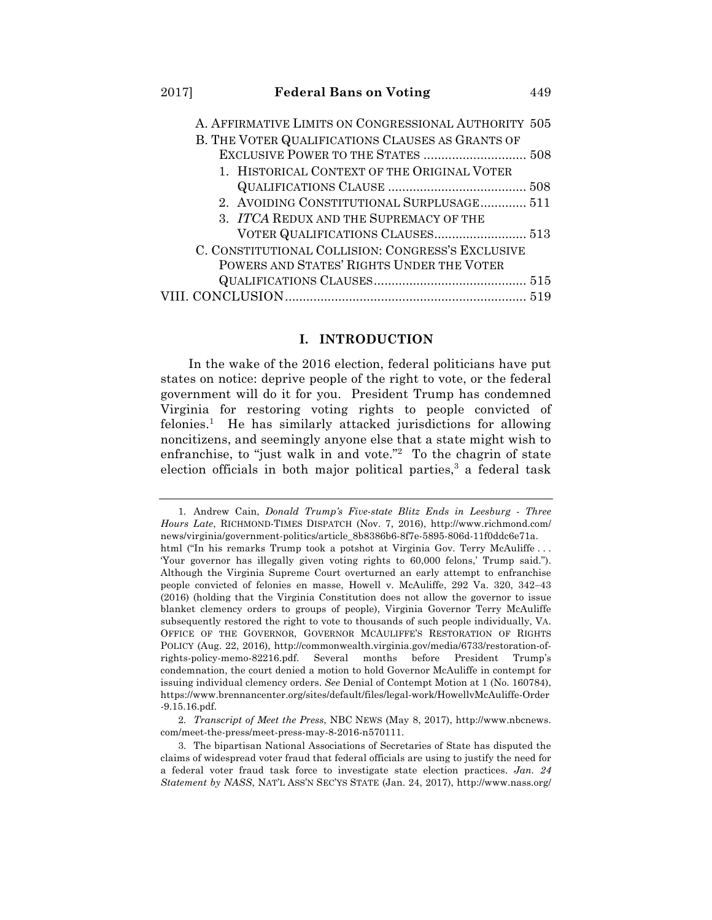A. AFFIRMATIVE LIMITS ON CONGRESSIONAL AUTHORITY 505

B. THE VOTER QUALIFICATIONS CLAUSES AS GRANTS OF EXCLUSIVE POWER TO THE STATES ............................ 508

1. HISTORICAL CONTEXT OF THE ORIGINAL VOTER QUALIFICATIONS CLAUSE ....................................... 508
2. AVOIDING CONSTITUTIONAL SURPLUSAGE............. 511
3. *ITCA* REDUX AND THE SUPREMACY OF THE VOTER QUALIFICATIONS CLAUSES.......................... 513

C. CONSTITUTIONAL COLLISION: CONGRESS'S EXCLUSIVE POWERS AND STATES' RIGHTS UNDER THE VOTER QUALIFICATIONS CLAUSES........................................... 515

VIII. CONCLUSION.................................................................. 519

## I. INTRODUCTION

In the wake of the 2016 election, federal politicians have put states on notice: deprive people of the right to vote, or the federal government will do it for you. President Trump has condemned Virginia for restoring voting rights to people convicted of felonies.[1] He has similarly attacked jurisdictions for allowing noncitizens, and seemingly anyone else that a state might wish to enfranchise, to "just walk in and vote."[2] To the chagrin of state election officials in both major political parties,[3] a federal task

---

1. Andrew Cain, *Donald Trump's Five-state Blitz Ends in Leesburg - Three Hours Late*, RICHMOND-TIMES DISPATCH (Nov. 7, 2016), http://www.richmond.com/news/virginia/government-politics/article_8b8386b6-8f7e-5895-806d-11f0ddc6e71a.html ("In his remarks Trump took a potshot at Virginia Gov. Terry McAuliffe . . . 'Your governor has illegally given voting rights to 60,000 felons,' Trump said."). Although the Virginia Supreme Court overturned an early attempt to enfranchise people convicted of felonies en masse, Howell v. McAuliffe, 292 Va. 320, 342–43 (2016) (holding that the Virginia Constitution does not allow the governor to issue blanket clemency orders to groups of people), Virginia Governor Terry McAuliffe subsequently restored the right to vote to thousands of such people individually, VA. OFFICE OF THE GOVERNOR, GOVERNOR MCAULIFFE'S RESTORATION OF RIGHTS POLICY (Aug. 22, 2016), http://commonwealth.virginia.gov/media/6733/restoration-of-rights-policy-memo-82216.pdf. Several months before President Trump's condemnation, the court denied a motion to hold Governor McAuliffe in contempt for issuing individual clemency orders. *See* Denial of Contempt Motion at 1 (No. 160784), https://www.brennancenter.org/sites/default/files/legal-work/HowellvMcAuliffe-Order-9.15.16.pdf.

2. *Transcript of Meet the Press*, NBC NEWS (May 8, 2017), http://www.nbcnews.com/meet-the-press/meet-press-may-8-2016-n570111.

3. The bipartisan National Associations of Secretaries of State has disputed the claims of widespread voter fraud that federal officials are using to justify the need for a federal voter fraud task force to investigate state election practices. *Jan. 24 Statement by NASS*, NAT'L ASS'N SEC'YS STATE (Jan. 24, 2017), http://www.nass.org/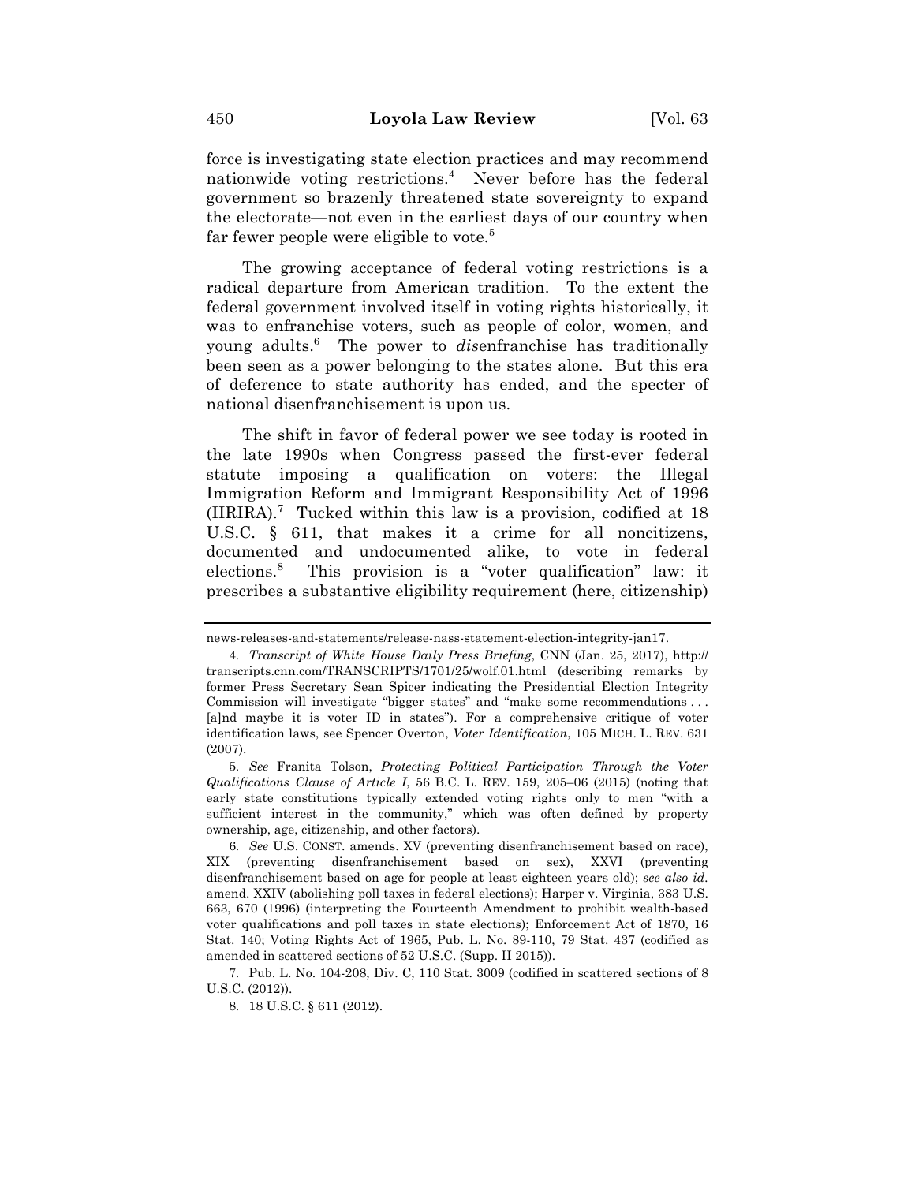force is investigating state election practices and may recommend nationwide voting restrictions.[4] Never before has the federal government so brazenly threatened state sovereignty to expand the electorate—not even in the earliest days of our country when far fewer people were eligible to vote.[5]

The growing acceptance of federal voting restrictions is a radical departure from American tradition. To the extent the federal government involved itself in voting rights historically, it was to enfranchise voters, such as people of color, women, and young adults.[6] The power to *dis*enfranchise has traditionally been seen as a power belonging to the states alone. But this era of deference to state authority has ended, and the specter of national disenfranchisement is upon us.

The shift in favor of federal power we see today is rooted in the late 1990s when Congress passed the first-ever federal statute imposing a qualification on voters: the Illegal Immigration Reform and Immigrant Responsibility Act of 1996 (IIRIRA).[7] Tucked within this law is a provision, codified at 18 U.S.C. § 611, that makes it a crime for all noncitizens, documented and undocumented alike, to vote in federal elections.[8] This provision is a "voter qualification" law: it prescribes a substantive eligibility requirement (here, citizenship)

---

news-releases-and-statements/release-nass-statement-election-integrity-jan17.

4. *Transcript of White House Daily Press Briefing*, CNN (Jan. 25, 2017), http://transcripts.cnn.com/TRANSCRIPTS/1701/25/wolf.01.html (describing remarks by former Press Secretary Sean Spicer indicating the Presidential Election Integrity Commission will investigate "bigger states" and "make some recommendations . . . [a]nd maybe it is voter ID in states"). For a comprehensive critique of voter identification laws, see Spencer Overton, *Voter Identification*, 105 MICH. L. REV. 631 (2007).

5. *See* Franita Tolson, *Protecting Political Participation Through the Voter Qualifications Clause of Article I*, 56 B.C. L. REV. 159, 205–06 (2015) (noting that early state constitutions typically extended voting rights only to men "with a sufficient interest in the community," which was often defined by property ownership, age, citizenship, and other factors).

6. *See* U.S. CONST. amends. XV (preventing disenfranchisement based on race), XIX (preventing disenfranchisement based on sex), XXVI (preventing disenfranchisement based on age for people at least eighteen years old); *see also id.* amend. XXIV (abolishing poll taxes in federal elections); Harper v. Virginia, 383 U.S. 663, 670 (1996) (interpreting the Fourteenth Amendment to prohibit wealth-based voter qualifications and poll taxes in state elections); Enforcement Act of 1870, 16 Stat. 140; Voting Rights Act of 1965, Pub. L. No. 89-110, 79 Stat. 437 (codified as amended in scattered sections of 52 U.S.C. (Supp. II 2015)).

7. Pub. L. No. 104-208, Div. C, 110 Stat. 3009 (codified in scattered sections of 8 U.S.C. (2012)).

8. 18 U.S.C. § 611 (2012).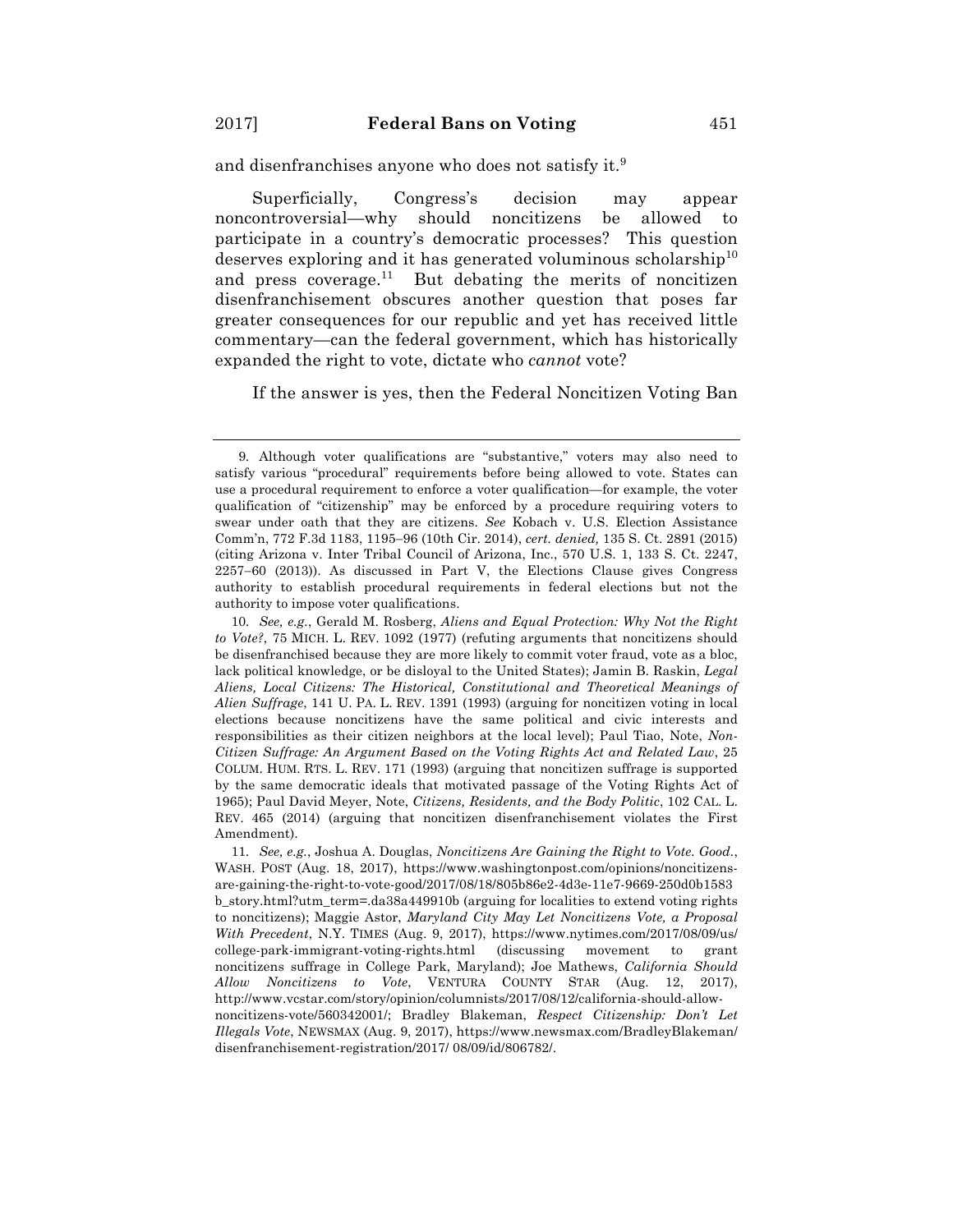and disenfranchises anyone who does not satisfy it.[9]

Superficially, Congress's decision may appear noncontroversial—why should noncitizens be allowed to participate in a country's democratic processes? This question deserves exploring and it has generated voluminous scholarship[10] and press coverage.[11] But debating the merits of noncitizen disenfranchisement obscures another question that poses far greater consequences for our republic and yet has received little commentary—can the federal government, which has historically expanded the right to vote, dictate who *cannot* vote?

If the answer is yes, then the Federal Noncitizen Voting Ban

---

9. Although voter qualifications are "substantive," voters may also need to satisfy various "procedural" requirements before being allowed to vote. States can use a procedural requirement to enforce a voter qualification—for example, the voter qualification of "citizenship" may be enforced by a procedure requiring voters to swear under oath that they are citizens. *See* Kobach v. U.S. Election Assistance Comm'n, 772 F.3d 1183, 1195–96 (10th Cir. 2014), *cert. denied,* 135 S. Ct. 2891 (2015) (citing Arizona v. Inter Tribal Council of Arizona, Inc., 570 U.S. 1, 133 S. Ct. 2247, 2257–60 (2013)). As discussed in Part V, the Elections Clause gives Congress authority to establish procedural requirements in federal elections but not the authority to impose voter qualifications.

10. *See, e.g.*, Gerald M. Rosberg, *Aliens and Equal Protection: Why Not the Right to Vote?*, 75 MICH. L. REV. 1092 (1977) (refuting arguments that noncitizens should be disenfranchised because they are more likely to commit voter fraud, vote as a bloc, lack political knowledge, or be disloyal to the United States); Jamin B. Raskin, *Legal Aliens, Local Citizens: The Historical, Constitutional and Theoretical Meanings of Alien Suffrage*, 141 U. PA. L. REV. 1391 (1993) (arguing for noncitizen voting in local elections because noncitizens have the same political and civic interests and responsibilities as their citizen neighbors at the local level); Paul Tiao, Note, *Non-Citizen Suffrage: An Argument Based on the Voting Rights Act and Related Law*, 25 COLUM. HUM. RTS. L. REV. 171 (1993) (arguing that noncitizen suffrage is supported by the same democratic ideals that motivated passage of the Voting Rights Act of 1965); Paul David Meyer, Note, *Citizens, Residents, and the Body Politic*, 102 CAL. L. REV. 465 (2014) (arguing that noncitizen disenfranchisement violates the First Amendment).

11. *See, e.g.*, Joshua A. Douglas, *Noncitizens Are Gaining the Right to Vote. Good.*, WASH. POST (Aug. 18, 2017), https://www.washingtonpost.com/opinions/noncitizens-are-gaining-the-right-to-vote-good/2017/08/18/805b86e2-4d3e-11e7-9669-250d0b1583b_story.html?utm_term=.da38a449910b (arguing for localities to extend voting rights to noncitizens); Maggie Astor, *Maryland City May Let Noncitizens Vote, a Proposal With Precedent*, N.Y. TIMES (Aug. 9, 2017), https://www.nytimes.com/2017/08/09/us/college-park-immigrant-voting-rights.html (discussing movement to grant noncitizens suffrage in College Park, Maryland); Joe Mathews, *California Should Allow Noncitizens to Vote*, VENTURA COUNTY STAR (Aug. 12, 2017), http://www.vcstar.com/story/opinion/columnists/2017/08/12/california-should-allow-noncitizens-vote/560342001/; Bradley Blakeman, *Respect Citizenship: Don't Let Illegals Vote*, NEWSMAX (Aug. 9, 2017), https://www.newsmax.com/BradleyBlakeman/disenfranchisement-registration/2017/ 08/09/id/806782/.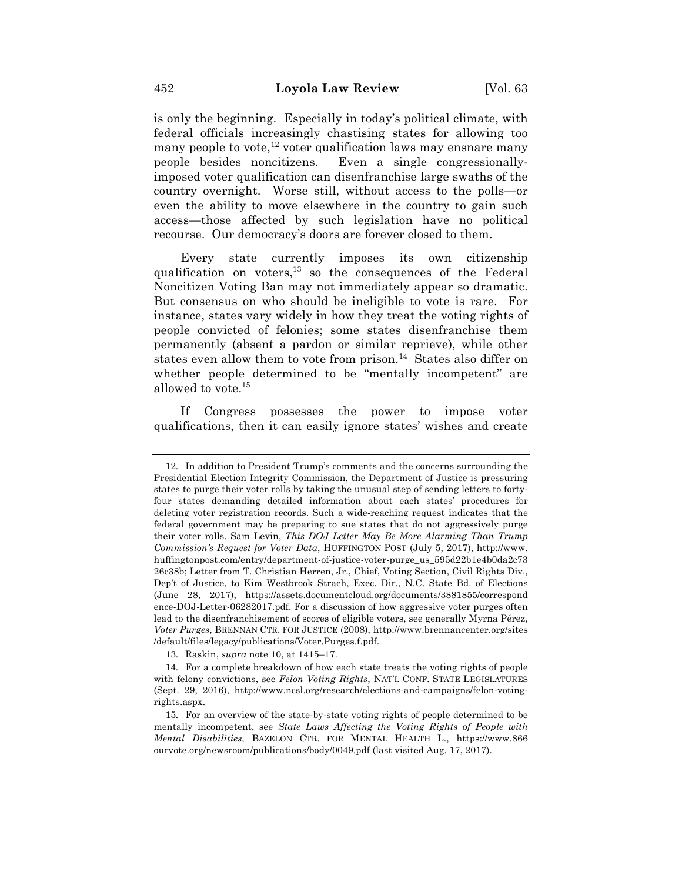is only the beginning. Especially in today's political climate, with federal officials increasingly chastising states for allowing too many people to vote,[12] voter qualification laws may ensnare many people besides noncitizens. Even a single congressionally-imposed voter qualification can disenfranchise large swaths of the country overnight. Worse still, without access to the polls—or even the ability to move elsewhere in the country to gain such access—those affected by such legislation have no political recourse. Our democracy's doors are forever closed to them.

Every state currently imposes its own citizenship qualification on voters,[13] so the consequences of the Federal Noncitizen Voting Ban may not immediately appear so dramatic. But consensus on who should be ineligible to vote is rare. For instance, states vary widely in how they treat the voting rights of people convicted of felonies; some states disenfranchise them permanently (absent a pardon or similar reprieve), while other states even allow them to vote from prison.[14] States also differ on whether people determined to be "mentally incompetent" are allowed to vote.[15]

If Congress possesses the power to impose voter qualifications, then it can easily ignore states' wishes and create

---

12. In addition to President Trump's comments and the concerns surrounding the Presidential Election Integrity Commission, the Department of Justice is pressuring states to purge their voter rolls by taking the unusual step of sending letters to forty-four states demanding detailed information about each states' procedures for deleting voter registration records. Such a wide-reaching request indicates that the federal government may be preparing to sue states that do not aggressively purge their voter rolls. Sam Levin, *This DOJ Letter May Be More Alarming Than Trump Commission's Request for Voter Data*, HUFFINGTON POST (July 5, 2017), http://www.huffingtonpost.com/entry/department-of-justice-voter-purge_us_595d22b1e4b0da2c7326c38b; Letter from T. Christian Herren, Jr., Chief, Voting Section, Civil Rights Div., Dep't of Justice, to Kim Westbrook Strach, Exec. Dir., N.C. State Bd. of Elections (June 28, 2017), https://assets.documentcloud.org/documents/3881855/correspondence-DOJ-Letter-06282017.pdf. For a discussion of how aggressive voter purges often lead to the disenfranchisement of scores of eligible voters, see generally Myrna Pérez, *Voter Purges*, BRENNAN CTR. FOR JUSTICE (2008), http://www.brennancenter.org/sites/default/files/legacy/publications/Voter.Purges.f.pdf.

13. Raskin, *supra* note 10, at 1415–17.

14. For a complete breakdown of how each state treats the voting rights of people with felony convictions, see *Felon Voting Rights*, NAT'L CONF. STATE LEGISLATURES (Sept. 29, 2016), http://www.ncsl.org/research/elections-and-campaigns/felon-voting-rights.aspx.

15. For an overview of the state-by-state voting rights of people determined to be mentally incompetent, see *State Laws Affecting the Voting Rights of People with Mental Disabilities*, BAZELON CTR. FOR MENTAL HEALTH L., https://www.866ourvote.org/newsroom/publications/body/0049.pdf (last visited Aug. 17, 2017).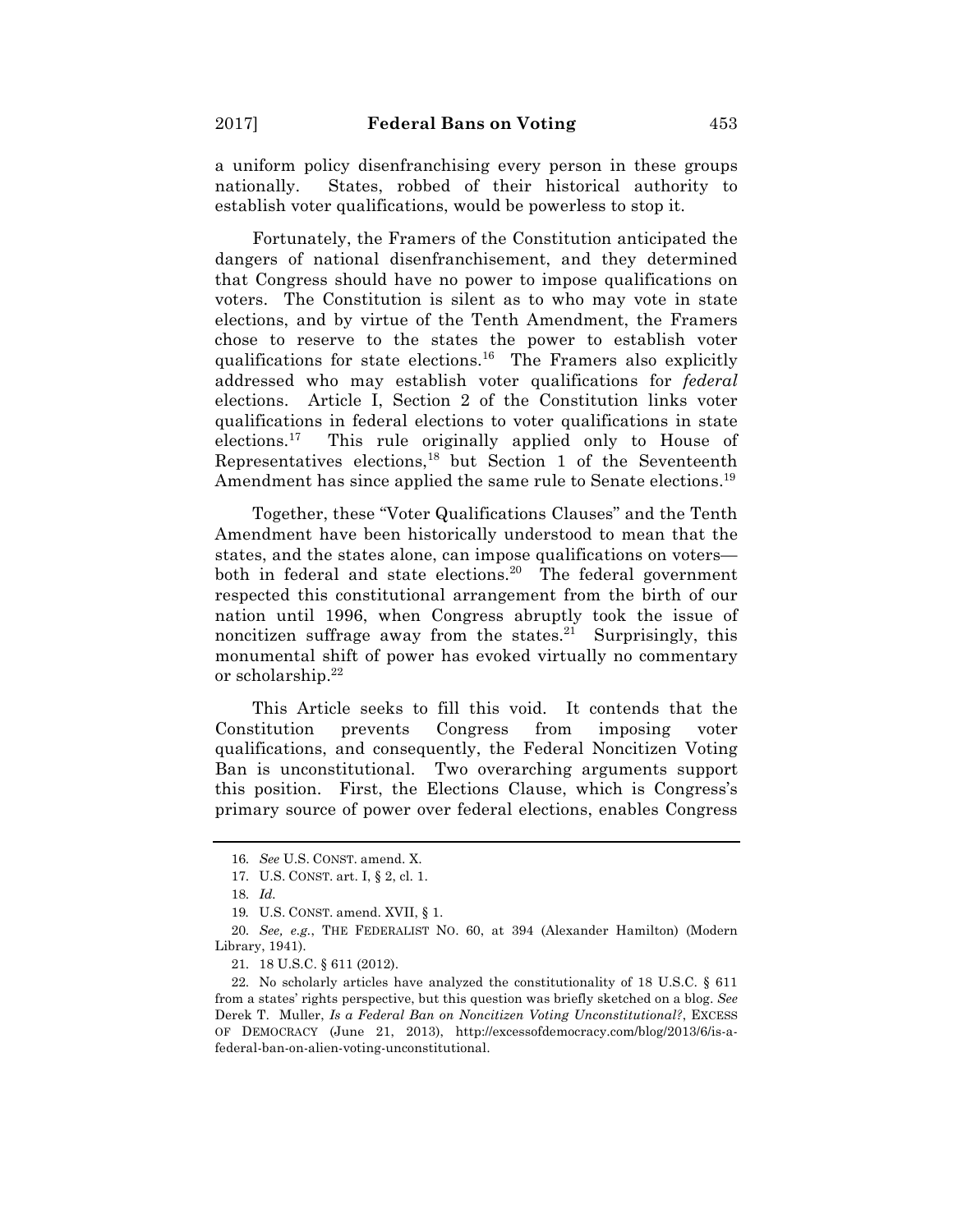a uniform policy disenfranchising every person in these groups nationally. States, robbed of their historical authority to establish voter qualifications, would be powerless to stop it.

Fortunately, the Framers of the Constitution anticipated the dangers of national disenfranchisement, and they determined that Congress should have no power to impose qualifications on voters. The Constitution is silent as to who may vote in state elections, and by virtue of the Tenth Amendment, the Framers chose to reserve to the states the power to establish voter qualifications for state elections.[16] The Framers also explicitly addressed who may establish voter qualifications for *federal* elections. Article I, Section 2 of the Constitution links voter qualifications in federal elections to voter qualifications in state elections.[17] This rule originally applied only to House of Representatives elections,[18] but Section 1 of the Seventeenth Amendment has since applied the same rule to Senate elections.[19]

Together, these "Voter Qualifications Clauses" and the Tenth Amendment have been historically understood to mean that the states, and the states alone, can impose qualifications on voters—both in federal and state elections.[20] The federal government respected this constitutional arrangement from the birth of our nation until 1996, when Congress abruptly took the issue of noncitizen suffrage away from the states.[21] Surprisingly, this monumental shift of power has evoked virtually no commentary or scholarship.[22]

This Article seeks to fill this void. It contends that the Constitution prevents Congress from imposing voter qualifications, and consequently, the Federal Noncitizen Voting Ban is unconstitutional. Two overarching arguments support this position. First, the Elections Clause, which is Congress's primary source of power over federal elections, enables Congress

---

16. *See* U.S. CONST. amend. X.

17. U.S. CONST. art. I, § 2, cl. 1.

18. *Id.*

19. U.S. CONST. amend. XVII, § 1.

20. *See, e.g.*, THE FEDERALIST NO. 60, at 394 (Alexander Hamilton) (Modern Library, 1941).

21. 18 U.S.C. § 611 (2012).

22. No scholarly articles have analyzed the constitutionality of 18 U.S.C. § 611 from a states' rights perspective, but this question was briefly sketched on a blog. *See* Derek T. Muller, *Is a Federal Ban on Noncitizen Voting Unconstitutional?*, EXCESS OF DEMOCRACY (June 21, 2013), http://excessofdemocracy.com/blog/2013/6/is-a-federal-ban-on-alien-voting-unconstitutional.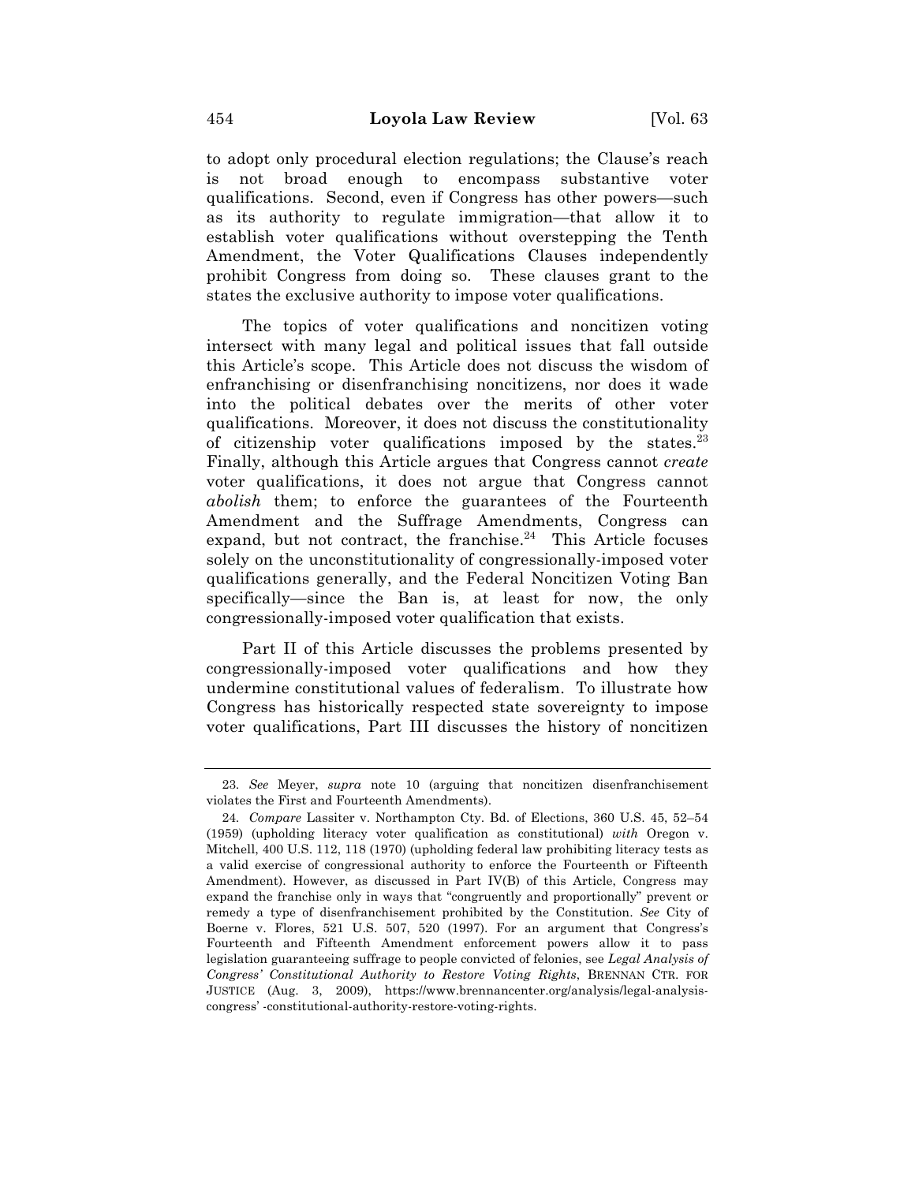to adopt only procedural election regulations; the Clause's reach is not broad enough to encompass substantive voter qualifications. Second, even if Congress has other powers—such as its authority to regulate immigration—that allow it to establish voter qualifications without overstepping the Tenth Amendment, the Voter Qualifications Clauses independently prohibit Congress from doing so. These clauses grant to the states the exclusive authority to impose voter qualifications.

The topics of voter qualifications and noncitizen voting intersect with many legal and political issues that fall outside this Article's scope. This Article does not discuss the wisdom of enfranchising or disenfranchising noncitizens, nor does it wade into the political debates over the merits of other voter qualifications. Moreover, it does not discuss the constitutionality of citizenship voter qualifications imposed by the states.[23] Finally, although this Article argues that Congress cannot *create* voter qualifications, it does not argue that Congress cannot *abolish* them; to enforce the guarantees of the Fourteenth Amendment and the Suffrage Amendments, Congress can expand, but not contract, the franchise.[24] This Article focuses solely on the unconstitutionality of congressionally-imposed voter qualifications generally, and the Federal Noncitizen Voting Ban specifically—since the Ban is, at least for now, the only congressionally-imposed voter qualification that exists.

Part II of this Article discusses the problems presented by congressionally-imposed voter qualifications and how they undermine constitutional values of federalism. To illustrate how Congress has historically respected state sovereignty to impose voter qualifications, Part III discusses the history of noncitizen

---

23. *See* Meyer, *supra* note 10 (arguing that noncitizen disenfranchisement violates the First and Fourteenth Amendments).

24. *Compare* Lassiter v. Northampton Cty. Bd. of Elections, 360 U.S. 45, 52–54 (1959) (upholding literacy voter qualification as constitutional) *with* Oregon v. Mitchell, 400 U.S. 112, 118 (1970) (upholding federal law prohibiting literacy tests as a valid exercise of congressional authority to enforce the Fourteenth or Fifteenth Amendment). However, as discussed in Part IV(B) of this Article, Congress may expand the franchise only in ways that "congruently and proportionally" prevent or remedy a type of disenfranchisement prohibited by the Constitution. *See* City of Boerne v. Flores, 521 U.S. 507, 520 (1997). For an argument that Congress's Fourteenth and Fifteenth Amendment enforcement powers allow it to pass legislation guaranteeing suffrage to people convicted of felonies, see *Legal Analysis of Congress' Constitutional Authority to Restore Voting Rights*, BRENNAN CTR. FOR JUSTICE (Aug. 3, 2009), https://www.brennancenter.org/analysis/legal-analysis-congress' -constitutional-authority-restore-voting-rights.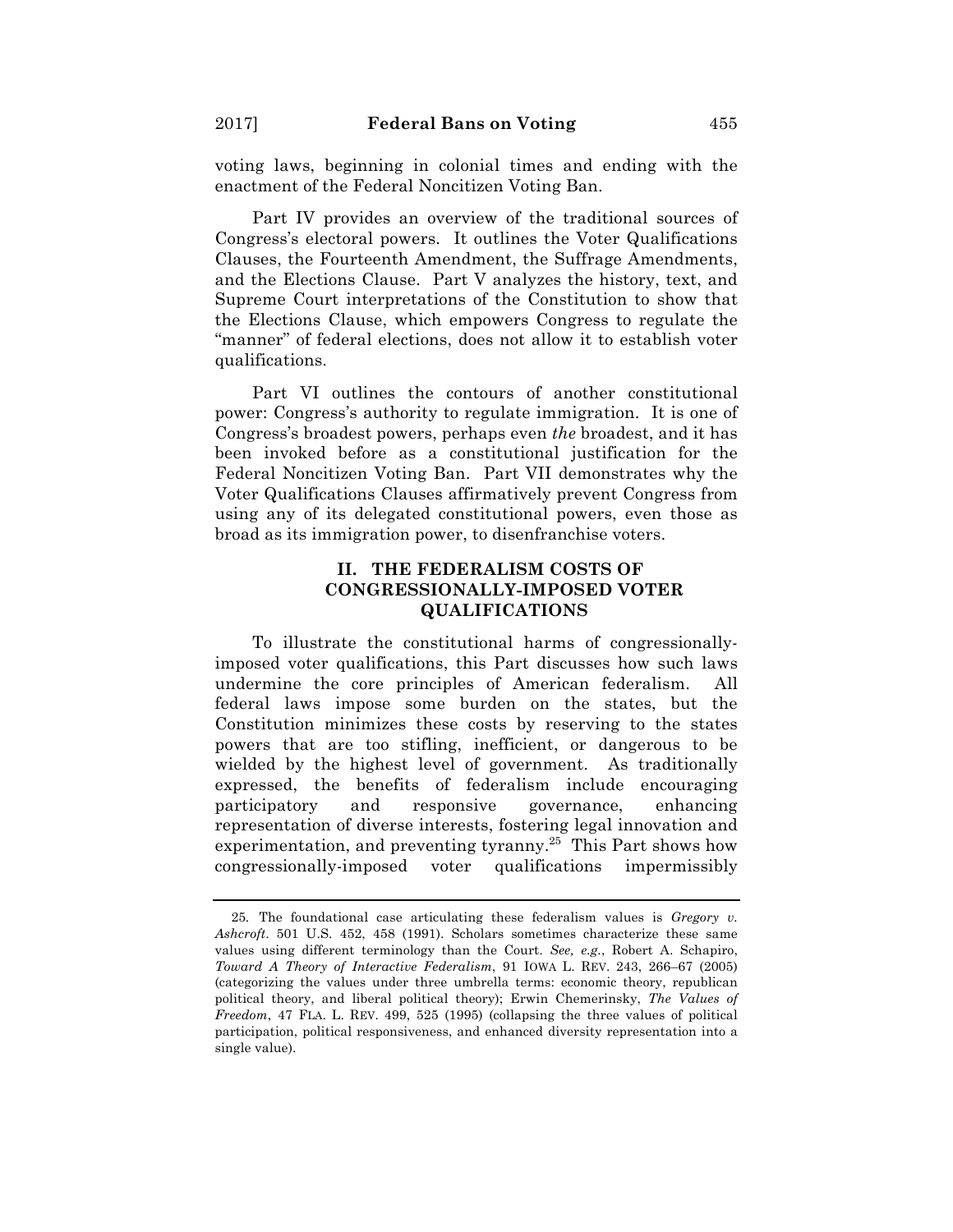voting laws, beginning in colonial times and ending with the enactment of the Federal Noncitizen Voting Ban.

Part IV provides an overview of the traditional sources of Congress's electoral powers. It outlines the Voter Qualifications Clauses, the Fourteenth Amendment, the Suffrage Amendments, and the Elections Clause. Part V analyzes the history, text, and Supreme Court interpretations of the Constitution to show that the Elections Clause, which empowers Congress to regulate the "manner" of federal elections, does not allow it to establish voter qualifications.

Part VI outlines the contours of another constitutional power: Congress's authority to regulate immigration. It is one of Congress's broadest powers, perhaps even *the* broadest, and it has been invoked before as a constitutional justification for the Federal Noncitizen Voting Ban. Part VII demonstrates why the Voter Qualifications Clauses affirmatively prevent Congress from using any of its delegated constitutional powers, even those as broad as its immigration power, to disenfranchise voters.

## II. THE FEDERALISM COSTS OF CONGRESSIONALLY-IMPOSED VOTER QUALIFICATIONS

To illustrate the constitutional harms of congressionally-imposed voter qualifications, this Part discusses how such laws undermine the core principles of American federalism. All federal laws impose some burden on the states, but the Constitution minimizes these costs by reserving to the states powers that are too stifling, inefficient, or dangerous to be wielded by the highest level of government. As traditionally expressed, the benefits of federalism include encouraging participatory and responsive governance, enhancing representation of diverse interests, fostering legal innovation and experimentation, and preventing tyranny.[25] This Part shows how congressionally-imposed voter qualifications impermissibly

---

25. The foundational case articulating these federalism values is *Gregory v. Ashcroft*. 501 U.S. 452, 458 (1991). Scholars sometimes characterize these same values using different terminology than the Court. *See, e.g.*, Robert A. Schapiro, *Toward A Theory of Interactive Federalism*, 91 IOWA L. REV. 243, 266–67 (2005) (categorizing the values under three umbrella terms: economic theory, republican political theory, and liberal political theory); Erwin Chemerinsky, *The Values of Freedom*, 47 FLA. L. REV. 499, 525 (1995) (collapsing the three values of political participation, political responsiveness, and enhanced diversity representation into a single value).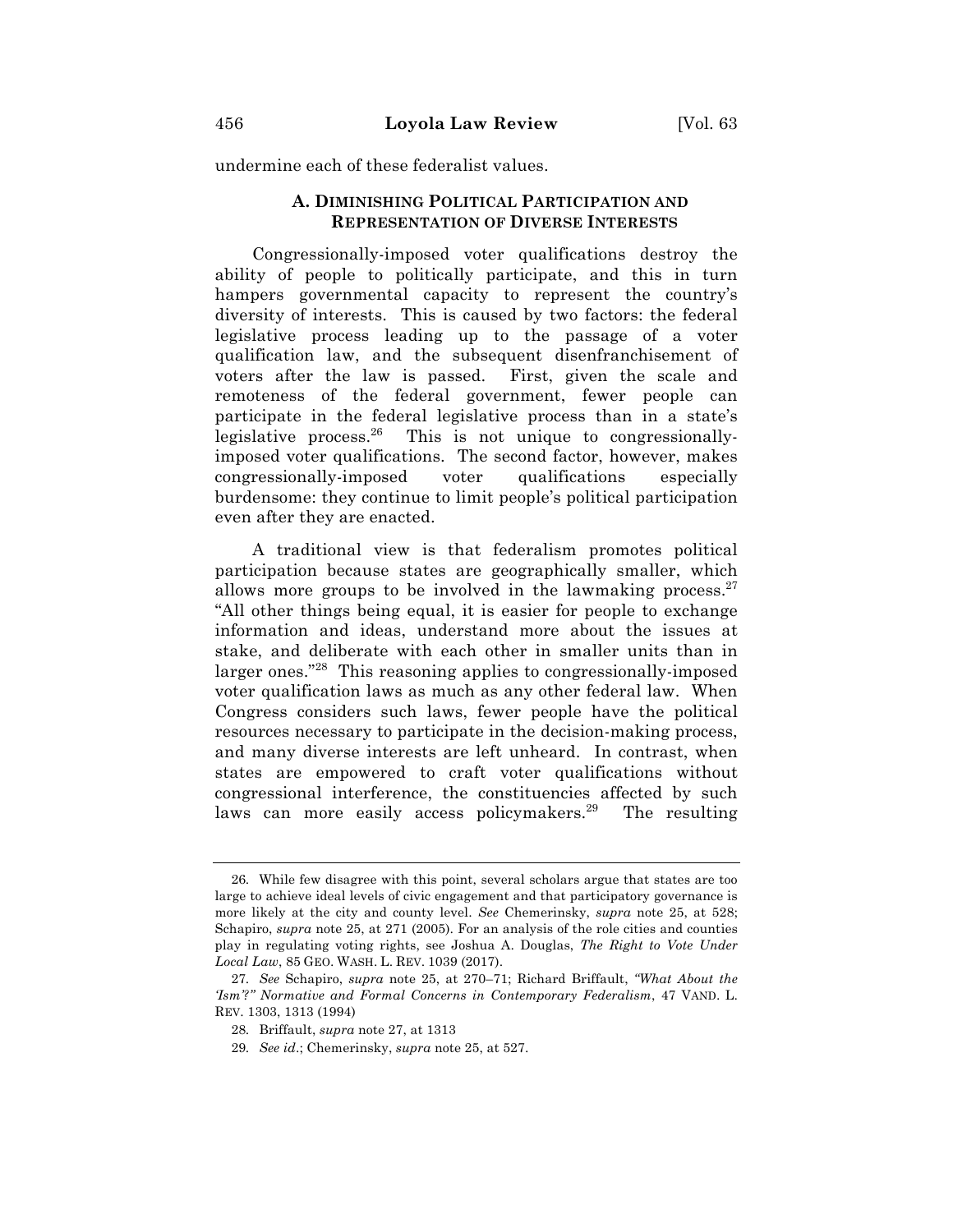undermine each of these federalist values.

### A. Diminishing Political Participation and Representation of Diverse Interests

Congressionally-imposed voter qualifications destroy the ability of people to politically participate, and this in turn hampers governmental capacity to represent the country's diversity of interests. This is caused by two factors: the federal legislative process leading up to the passage of a voter qualification law, and the subsequent disenfranchisement of voters after the law is passed. First, given the scale and remoteness of the federal government, fewer people can participate in the federal legislative process than in a state's legislative process.[26] This is not unique to congressionally-imposed voter qualifications. The second factor, however, makes congressionally-imposed voter qualifications especially burdensome: they continue to limit people's political participation even after they are enacted.

A traditional view is that federalism promotes political participation because states are geographically smaller, which allows more groups to be involved in the lawmaking process.[27] "All other things being equal, it is easier for people to exchange information and ideas, understand more about the issues at stake, and deliberate with each other in smaller units than in larger ones."[28] This reasoning applies to congressionally-imposed voter qualification laws as much as any other federal law. When Congress considers such laws, fewer people have the political resources necessary to participate in the decision-making process, and many diverse interests are left unheard. In contrast, when states are empowered to craft voter qualifications without congressional interference, the constituencies affected by such laws can more easily access policymakers.[29] The resulting

---

26. While few disagree with this point, several scholars argue that states are too large to achieve ideal levels of civic engagement and that participatory governance is more likely at the city and county level. *See* Chemerinsky, *supra* note 25, at 528; Schapiro, *supra* note 25, at 271 (2005). For an analysis of the role cities and counties play in regulating voting rights, see Joshua A. Douglas, *The Right to Vote Under Local Law*, 85 GEO. WASH. L. REV. 1039 (2017).

27. *See* Schapiro, *supra* note 25, at 270–71; Richard Briffault, *"What About the 'Ism'?" Normative and Formal Concerns in Contemporary Federalism*, 47 VAND. L. REV. 1303, 1313 (1994)

28. Briffault, *supra* note 27, at 1313

29. *See id*.; Chemerinsky, *supra* note 25, at 527.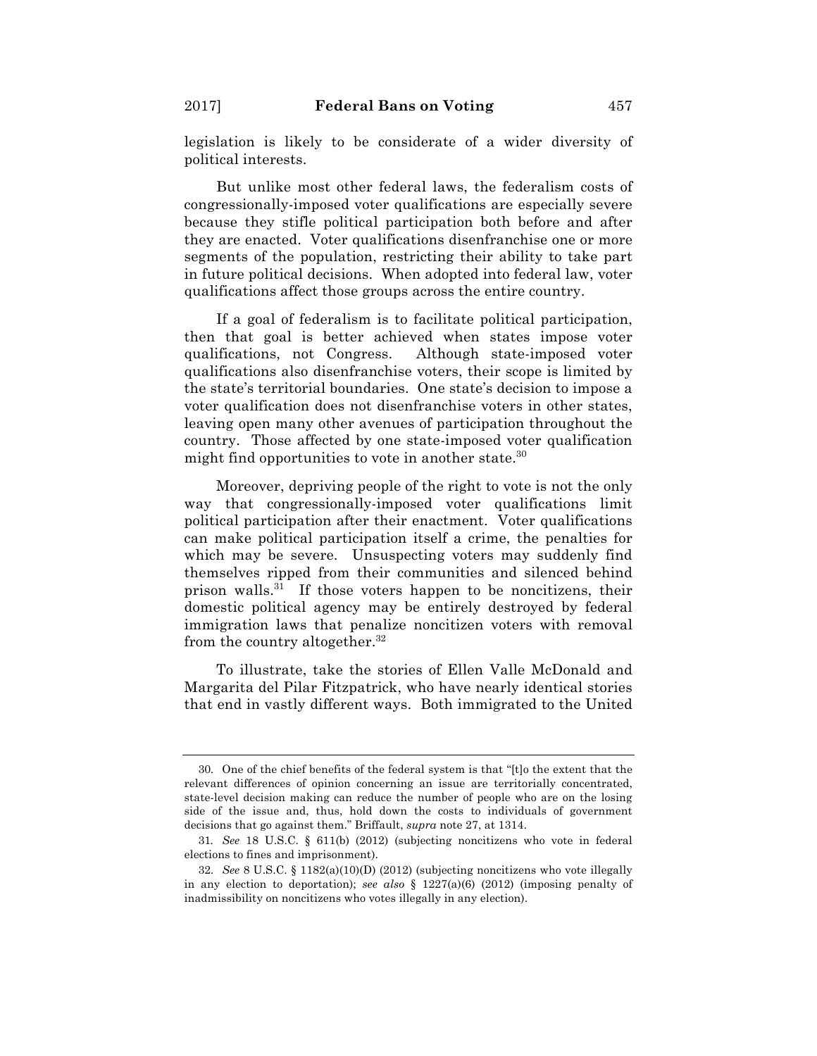legislation is likely to be considerate of a wider diversity of political interests.

But unlike most other federal laws, the federalism costs of congressionally-imposed voter qualifications are especially severe because they stifle political participation both before and after they are enacted. Voter qualifications disenfranchise one or more segments of the population, restricting their ability to take part in future political decisions. When adopted into federal law, voter qualifications affect those groups across the entire country.

If a goal of federalism is to facilitate political participation, then that goal is better achieved when states impose voter qualifications, not Congress. Although state-imposed voter qualifications also disenfranchise voters, their scope is limited by the state's territorial boundaries. One state's decision to impose a voter qualification does not disenfranchise voters in other states, leaving open many other avenues of participation throughout the country. Those affected by one state-imposed voter qualification might find opportunities to vote in another state.[30]

Moreover, depriving people of the right to vote is not the only way that congressionally-imposed voter qualifications limit political participation after their enactment. Voter qualifications can make political participation itself a crime, the penalties for which may be severe. Unsuspecting voters may suddenly find themselves ripped from their communities and silenced behind prison walls.[31] If those voters happen to be noncitizens, their domestic political agency may be entirely destroyed by federal immigration laws that penalize noncitizen voters with removal from the country altogether.[32]

To illustrate, take the stories of Ellen Valle McDonald and Margarita del Pilar Fitzpatrick, who have nearly identical stories that end in vastly different ways. Both immigrated to the United

---

30. One of the chief benefits of the federal system is that "[t]o the extent that the relevant differences of opinion concerning an issue are territorially concentrated, state-level decision making can reduce the number of people who are on the losing side of the issue and, thus, hold down the costs to individuals of government decisions that go against them." Briffault, *supra* note 27, at 1314.

31. *See* 18 U.S.C. § 611(b) (2012) (subjecting noncitizens who vote in federal elections to fines and imprisonment).

32. *See* 8 U.S.C. § 1182(a)(10)(D) (2012) (subjecting noncitizens who vote illegally in any election to deportation); *see also* § 1227(a)(6) (2012) (imposing penalty of inadmissibility on noncitizens who votes illegally in any election).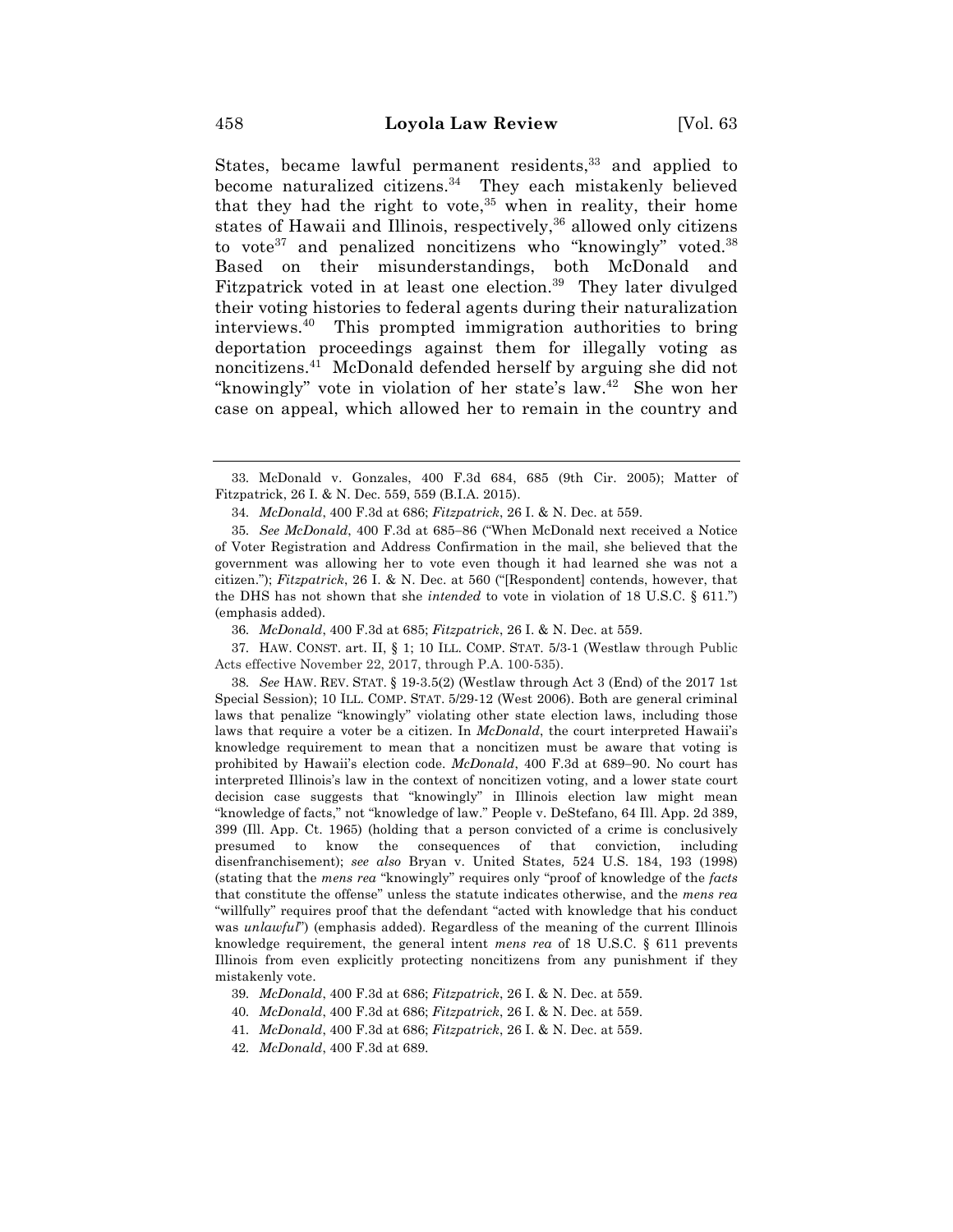States, became lawful permanent residents,[33] and applied to become naturalized citizens.[34] They each mistakenly believed that they had the right to vote,[35] when in reality, their home states of Hawaii and Illinois, respectively,[36] allowed only citizens to vote[37] and penalized noncitizens who "knowingly" voted.[38] Based on their misunderstandings, both McDonald and Fitzpatrick voted in at least one election.[39] They later divulged their voting histories to federal agents during their naturalization interviews.[40] This prompted immigration authorities to bring deportation proceedings against them for illegally voting as noncitizens.[41] McDonald defended herself by arguing she did not "knowingly" vote in violation of her state's law.[42] She won her case on appeal, which allowed her to remain in the country and

---

33. McDonald v. Gonzales, 400 F.3d 684, 685 (9th Cir. 2005); Matter of Fitzpatrick, 26 I. & N. Dec. 559, 559 (B.I.A. 2015).

34. *McDonald*, 400 F.3d at 686; *Fitzpatrick*, 26 I. & N. Dec. at 559.

35. *See McDonald*, 400 F.3d at 685–86 ("When McDonald next received a Notice of Voter Registration and Address Confirmation in the mail, she believed that the government was allowing her to vote even though it had learned she was not a citizen."); *Fitzpatrick*, 26 I. & N. Dec. at 560 ("[Respondent] contends, however, that the DHS has not shown that she *intended* to vote in violation of 18 U.S.C. § 611.") (emphasis added).

36. *McDonald*, 400 F.3d at 685; *Fitzpatrick*, 26 I. & N. Dec. at 559.

37. HAW. CONST. art. II, § 1; 10 ILL. COMP. STAT. 5/3-1 (Westlaw through Public Acts effective November 22, 2017, through P.A. 100-535).

38. *See* HAW. REV. STAT. § 19-3.5(2) (Westlaw through Act 3 (End) of the 2017 1st Special Session); 10 ILL. COMP. STAT. 5/29-12 (West 2006). Both are general criminal laws that penalize "knowingly" violating other state election laws, including those laws that require a voter be a citizen. In *McDonald*, the court interpreted Hawaii's knowledge requirement to mean that a noncitizen must be aware that voting is prohibited by Hawaii's election code. *McDonald*, 400 F.3d at 689–90. No court has interpreted Illinois's law in the context of noncitizen voting, and a lower state court decision case suggests that "knowingly" in Illinois election law might mean "knowledge of facts," not "knowledge of law." People v. DeStefano, 64 Ill. App. 2d 389, 399 (Ill. App. Ct. 1965) (holding that a person convicted of a crime is conclusively presumed to know the consequences of that conviction, including disenfranchisement); *see also* Bryan v. United States*,* 524 U.S. 184, 193 (1998) (stating that the *mens rea* "knowingly" requires only "proof of knowledge of the *facts* that constitute the offense" unless the statute indicates otherwise, and the *mens rea* "willfully" requires proof that the defendant "acted with knowledge that his conduct was *unlawful*") (emphasis added). Regardless of the meaning of the current Illinois knowledge requirement, the general intent *mens rea* of 18 U.S.C. § 611 prevents Illinois from even explicitly protecting noncitizens from any punishment if they mistakenly vote.

39. *McDonald*, 400 F.3d at 686; *Fitzpatrick*, 26 I. & N. Dec. at 559.

40. *McDonald*, 400 F.3d at 686; *Fitzpatrick*, 26 I. & N. Dec. at 559.

41. *McDonald*, 400 F.3d at 686; *Fitzpatrick*, 26 I. & N. Dec. at 559.

42. *McDonald*, 400 F.3d at 689.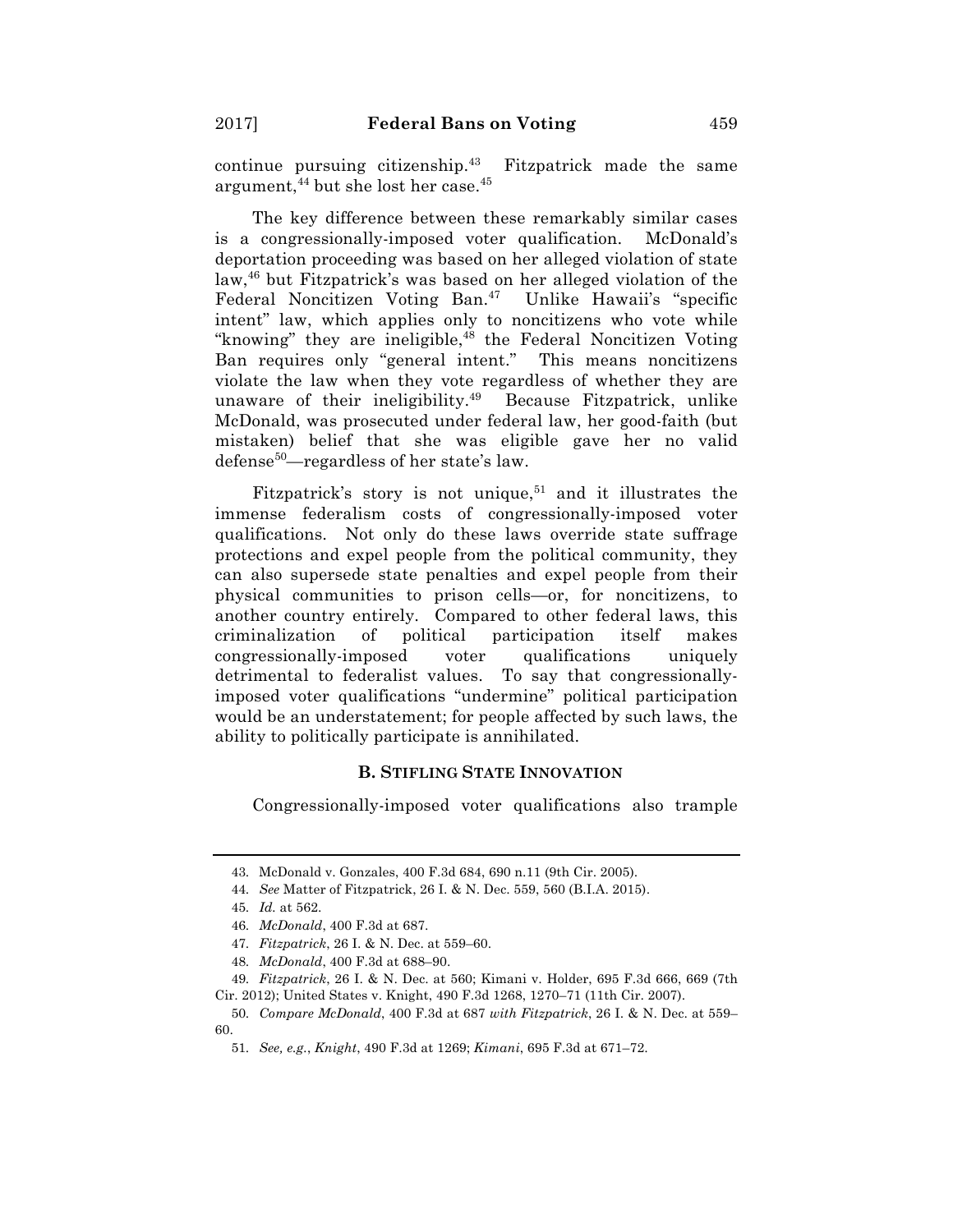continue pursuing citizenship.[43] Fitzpatrick made the same argument,[44] but she lost her case.[45]

The key difference between these remarkably similar cases is a congressionally-imposed voter qualification. McDonald's deportation proceeding was based on her alleged violation of state law,[46] but Fitzpatrick's was based on her alleged violation of the Federal Noncitizen Voting Ban.[47] Unlike Hawaii's "specific intent" law, which applies only to noncitizens who vote while "knowing" they are ineligible,[48] the Federal Noncitizen Voting Ban requires only "general intent." This means noncitizens violate the law when they vote regardless of whether they are unaware of their ineligibility.[49] Because Fitzpatrick, unlike McDonald, was prosecuted under federal law, her good-faith (but mistaken) belief that she was eligible gave her no valid defense[50]—regardless of her state's law.

Fitzpatrick's story is not unique,[51] and it illustrates the immense federalism costs of congressionally-imposed voter qualifications. Not only do these laws override state suffrage protections and expel people from the political community, they can also supersede state penalties and expel people from their physical communities to prison cells—or, for noncitizens, to another country entirely. Compared to other federal laws, this criminalization of political participation itself makes congressionally-imposed voter qualifications uniquely detrimental to federalist values. To say that congressionally-imposed voter qualifications "undermine" political participation would be an understatement; for people affected by such laws, the ability to politically participate is annihilated.

### B. Stifling State Innovation

Congressionally-imposed voter qualifications also trample

---

43. McDonald v. Gonzales, 400 F.3d 684, 690 n.11 (9th Cir. 2005).

44. *See* Matter of Fitzpatrick, 26 I. & N. Dec. 559, 560 (B.I.A. 2015).

45. *Id.* at 562.

46. *McDonald*, 400 F.3d at 687.

47. *Fitzpatrick*, 26 I. & N. Dec. at 559–60.

48. *McDonald*, 400 F.3d at 688–90.

49. *Fitzpatrick*, 26 I. & N. Dec. at 560; Kimani v. Holder, 695 F.3d 666, 669 (7th Cir. 2012); United States v. Knight, 490 F.3d 1268, 1270–71 (11th Cir. 2007).

50. *Compare McDonald*, 400 F.3d at 687 *with Fitzpatrick*, 26 I. & N. Dec. at 559–60.

51. *See, e.g.*, *Knight*, 490 F.3d at 1269; *Kimani*, 695 F.3d at 671–72.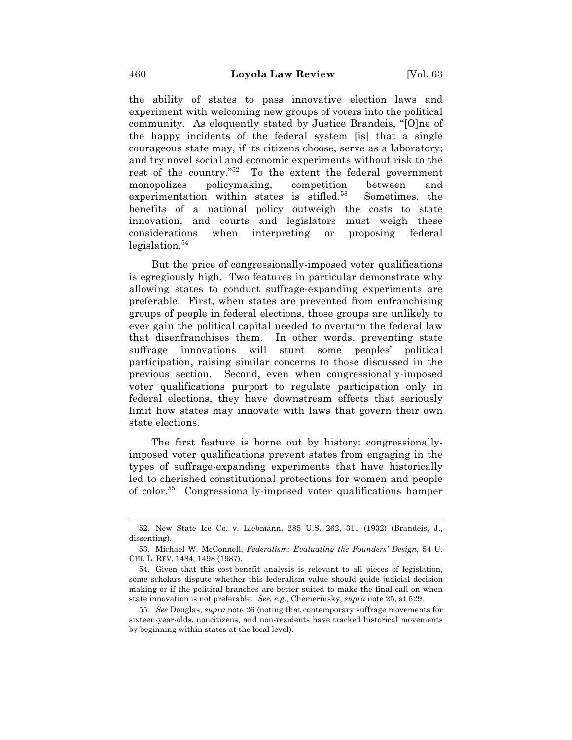the ability of states to pass innovative election laws and experiment with welcoming new groups of voters into the political community. As eloquently stated by Justice Brandeis, "[O]ne of the happy incidents of the federal system [is] that a single courageous state may, if its citizens choose, serve as a laboratory; and try novel social and economic experiments without risk to the rest of the country."[52] To the extent the federal government monopolizes policymaking, competition between and experimentation within states is stifled.[53] Sometimes, the benefits of a national policy outweigh the costs to state innovation, and courts and legislators must weigh these considerations when interpreting or proposing federal legislation.[54]

But the price of congressionally-imposed voter qualifications is egregiously high. Two features in particular demonstrate why allowing states to conduct suffrage-expanding experiments are preferable. First, when states are prevented from enfranchising groups of people in federal elections, those groups are unlikely to ever gain the political capital needed to overturn the federal law that disenfranchises them. In other words, preventing state suffrage innovations will stunt some peoples' political participation, raising similar concerns to those discussed in the previous section. Second, even when congressionally-imposed voter qualifications purport to regulate participation only in federal elections, they have downstream effects that seriously limit how states may innovate with laws that govern their own state elections.

The first feature is borne out by history: congressionally-imposed voter qualifications prevent states from engaging in the types of suffrage-expanding experiments that have historically led to cherished constitutional protections for women and people of color.[55] Congressionally-imposed voter qualifications hamper

---

52. New State Ice Co. v. Liebmann, 285 U.S. 262, 311 (1932) (Brandeis, J., dissenting).

53. Michael W. McConnell, *Federalism: Evaluating the Founders' Design*, 54 U. CHI. L. REV. 1484, 1498 (1987).

54. Given that this cost-benefit analysis is relevant to all pieces of legislation, some scholars dispute whether this federalism value should guide judicial decision making or if the political branches are better suited to make the final call on when state innovation is not preferable. *See, e.g.*, Chemerinsky, *supra* note 25, at 529.

55. *See* Douglas, *supra* note 26 (noting that contemporary suffrage movements for sixteen-year-olds, noncitizens, and non-residents have tracked historical movements by beginning within states at the local level).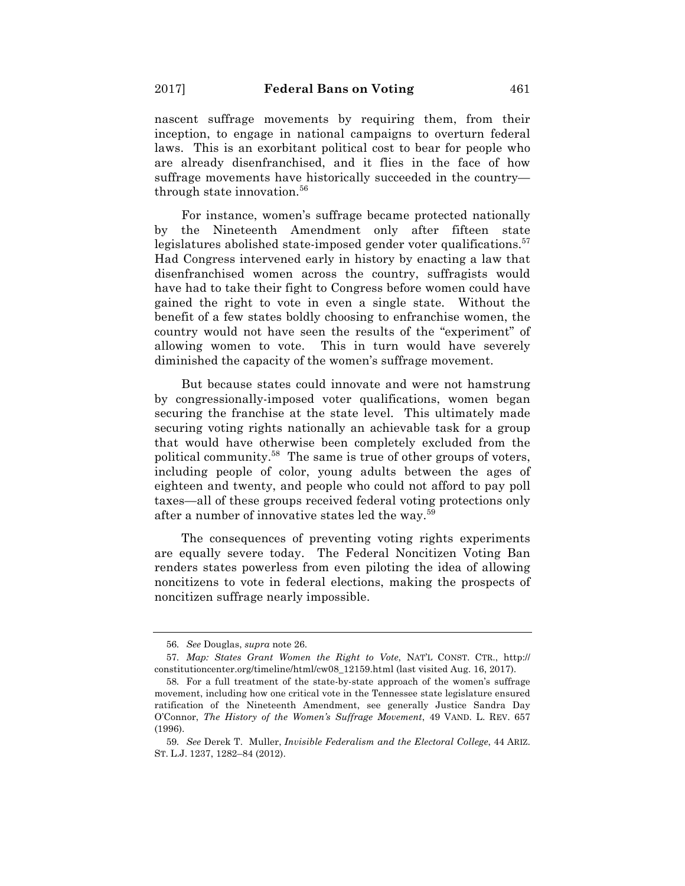nascent suffrage movements by requiring them, from their inception, to engage in national campaigns to overturn federal laws. This is an exorbitant political cost to bear for people who are already disenfranchised, and it flies in the face of how suffrage movements have historically succeeded in the country—through state innovation.[56]

For instance, women's suffrage became protected nationally by the Nineteenth Amendment only after fifteen state legislatures abolished state-imposed gender voter qualifications.[57] Had Congress intervened early in history by enacting a law that disenfranchised women across the country, suffragists would have had to take their fight to Congress before women could have gained the right to vote in even a single state. Without the benefit of a few states boldly choosing to enfranchise women, the country would not have seen the results of the "experiment" of allowing women to vote. This in turn would have severely diminished the capacity of the women's suffrage movement.

But because states could innovate and were not hamstrung by congressionally-imposed voter qualifications, women began securing the franchise at the state level. This ultimately made securing voting rights nationally an achievable task for a group that would have otherwise been completely excluded from the political community.[58] The same is true of other groups of voters, including people of color, young adults between the ages of eighteen and twenty, and people who could not afford to pay poll taxes—all of these groups received federal voting protections only after a number of innovative states led the way.[59]

The consequences of preventing voting rights experiments are equally severe today. The Federal Noncitizen Voting Ban renders states powerless from even piloting the idea of allowing noncitizens to vote in federal elections, making the prospects of noncitizen suffrage nearly impossible.

---

56. *See* Douglas, *supra* note 26.

57. *Map: States Grant Women the Right to Vote*, NAT'L CONST. CTR., http://constitutioncenter.org/timeline/html/cw08_12159.html (last visited Aug. 16, 2017).

58. For a full treatment of the state-by-state approach of the women's suffrage movement, including how one critical vote in the Tennessee state legislature ensured ratification of the Nineteenth Amendment, see generally Justice Sandra Day O'Connor, *The History of the Women's Suffrage Movement*, 49 VAND. L. REV. 657 (1996).

59. *See* Derek T. Muller, *Invisible Federalism and the Electoral College*, 44 ARIZ. ST. L.J. 1237, 1282–84 (2012).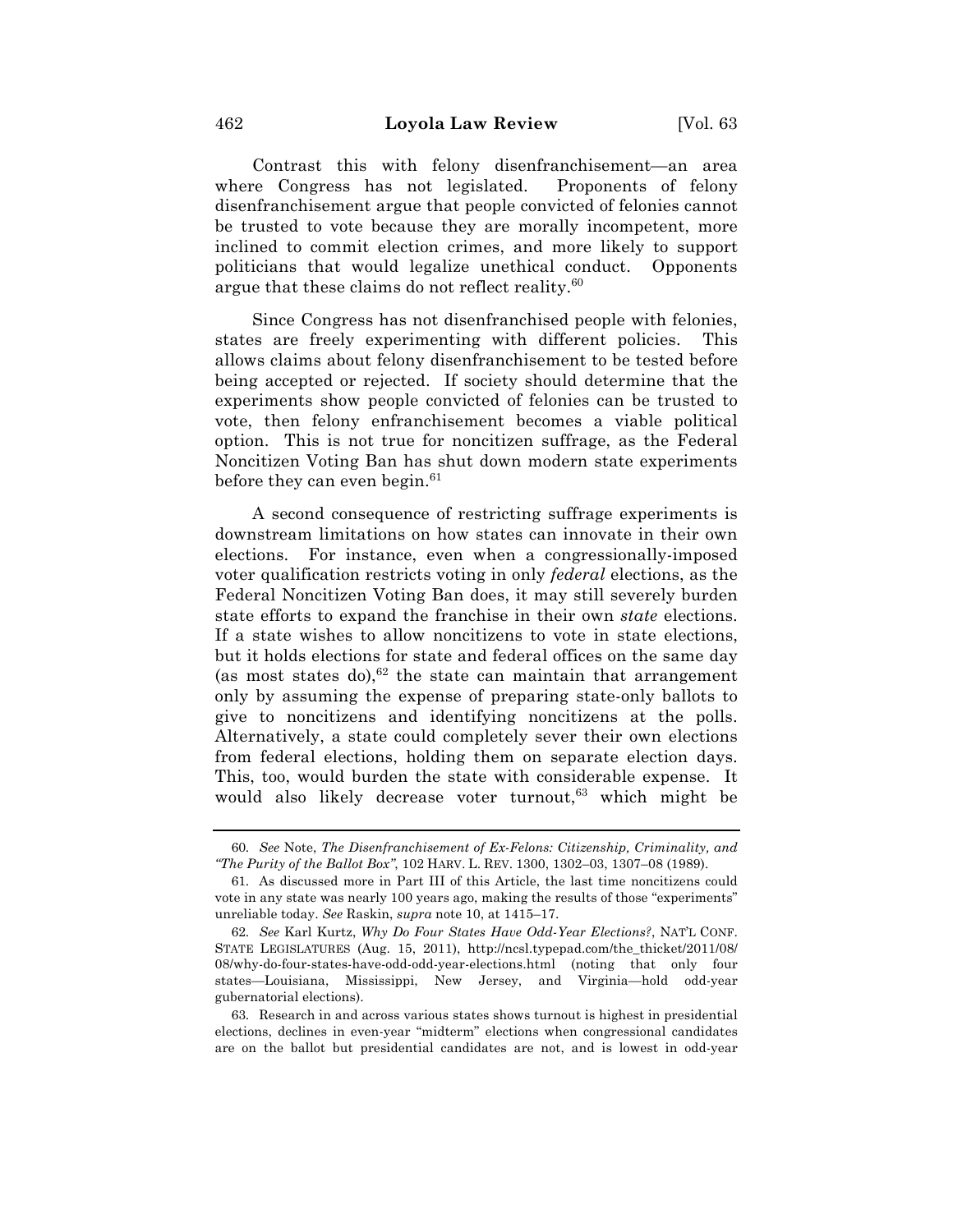Contrast this with felony disenfranchisement—an area where Congress has not legislated. Proponents of felony disenfranchisement argue that people convicted of felonies cannot be trusted to vote because they are morally incompetent, more inclined to commit election crimes, and more likely to support politicians that would legalize unethical conduct. Opponents argue that these claims do not reflect reality.[60]

Since Congress has not disenfranchised people with felonies, states are freely experimenting with different policies. This allows claims about felony disenfranchisement to be tested before being accepted or rejected. If society should determine that the experiments show people convicted of felonies can be trusted to vote, then felony enfranchisement becomes a viable political option. This is not true for noncitizen suffrage, as the Federal Noncitizen Voting Ban has shut down modern state experiments before they can even begin.[61]

A second consequence of restricting suffrage experiments is downstream limitations on how states can innovate in their own elections. For instance, even when a congressionally-imposed voter qualification restricts voting in only *federal* elections, as the Federal Noncitizen Voting Ban does, it may still severely burden state efforts to expand the franchise in their own *state* elections. If a state wishes to allow noncitizens to vote in state elections, but it holds elections for state and federal offices on the same day (as most states do),[62] the state can maintain that arrangement only by assuming the expense of preparing state-only ballots to give to noncitizens and identifying noncitizens at the polls. Alternatively, a state could completely sever their own elections from federal elections, holding them on separate election days. This, too, would burden the state with considerable expense. It would also likely decrease voter turnout,[63] which might be

---

60. *See* Note, *The Disenfranchisement of Ex-Felons: Citizenship, Criminality, and "The Purity of the Ballot Box"*, 102 HARV. L. REV. 1300, 1302–03, 1307–08 (1989).

61. As discussed more in Part III of this Article, the last time noncitizens could vote in any state was nearly 100 years ago, making the results of those "experiments" unreliable today. *See* Raskin, *supra* note 10, at 1415–17.

62. *See* Karl Kurtz, *Why Do Four States Have Odd-Year Elections?*, NAT'L CONF. STATE LEGISLATURES (Aug. 15, 2011), http://ncsl.typepad.com/the_thicket/2011/08/08/why-do-four-states-have-odd-odd-year-elections.html (noting that only four states—Louisiana, Mississippi, New Jersey, and Virginia—hold odd-year gubernatorial elections).

63. Research in and across various states shows turnout is highest in presidential elections, declines in even-year "midterm" elections when congressional candidates are on the ballot but presidential candidates are not, and is lowest in odd-year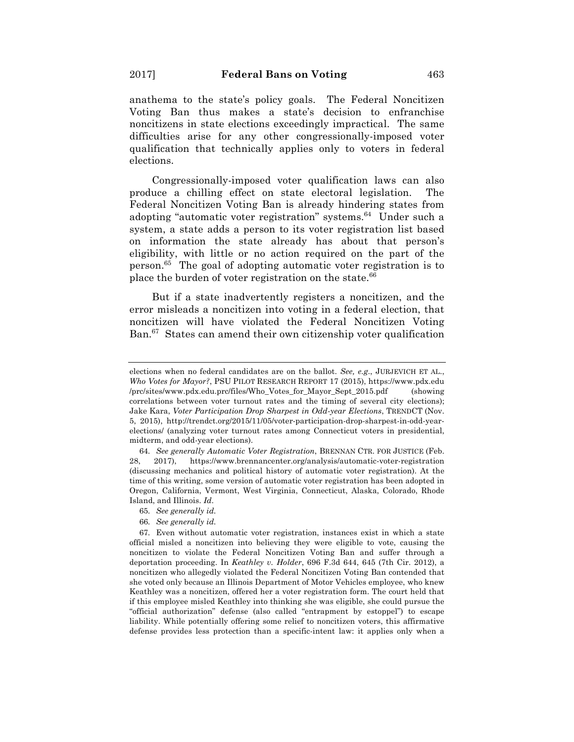anathema to the state's policy goals. The Federal Noncitizen Voting Ban thus makes a state's decision to enfranchise noncitizens in state elections exceedingly impractical. The same difficulties arise for any other congressionally-imposed voter qualification that technically applies only to voters in federal elections.

Congressionally-imposed voter qualification laws can also produce a chilling effect on state electoral legislation. The Federal Noncitizen Voting Ban is already hindering states from adopting "automatic voter registration" systems.[64] Under such a system, a state adds a person to its voter registration list based on information the state already has about that person's eligibility, with little or no action required on the part of the person.[65] The goal of adopting automatic voter registration is to place the burden of voter registration on the state.[66]

But if a state inadvertently registers a noncitizen, and the error misleads a noncitizen into voting in a federal election, that noncitizen will have violated the Federal Noncitizen Voting Ban.[67] States can amend their own citizenship voter qualification

---

elections when no federal candidates are on the ballot. *See, e.g.*, JURJEVICH ET AL., *Who Votes for Mayor?*, PSU PILOT RESEARCH REPORT 17 (2015), https://www.pdx.edu/prc/sites/www.pdx.edu.prc/files/Who_Votes_for_Mayor_Sept_2015.pdf (showing correlations between voter turnout rates and the timing of several city elections); Jake Kara, *Voter Participation Drop Sharpest in Odd-year Elections*, TRENDCT (Nov. 5, 2015), http://trendct.org/2015/11/05/voter-participation-drop-sharpest-in-odd-year-elections/ (analyzing voter turnout rates among Connecticut voters in presidential, midterm, and odd-year elections).

64. *See generally Automatic Voter Registration*, BRENNAN CTR. FOR JUSTICE (Feb. 28, 2017), https://www.brennancenter.org/analysis/automatic-voter-registration (discussing mechanics and political history of automatic voter registration). At the time of this writing, some version of automatic voter registration has been adopted in Oregon, California, Vermont, West Virginia, Connecticut, Alaska, Colorado, Rhode Island, and Illinois. *Id.*

65. *See generally id.*

66. *See generally id.*

67. Even without automatic voter registration, instances exist in which a state official misled a noncitizen into believing they were eligible to vote, causing the noncitizen to violate the Federal Noncitizen Voting Ban and suffer through a deportation proceeding. In *Keathley v. Holder*, 696 F.3d 644, 645 (7th Cir. 2012), a noncitizen who allegedly violated the Federal Noncitizen Voting Ban contended that she voted only because an Illinois Department of Motor Vehicles employee, who knew Keathley was a noncitizen, offered her a voter registration form. The court held that if this employee misled Keathley into thinking she was eligible, she could pursue the "official authorization" defense (also called "entrapment by estoppel") to escape liability. While potentially offering some relief to noncitizen voters, this affirmative defense provides less protection than a specific-intent law: it applies only when a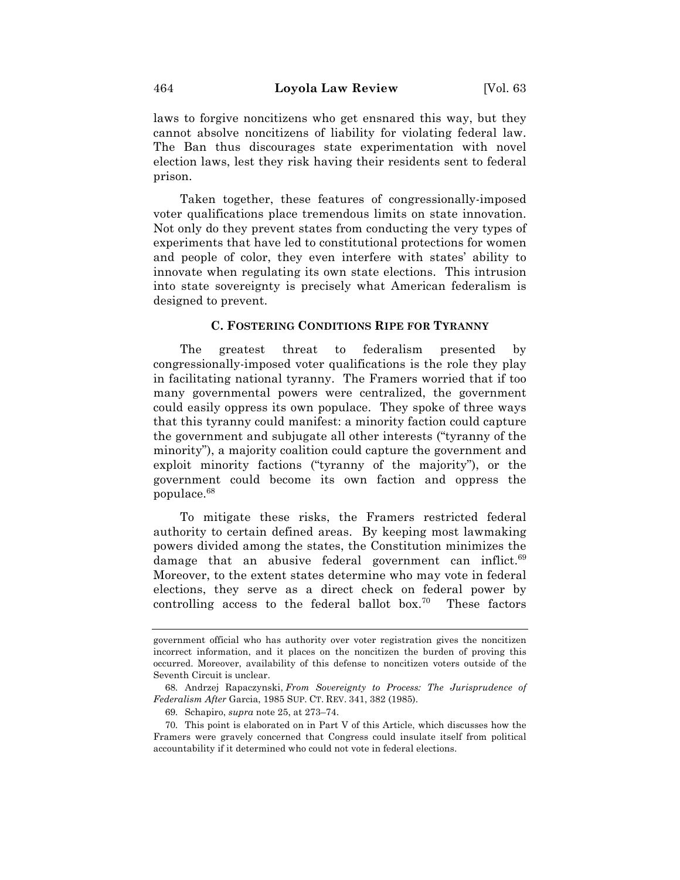laws to forgive noncitizens who get ensnared this way, but they cannot absolve noncitizens of liability for violating federal law. The Ban thus discourages state experimentation with novel election laws, lest they risk having their residents sent to federal prison.

Taken together, these features of congressionally-imposed voter qualifications place tremendous limits on state innovation. Not only do they prevent states from conducting the very types of experiments that have led to constitutional protections for women and people of color, they even interfere with states' ability to innovate when regulating its own state elections. This intrusion into state sovereignty is precisely what American federalism is designed to prevent.

### C. FOSTERING CONDITIONS RIPE FOR TYRANNY

The greatest threat to federalism presented by congressionally-imposed voter qualifications is the role they play in facilitating national tyranny. The Framers worried that if too many governmental powers were centralized, the government could easily oppress its own populace. They spoke of three ways that this tyranny could manifest: a minority faction could capture the government and subjugate all other interests ("tyranny of the minority"), a majority coalition could capture the government and exploit minority factions ("tyranny of the majority"), or the government could become its own faction and oppress the populace.[68]

To mitigate these risks, the Framers restricted federal authority to certain defined areas. By keeping most lawmaking powers divided among the states, the Constitution minimizes the damage that an abusive federal government can inflict.[69] Moreover, to the extent states determine who may vote in federal elections, they serve as a direct check on federal power by controlling access to the federal ballot box.[70] These factors

---

government official who has authority over voter registration gives the noncitizen incorrect information, and it places on the noncitizen the burden of proving this occurred. Moreover, availability of this defense to noncitizen voters outside of the Seventh Circuit is unclear.

68. Andrzej Rapaczynski, *From Sovereignty to Process: The Jurisprudence of Federalism After* Garcia, 1985 SUP. CT. REV. 341, 382 (1985).

69. Schapiro, *supra* note 25, at 273–74.

70. This point is elaborated on in Part V of this Article, which discusses how the Framers were gravely concerned that Congress could insulate itself from political accountability if it determined who could not vote in federal elections.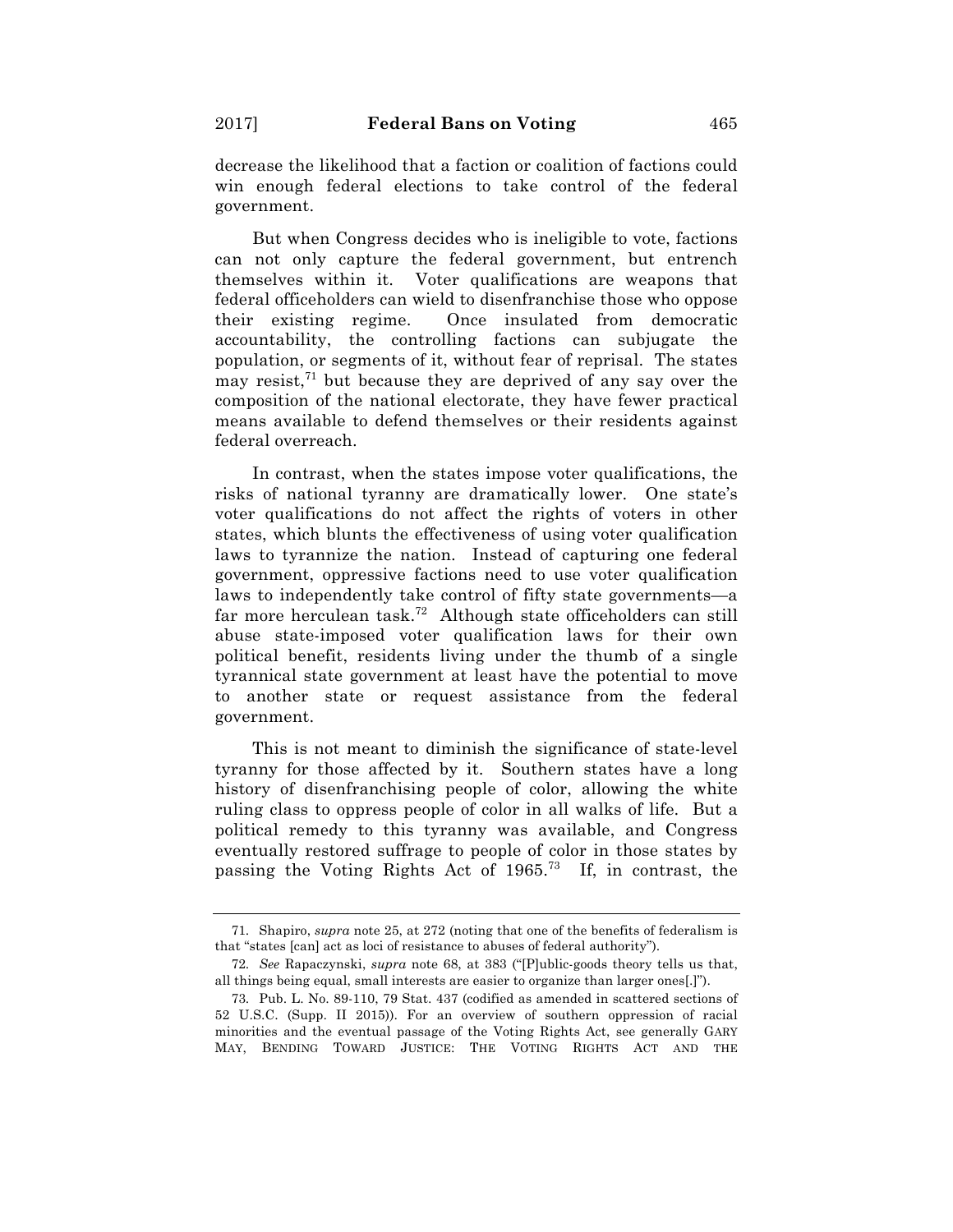decrease the likelihood that a faction or coalition of factions could win enough federal elections to take control of the federal government.

But when Congress decides who is ineligible to vote, factions can not only capture the federal government, but entrench themselves within it. Voter qualifications are weapons that federal officeholders can wield to disenfranchise those who oppose their existing regime. Once insulated from democratic accountability, the controlling factions can subjugate the population, or segments of it, without fear of reprisal. The states may resist,[71] but because they are deprived of any say over the composition of the national electorate, they have fewer practical means available to defend themselves or their residents against federal overreach.

In contrast, when the states impose voter qualifications, the risks of national tyranny are dramatically lower. One state's voter qualifications do not affect the rights of voters in other states, which blunts the effectiveness of using voter qualification laws to tyrannize the nation. Instead of capturing one federal government, oppressive factions need to use voter qualification laws to independently take control of fifty state governments—a far more herculean task.[72] Although state officeholders can still abuse state-imposed voter qualification laws for their own political benefit, residents living under the thumb of a single tyrannical state government at least have the potential to move to another state or request assistance from the federal government.

This is not meant to diminish the significance of state-level tyranny for those affected by it. Southern states have a long history of disenfranchising people of color, allowing the white ruling class to oppress people of color in all walks of life. But a political remedy to this tyranny was available, and Congress eventually restored suffrage to people of color in those states by passing the Voting Rights Act of 1965.[73] If, in contrast, the

---

71. Shapiro, *supra* note 25, at 272 (noting that one of the benefits of federalism is that "states [can] act as loci of resistance to abuses of federal authority").

72. *See* Rapaczynski, *supra* note 68, at 383 ("[P]ublic-goods theory tells us that, all things being equal, small interests are easier to organize than larger ones[.]").

73. Pub. L. No. 89-110, 79 Stat. 437 (codified as amended in scattered sections of 52 U.S.C. (Supp. II 2015)). For an overview of southern oppression of racial minorities and the eventual passage of the Voting Rights Act, see generally GARY MAY, BENDING TOWARD JUSTICE: THE VOTING RIGHTS ACT AND THE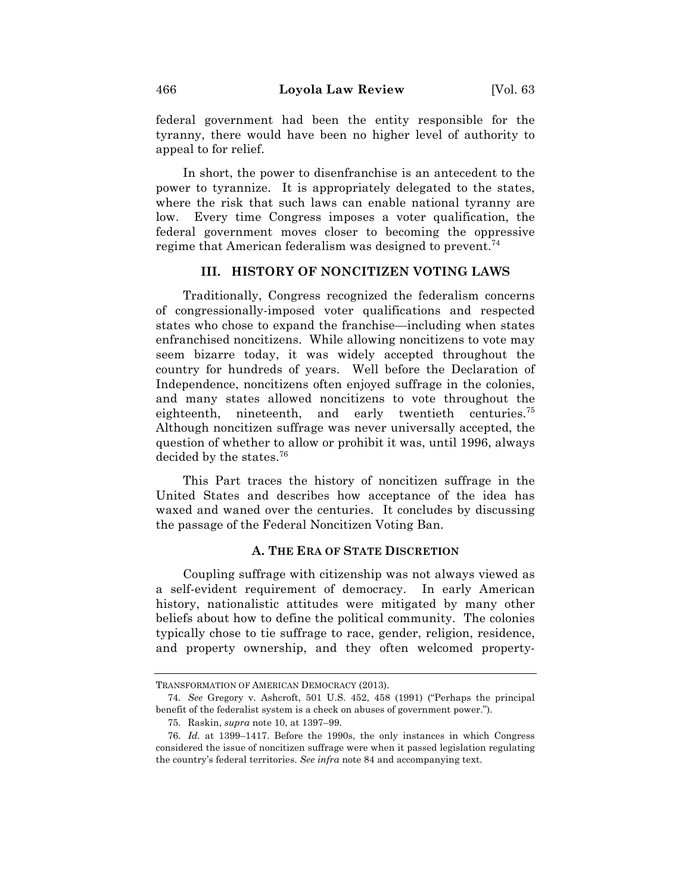federal government had been the entity responsible for the tyranny, there would have been no higher level of authority to appeal to for relief.

In short, the power to disenfranchise is an antecedent to the power to tyrannize. It is appropriately delegated to the states, where the risk that such laws can enable national tyranny are low. Every time Congress imposes a voter qualification, the federal government moves closer to becoming the oppressive regime that American federalism was designed to prevent.[74]

## III. HISTORY OF NONCITIZEN VOTING LAWS

Traditionally, Congress recognized the federalism concerns of congressionally-imposed voter qualifications and respected states who chose to expand the franchise—including when states enfranchised noncitizens. While allowing noncitizens to vote may seem bizarre today, it was widely accepted throughout the country for hundreds of years. Well before the Declaration of Independence, noncitizens often enjoyed suffrage in the colonies, and many states allowed noncitizens to vote throughout the eighteenth, nineteenth, and early twentieth centuries.[75] Although noncitizen suffrage was never universally accepted, the question of whether to allow or prohibit it was, until 1996, always decided by the states.[76]

This Part traces the history of noncitizen suffrage in the United States and describes how acceptance of the idea has waxed and waned over the centuries. It concludes by discussing the passage of the Federal Noncitizen Voting Ban.

### A. The Era of State Discretion

Coupling suffrage with citizenship was not always viewed as a self-evident requirement of democracy. In early American history, nationalistic attitudes were mitigated by many other beliefs about how to define the political community. The colonies typically chose to tie suffrage to race, gender, religion, residence, and property ownership, and they often welcomed property-

---

TRANSFORMATION OF AMERICAN DEMOCRACY (2013).

74. *See* Gregory v. Ashcroft, 501 U.S. 452, 458 (1991) ("Perhaps the principal benefit of the federalist system is a check on abuses of government power.").

75. Raskin, *supra* note 10, at 1397–99.

76. *Id.* at 1399–1417. Before the 1990s, the only instances in which Congress considered the issue of noncitizen suffrage were when it passed legislation regulating the country's federal territories. *See infra* note 84 and accompanying text.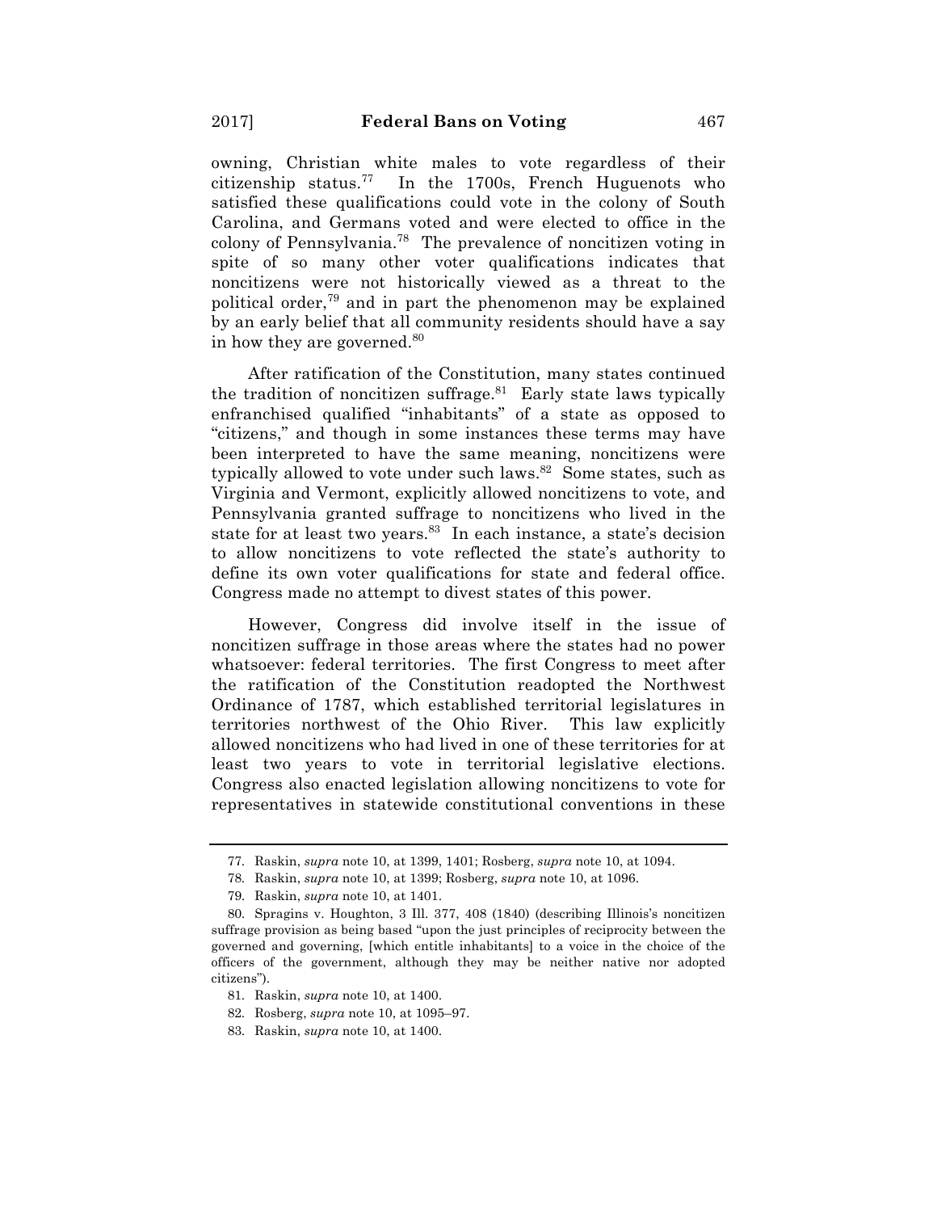owning, Christian white males to vote regardless of their citizenship status.[77] In the 1700s, French Huguenots who satisfied these qualifications could vote in the colony of South Carolina, and Germans voted and were elected to office in the colony of Pennsylvania.[78] The prevalence of noncitizen voting in spite of so many other voter qualifications indicates that noncitizens were not historically viewed as a threat to the political order,[79] and in part the phenomenon may be explained by an early belief that all community residents should have a say in how they are governed.[80]

After ratification of the Constitution, many states continued the tradition of noncitizen suffrage.[81] Early state laws typically enfranchised qualified "inhabitants" of a state as opposed to "citizens," and though in some instances these terms may have been interpreted to have the same meaning, noncitizens were typically allowed to vote under such laws.[82] Some states, such as Virginia and Vermont, explicitly allowed noncitizens to vote, and Pennsylvania granted suffrage to noncitizens who lived in the state for at least two years.[83] In each instance, a state's decision to allow noncitizens to vote reflected the state's authority to define its own voter qualifications for state and federal office. Congress made no attempt to divest states of this power.

However, Congress did involve itself in the issue of noncitizen suffrage in those areas where the states had no power whatsoever: federal territories. The first Congress to meet after the ratification of the Constitution readopted the Northwest Ordinance of 1787, which established territorial legislatures in territories northwest of the Ohio River. This law explicitly allowed noncitizens who had lived in one of these territories for at least two years to vote in territorial legislative elections. Congress also enacted legislation allowing noncitizens to vote for representatives in statewide constitutional conventions in these

---

77. Raskin, *supra* note 10, at 1399, 1401; Rosberg, *supra* note 10, at 1094.

78. Raskin, *supra* note 10, at 1399; Rosberg, *supra* note 10, at 1096.

79. Raskin, *supra* note 10, at 1401.

80. Spragins v. Houghton, 3 Ill. 377, 408 (1840) (describing Illinois's noncitizen suffrage provision as being based "upon the just principles of reciprocity between the governed and governing, [which entitle inhabitants] to a voice in the choice of the officers of the government, although they may be neither native nor adopted citizens").

81. Raskin, *supra* note 10, at 1400.

82. Rosberg, *supra* note 10, at 1095–97.

83. Raskin, *supra* note 10, at 1400.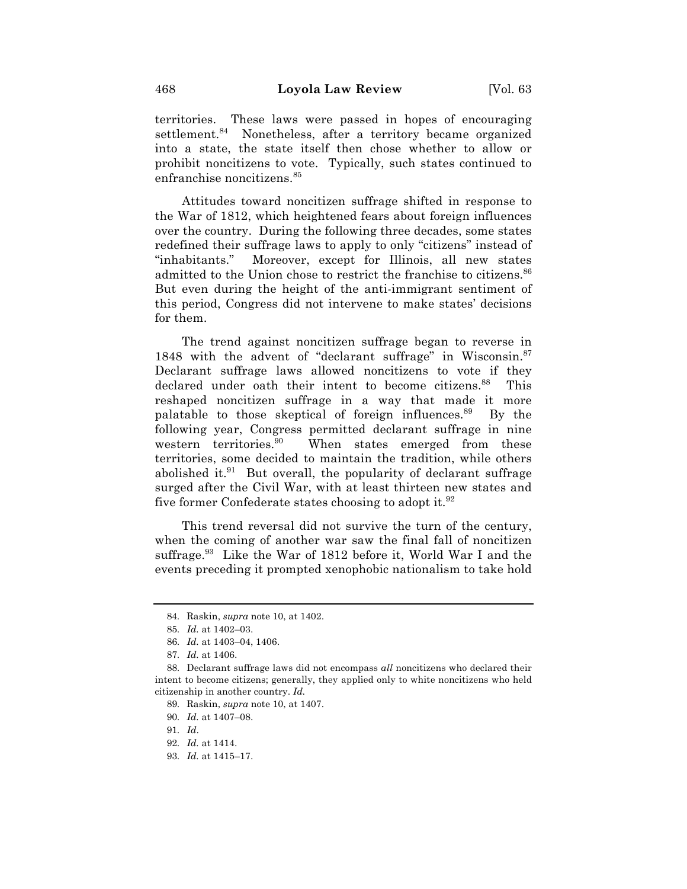territories. These laws were passed in hopes of encouraging settlement.[84] Nonetheless, after a territory became organized into a state, the state itself then chose whether to allow or prohibit noncitizens to vote. Typically, such states continued to enfranchise noncitizens.[85]

Attitudes toward noncitizen suffrage shifted in response to the War of 1812, which heightened fears about foreign influences over the country. During the following three decades, some states redefined their suffrage laws to apply to only "citizens" instead of "inhabitants." Moreover, except for Illinois, all new states admitted to the Union chose to restrict the franchise to citizens.[86] But even during the height of the anti-immigrant sentiment of this period, Congress did not intervene to make states' decisions for them.

The trend against noncitizen suffrage began to reverse in 1848 with the advent of "declarant suffrage" in Wisconsin.[87] Declarant suffrage laws allowed noncitizens to vote if they declared under oath their intent to become citizens.[88] This reshaped noncitizen suffrage in a way that made it more palatable to those skeptical of foreign influences.[89] By the following year, Congress permitted declarant suffrage in nine western territories.[90] When states emerged from these territories, some decided to maintain the tradition, while others abolished it.[91] But overall, the popularity of declarant suffrage surged after the Civil War, with at least thirteen new states and five former Confederate states choosing to adopt it.[92]

This trend reversal did not survive the turn of the century, when the coming of another war saw the final fall of noncitizen suffrage.[93] Like the War of 1812 before it, World War I and the events preceding it prompted xenophobic nationalism to take hold

---

84. Raskin, *supra* note 10, at 1402.

85. *Id.* at 1402–03.

86. *Id.* at 1403–04, 1406.

87. *Id.* at 1406.

88. Declarant suffrage laws did not encompass *all* noncitizens who declared their intent to become citizens; generally, they applied only to white noncitizens who held citizenship in another country. *Id.*

89. Raskin, *supra* note 10, at 1407.

90. *Id.* at 1407–08.

91. *Id*.

92. *Id.* at 1414.

93. *Id.* at 1415–17.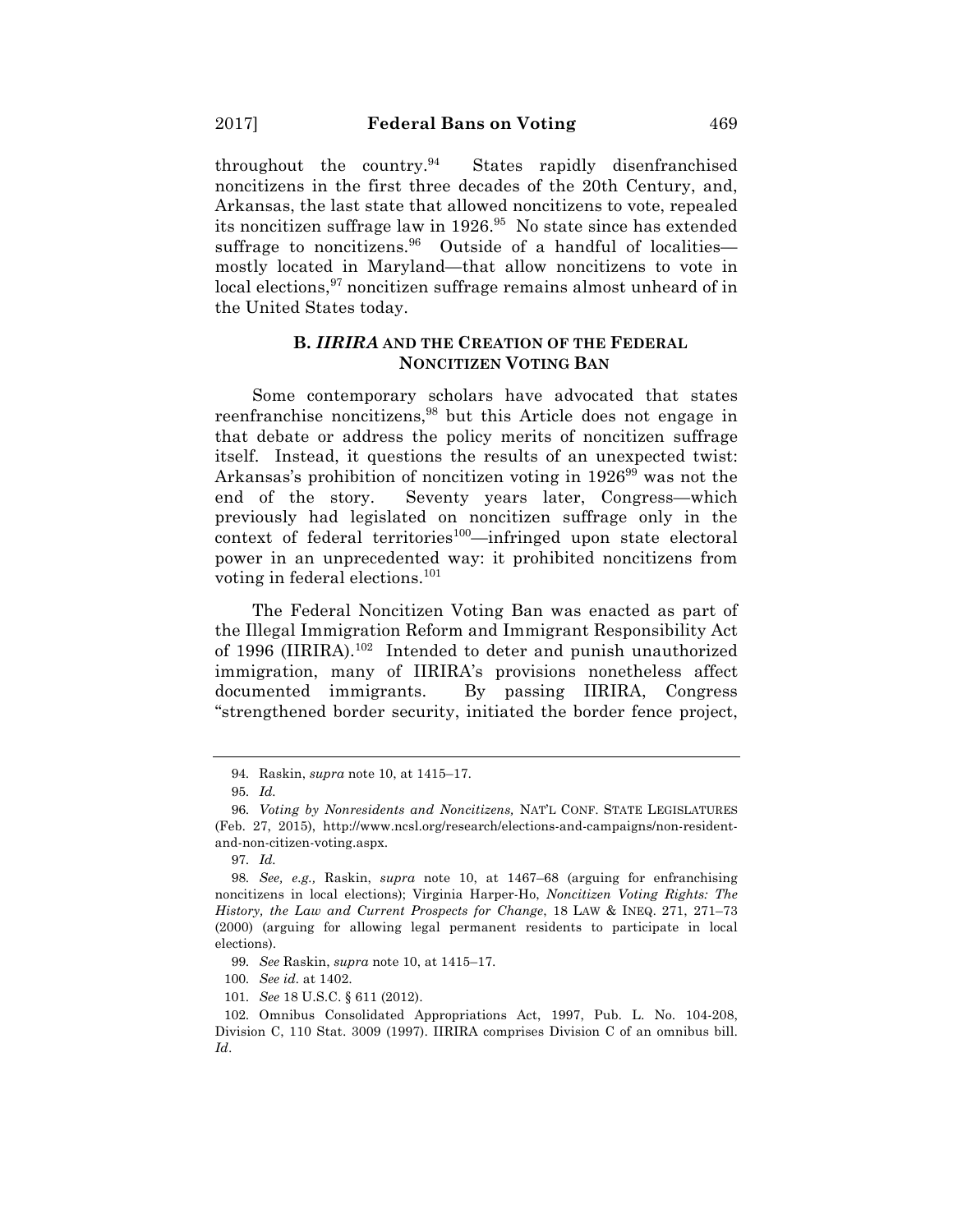throughout the country.[94] States rapidly disenfranchised noncitizens in the first three decades of the 20th Century, and, Arkansas, the last state that allowed noncitizens to vote, repealed its noncitizen suffrage law in 1926.[95] No state since has extended suffrage to noncitizens.[96] Outside of a handful of localities—mostly located in Maryland—that allow noncitizens to vote in local elections,[97] noncitizen suffrage remains almost unheard of in the United States today.

### B. *IIRIRA* AND THE CREATION OF THE FEDERAL NONCITIZEN VOTING BAN

Some contemporary scholars have advocated that states reenfranchise noncitizens,[98] but this Article does not engage in that debate or address the policy merits of noncitizen suffrage itself. Instead, it questions the results of an unexpected twist: Arkansas's prohibition of noncitizen voting in 1926[99] was not the end of the story. Seventy years later, Congress—which previously had legislated on noncitizen suffrage only in the context of federal territories[100]—infringed upon state electoral power in an unprecedented way: it prohibited noncitizens from voting in federal elections.[101]

The Federal Noncitizen Voting Ban was enacted as part of the Illegal Immigration Reform and Immigrant Responsibility Act of 1996 (IIRIRA).[102] Intended to deter and punish unauthorized immigration, many of IIRIRA's provisions nonetheless affect documented immigrants. By passing IIRIRA, Congress "strengthened border security, initiated the border fence project,

---

94. Raskin, *supra* note 10, at 1415–17.

95. *Id.*

96. *Voting by Nonresidents and Noncitizens,* NAT'L CONF. STATE LEGISLATURES (Feb. 27, 2015), http://www.ncsl.org/research/elections-and-campaigns/non-resident-and-non-citizen-voting.aspx.

97. *Id.*

98. *See, e.g.,* Raskin, *supra* note 10, at 1467–68 (arguing for enfranchising noncitizens in local elections); Virginia Harper-Ho, *Noncitizen Voting Rights: The History, the Law and Current Prospects for Change*, 18 LAW & INEQ. 271, 271–73 (2000) (arguing for allowing legal permanent residents to participate in local elections).

99. *See* Raskin, *supra* note 10, at 1415–17.

100. *See id*. at 1402.

101. *See* 18 U.S.C. § 611 (2012).

102. Omnibus Consolidated Appropriations Act, 1997, Pub. L. No. 104-208, Division C, 110 Stat. 3009 (1997). IIRIRA comprises Division C of an omnibus bill. *Id*.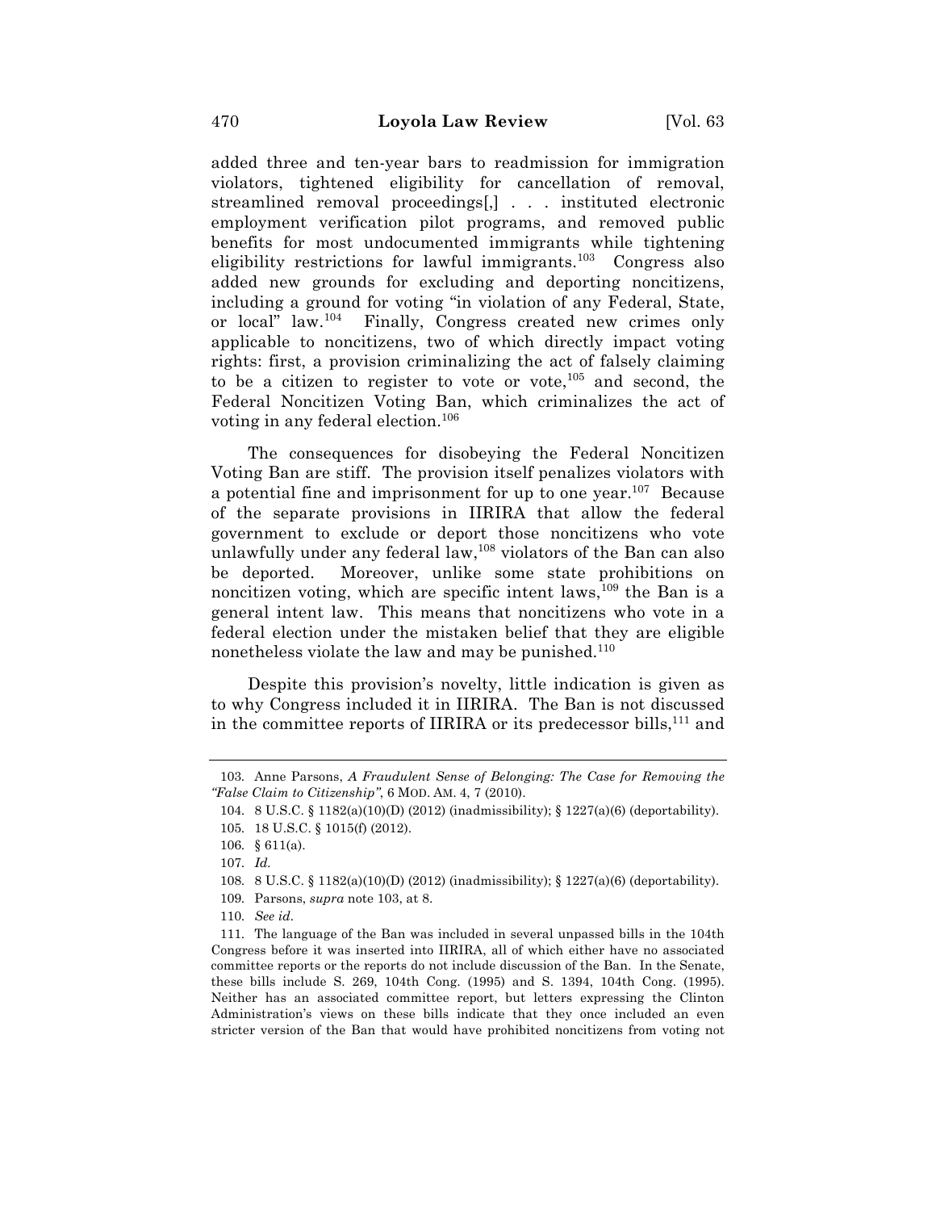added three and ten-year bars to readmission for immigration violators, tightened eligibility for cancellation of removal, streamlined removal proceedings[,] . . . instituted electronic employment verification pilot programs, and removed public benefits for most undocumented immigrants while tightening eligibility restrictions for lawful immigrants.[103] Congress also added new grounds for excluding and deporting noncitizens, including a ground for voting "in violation of any Federal, State, or local" law.[104] Finally, Congress created new crimes only applicable to noncitizens, two of which directly impact voting rights: first, a provision criminalizing the act of falsely claiming to be a citizen to register to vote or vote,[105] and second, the Federal Noncitizen Voting Ban, which criminalizes the act of voting in any federal election.[106]

The consequences for disobeying the Federal Noncitizen Voting Ban are stiff. The provision itself penalizes violators with a potential fine and imprisonment for up to one year.[107] Because of the separate provisions in IIRIRA that allow the federal government to exclude or deport those noncitizens who vote unlawfully under any federal law,[108] violators of the Ban can also be deported. Moreover, unlike some state prohibitions on noncitizen voting, which are specific intent laws,[109] the Ban is a general intent law. This means that noncitizens who vote in a federal election under the mistaken belief that they are eligible nonetheless violate the law and may be punished.[110]

Despite this provision's novelty, little indication is given as to why Congress included it in IIRIRA. The Ban is not discussed in the committee reports of IIRIRA or its predecessor bills,[111] and

---

103. Anne Parsons, *A Fraudulent Sense of Belonging: The Case for Removing the "False Claim to Citizenship"*, 6 MOD. AM. 4, 7 (2010).

104. 8 U.S.C. § 1182(a)(10)(D) (2012) (inadmissibility); § 1227(a)(6) (deportability).

105. 18 U.S.C. § 1015(f) (2012).

106. § 611(a).

107. *Id.*

108. 8 U.S.C. § 1182(a)(10)(D) (2012) (inadmissibility); § 1227(a)(6) (deportability).

109. Parsons, *supra* note 103, at 8.

110. *See id.*

111. The language of the Ban was included in several unpassed bills in the 104th Congress before it was inserted into IIRIRA, all of which either have no associated committee reports or the reports do not include discussion of the Ban. In the Senate, these bills include S. 269, 104th Cong. (1995) and S. 1394, 104th Cong. (1995). Neither has an associated committee report, but letters expressing the Clinton Administration's views on these bills indicate that they once included an even stricter version of the Ban that would have prohibited noncitizens from voting not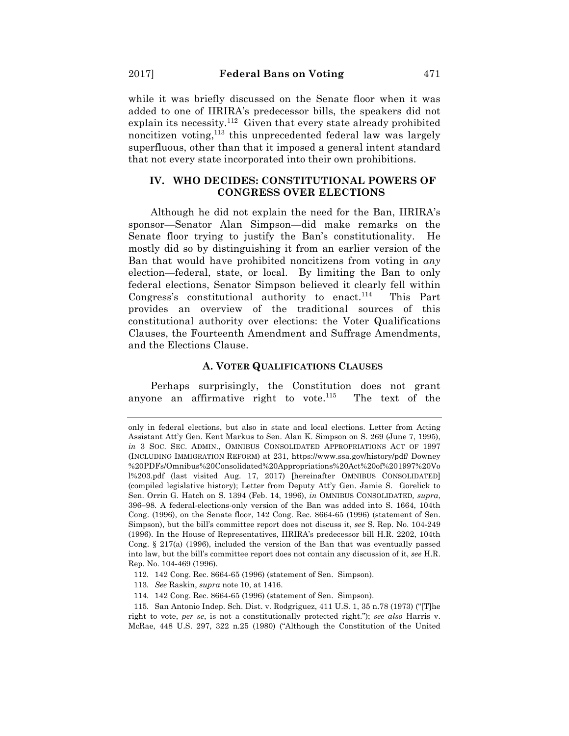while it was briefly discussed on the Senate floor when it was added to one of IIRIRA's predecessor bills, the speakers did not explain its necessity.[112] Given that every state already prohibited noncitizen voting,[113] this unprecedented federal law was largely superfluous, other than that it imposed a general intent standard that not every state incorporated into their own prohibitions.

## IV. WHO DECIDES: CONSTITUTIONAL POWERS OF CONGRESS OVER ELECTIONS

Although he did not explain the need for the Ban, IIRIRA's sponsor—Senator Alan Simpson—did make remarks on the Senate floor trying to justify the Ban's constitutionality. He mostly did so by distinguishing it from an earlier version of the Ban that would have prohibited noncitizens from voting in *any* election—federal, state, or local. By limiting the Ban to only federal elections, Senator Simpson believed it clearly fell within Congress's constitutional authority to enact.[114] This Part provides an overview of the traditional sources of this constitutional authority over elections: the Voter Qualifications Clauses, the Fourteenth Amendment and Suffrage Amendments, and the Elections Clause.

### A. VOTER QUALIFICATIONS CLAUSES

Perhaps surprisingly, the Constitution does not grant anyone an affirmative right to vote.[115] The text of the

---

only in federal elections, but also in state and local elections. Letter from Acting Assistant Att'y Gen. Kent Markus to Sen. Alan K. Simpson on S. 269 (June 7, 1995), *in* 3 SOC. SEC. ADMIN., OMNIBUS CONSOLIDATED APPROPRIATIONS ACT OF 1997 (INCLUDING IMMIGRATION REFORM) at 231, https://www.ssa.gov/history/pdf/ Downey%20PDFs/Omnibus%20Consolidated%20Appropriations%20Act%20of%201997%20Vol%203.pdf (last visited Aug. 17, 2017) [hereinafter OMNIBUS CONSOLIDATED] (compiled legislative history); Letter from Deputy Att'y Gen. Jamie S. Gorelick to Sen. Orrin G. Hatch on S. 1394 (Feb. 14, 1996), *in* OMNIBUS CONSOLIDATED*, supra*, 396–98. A federal-elections-only version of the Ban was added into S. 1664, 104th Cong. (1996), on the Senate floor, 142 Cong. Rec. 8664-65 (1996) (statement of Sen. Simpson), but the bill's committee report does not discuss it, *see* S. Rep. No. 104-249 (1996). In the House of Representatives, IIRIRA's predecessor bill H.R. 2202, 104th Cong. § 217(a) (1996), included the version of the Ban that was eventually passed into law, but the bill's committee report does not contain any discussion of it, *see* H.R. Rep. No. 104-469 (1996).

112. 142 Cong. Rec. 8664-65 (1996) (statement of Sen. Simpson).

113. *See* Raskin, *supra* note 10, at 1416.

114. 142 Cong. Rec. 8664-65 (1996) (statement of Sen. Simpson).

115. San Antonio Indep. Sch. Dist. v. Rodgriguez, 411 U.S. 1, 35 n.78 (1973) ("[T]he right to vote, *per se*, is not a constitutionally protected right."); *see also* Harris v. McRae, 448 U.S. 297, 322 n.25 (1980) ("Although the Constitution of the United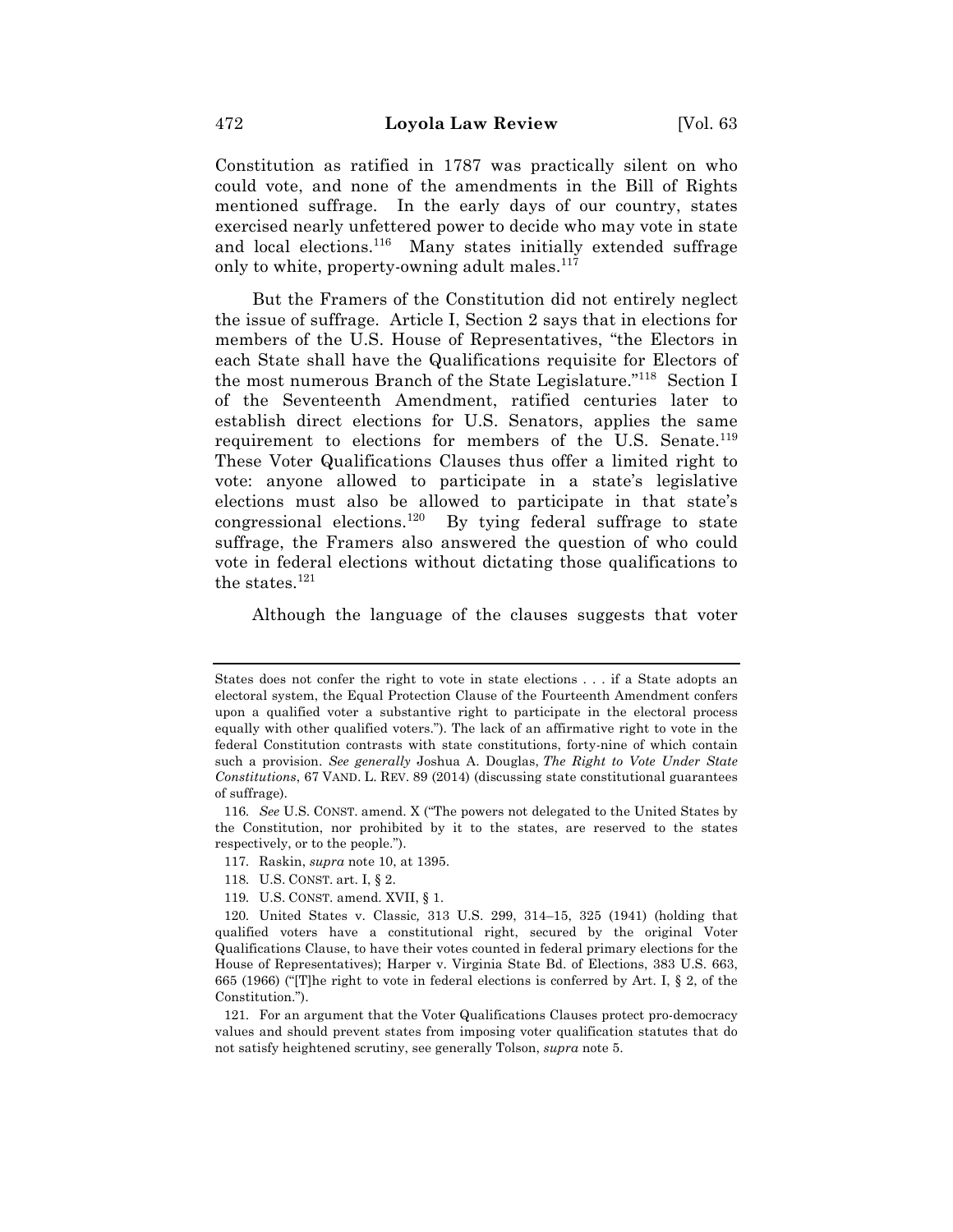Constitution as ratified in 1787 was practically silent on who could vote, and none of the amendments in the Bill of Rights mentioned suffrage. In the early days of our country, states exercised nearly unfettered power to decide who may vote in state and local elections.[116] Many states initially extended suffrage only to white, property-owning adult males.[117]

But the Framers of the Constitution did not entirely neglect the issue of suffrage. Article I, Section 2 says that in elections for members of the U.S. House of Representatives, "the Electors in each State shall have the Qualifications requisite for Electors of the most numerous Branch of the State Legislature."[118] Section I of the Seventeenth Amendment, ratified centuries later to establish direct elections for U.S. Senators, applies the same requirement to elections for members of the U.S. Senate.[119] These Voter Qualifications Clauses thus offer a limited right to vote: anyone allowed to participate in a state's legislative elections must also be allowed to participate in that state's congressional elections.[120] By tying federal suffrage to state suffrage, the Framers also answered the question of who could vote in federal elections without dictating those qualifications to the states.[121]

Although the language of the clauses suggests that voter

---

States does not confer the right to vote in state elections . . . if a State adopts an electoral system, the Equal Protection Clause of the Fourteenth Amendment confers upon a qualified voter a substantive right to participate in the electoral process equally with other qualified voters."). The lack of an affirmative right to vote in the federal Constitution contrasts with state constitutions, forty-nine of which contain such a provision. *See generally* Joshua A. Douglas, *The Right to Vote Under State Constitutions*, 67 VAND. L. REV. 89 (2014) (discussing state constitutional guarantees of suffrage).

116. *See* U.S. CONST. amend. X ("The powers not delegated to the United States by the Constitution, nor prohibited by it to the states, are reserved to the states respectively, or to the people.").

117. Raskin, *supra* note 10, at 1395.

118. U.S. CONST. art. I, § 2.

119. U.S. CONST. amend. XVII, § 1.

120. United States v. Classic, 313 U.S. 299, 314–15, 325 (1941) (holding that qualified voters have a constitutional right, secured by the original Voter Qualifications Clause, to have their votes counted in federal primary elections for the House of Representatives); Harper v. Virginia State Bd. of Elections, 383 U.S. 663, 665 (1966) ("[T]he right to vote in federal elections is conferred by Art. I, § 2, of the Constitution.").

121. For an argument that the Voter Qualifications Clauses protect pro-democracy values and should prevent states from imposing voter qualification statutes that do not satisfy heightened scrutiny, see generally Tolson, *supra* note 5.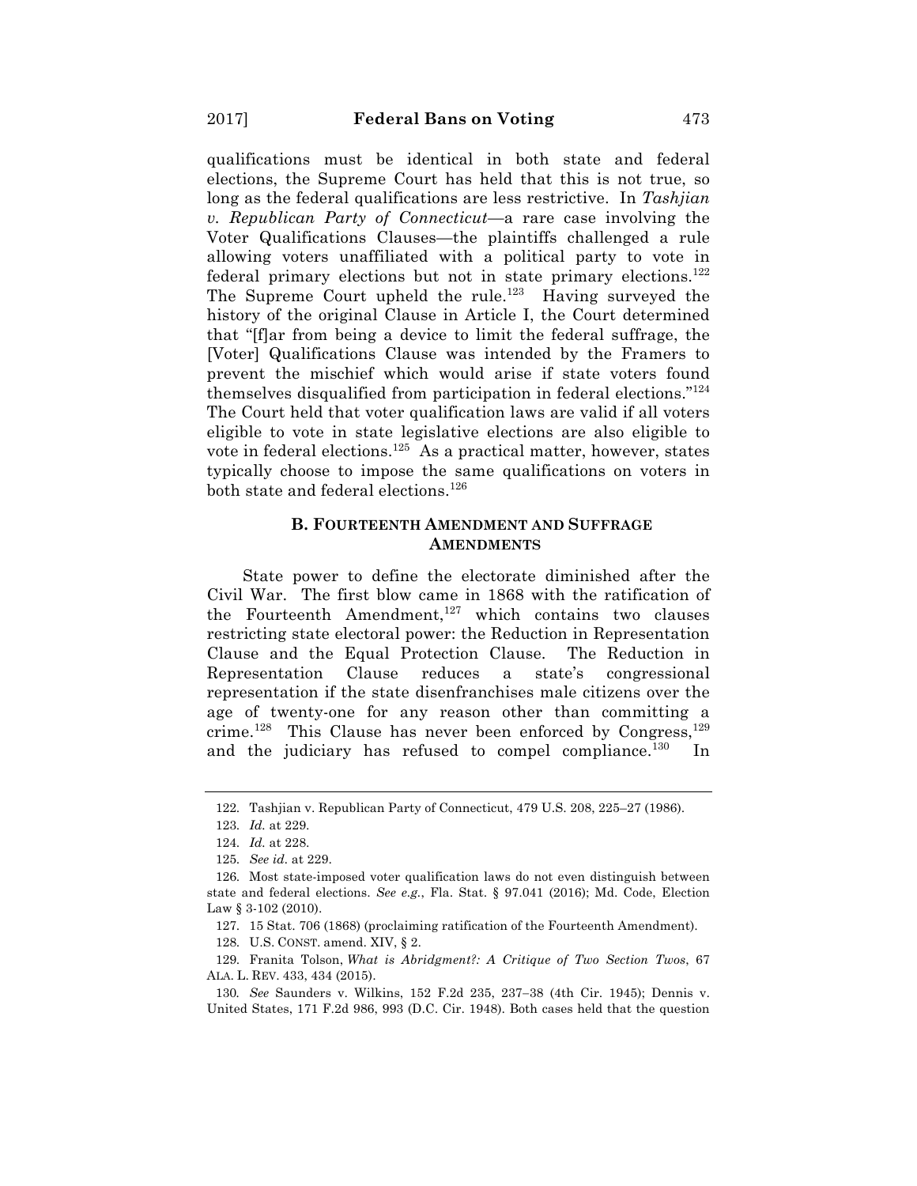qualifications must be identical in both state and federal elections, the Supreme Court has held that this is not true, so long as the federal qualifications are less restrictive. In *Tashjian v. Republican Party of Connecticut*—a rare case involving the Voter Qualifications Clauses—the plaintiffs challenged a rule allowing voters unaffiliated with a political party to vote in federal primary elections but not in state primary elections.[122] The Supreme Court upheld the rule.[123] Having surveyed the history of the original Clause in Article I, the Court determined that "[f]ar from being a device to limit the federal suffrage, the [Voter] Qualifications Clause was intended by the Framers to prevent the mischief which would arise if state voters found themselves disqualified from participation in federal elections."[124] The Court held that voter qualification laws are valid if all voters eligible to vote in state legislative elections are also eligible to vote in federal elections.[125] As a practical matter, however, states typically choose to impose the same qualifications on voters in both state and federal elections.[126]

### B. FOURTEENTH AMENDMENT AND SUFFRAGE AMENDMENTS

State power to define the electorate diminished after the Civil War. The first blow came in 1868 with the ratification of the Fourteenth Amendment,[127] which contains two clauses restricting state electoral power: the Reduction in Representation Clause and the Equal Protection Clause. The Reduction in Representation Clause reduces a state's congressional representation if the state disenfranchises male citizens over the age of twenty-one for any reason other than committing a crime.[128] This Clause has never been enforced by Congress,[129] and the judiciary has refused to compel compliance.[130] In

---

122. Tashjian v. Republican Party of Connecticut, 479 U.S. 208, 225–27 (1986).

123. *Id.* at 229.

124. *Id.* at 228.

125. *See id.* at 229.

126. Most state-imposed voter qualification laws do not even distinguish between state and federal elections. *See e.g.*, Fla. Stat. § 97.041 (2016); Md. Code, Election Law § 3-102 (2010).

127. 15 Stat. 706 (1868) (proclaiming ratification of the Fourteenth Amendment).

128. U.S. CONST. amend. XIV, § 2.

129. Franita Tolson, *What is Abridgment?: A Critique of Two Section Twos*, 67 ALA. L. REV. 433, 434 (2015).

130. *See* Saunders v. Wilkins, 152 F.2d 235, 237–38 (4th Cir. 1945); Dennis v. United States, 171 F.2d 986, 993 (D.C. Cir. 1948). Both cases held that the question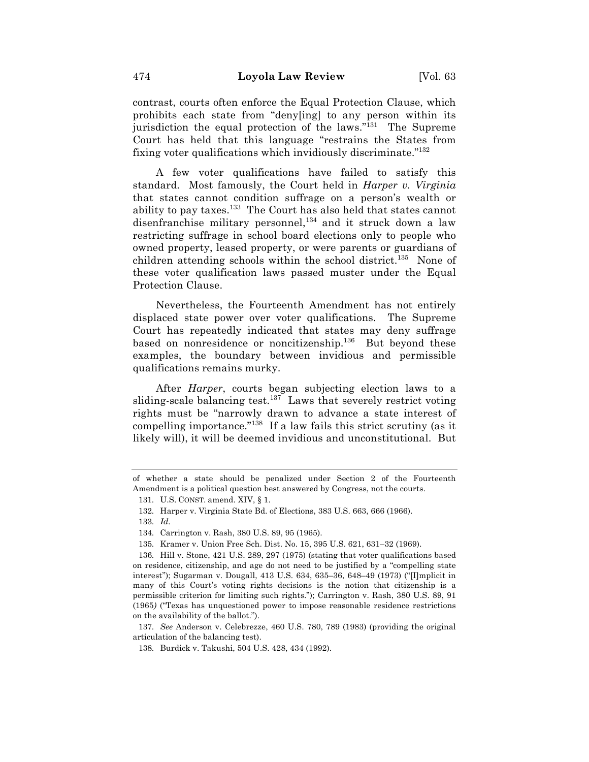contrast, courts often enforce the Equal Protection Clause, which prohibits each state from "deny[ing] to any person within its jurisdiction the equal protection of the laws."[131] The Supreme Court has held that this language "restrains the States from fixing voter qualifications which invidiously discriminate."[132]

A few voter qualifications have failed to satisfy this standard. Most famously, the Court held in *Harper v. Virginia* that states cannot condition suffrage on a person's wealth or ability to pay taxes.[133] The Court has also held that states cannot disenfranchise military personnel,[134] and it struck down a law restricting suffrage in school board elections only to people who owned property, leased property, or were parents or guardians of children attending schools within the school district.[135] None of these voter qualification laws passed muster under the Equal Protection Clause.

Nevertheless, the Fourteenth Amendment has not entirely displaced state power over voter qualifications. The Supreme Court has repeatedly indicated that states may deny suffrage based on nonresidence or noncitizenship.[136] But beyond these examples, the boundary between invidious and permissible qualifications remains murky.

After *Harper*, courts began subjecting election laws to a sliding-scale balancing test.[137] Laws that severely restrict voting rights must be "narrowly drawn to advance a state interest of compelling importance."[138] If a law fails this strict scrutiny (as it likely will), it will be deemed invidious and unconstitutional. But

---

of whether a state should be penalized under Section 2 of the Fourteenth Amendment is a political question best answered by Congress, not the courts.

131. U.S. CONST. amend. XIV, § 1.

132. Harper v. Virginia State Bd. of Elections, 383 U.S. 663, 666 (1966).

133. *Id.*

134. Carrington v. Rash, 380 U.S. 89, 95 (1965).

135. Kramer v. Union Free Sch. Dist. No. 15, 395 U.S. 621, 631–32 (1969).

136. Hill v. Stone, 421 U.S. 289, 297 (1975) (stating that voter qualifications based on residence, citizenship, and age do not need to be justified by a "compelling state interest"); Sugarman v. Dougall, 413 U.S. 634, 635–36, 648–49 (1973) ("[I]mplicit in many of this Court's voting rights decisions is the notion that citizenship is a permissible criterion for limiting such rights."); Carrington v. Rash, 380 U.S. 89, 91 (1965) ("Texas has unquestioned power to impose reasonable residence restrictions on the availability of the ballot.").

137. *See* Anderson v. Celebrezze, 460 U.S. 780, 789 (1983) (providing the original articulation of the balancing test).

138. Burdick v. Takushi, 504 U.S. 428, 434 (1992).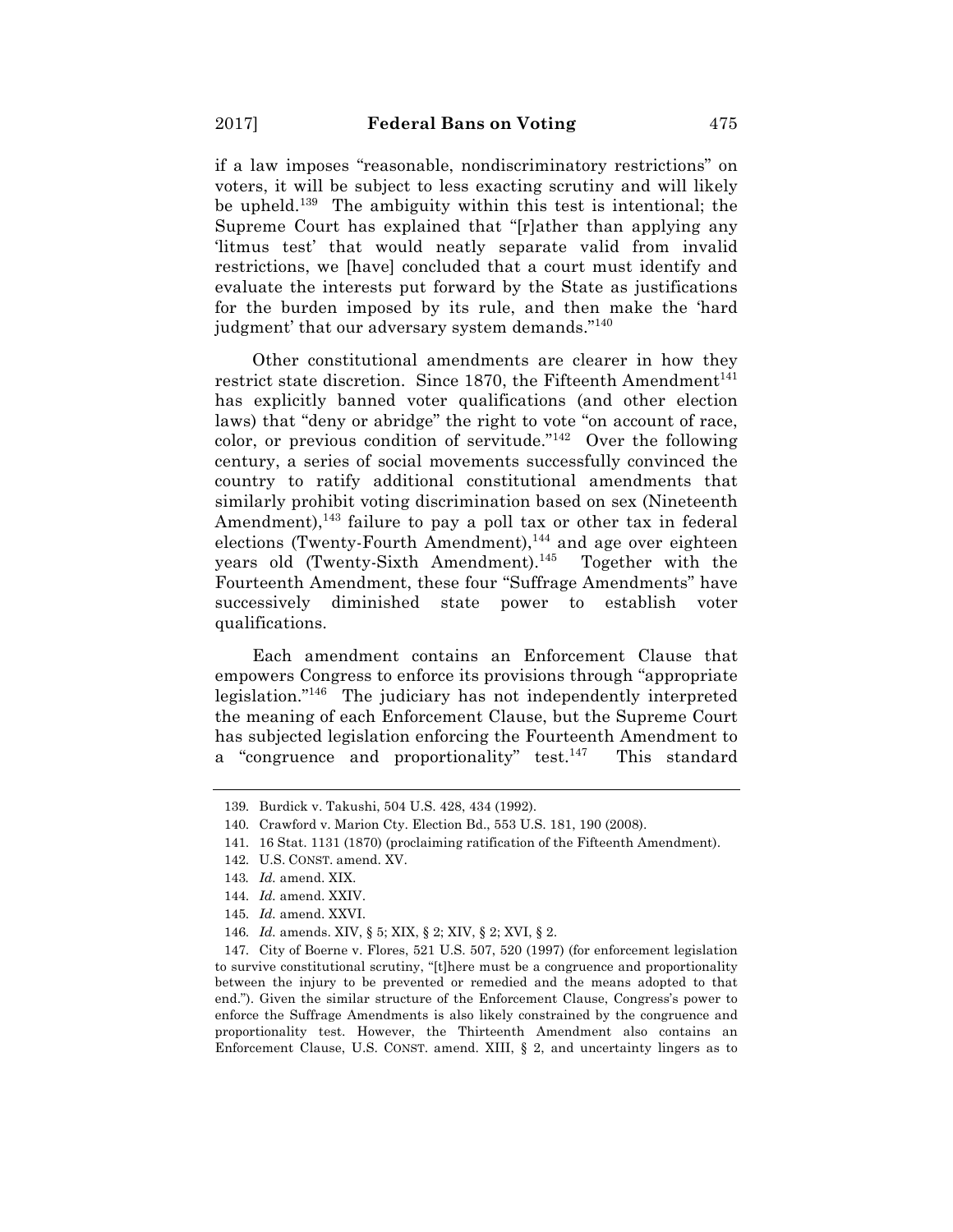if a law imposes "reasonable, nondiscriminatory restrictions" on voters, it will be subject to less exacting scrutiny and will likely be upheld.[139] The ambiguity within this test is intentional; the Supreme Court has explained that "[r]ather than applying any 'litmus test' that would neatly separate valid from invalid restrictions, we [have] concluded that a court must identify and evaluate the interests put forward by the State as justifications for the burden imposed by its rule, and then make the 'hard judgment' that our adversary system demands."[140]

Other constitutional amendments are clearer in how they restrict state discretion. Since 1870, the Fifteenth Amendment[141] has explicitly banned voter qualifications (and other election laws) that "deny or abridge" the right to vote "on account of race, color, or previous condition of servitude."[142] Over the following century, a series of social movements successfully convinced the country to ratify additional constitutional amendments that similarly prohibit voting discrimination based on sex (Nineteenth Amendment),[143] failure to pay a poll tax or other tax in federal elections (Twenty-Fourth Amendment),[144] and age over eighteen years old (Twenty-Sixth Amendment).[145] Together with the Fourteenth Amendment, these four "Suffrage Amendments" have successively diminished state power to establish voter qualifications.

Each amendment contains an Enforcement Clause that empowers Congress to enforce its provisions through "appropriate legislation."[146] The judiciary has not independently interpreted the meaning of each Enforcement Clause, but the Supreme Court has subjected legislation enforcing the Fourteenth Amendment to a "congruence and proportionality" test.[147] This standard

---

139. Burdick v. Takushi, 504 U.S. 428, 434 (1992).

140. Crawford v. Marion Cty. Election Bd., 553 U.S. 181, 190 (2008).

141. 16 Stat. 1131 (1870) (proclaiming ratification of the Fifteenth Amendment).

142. U.S. CONST. amend. XV.

143. *Id.* amend. XIX.

144. *Id.* amend. XXIV.

145. *Id.* amend. XXVI.

146. *Id.* amends. XIV, § 5; XIX, § 2; XIV, § 2; XVI, § 2.

147. City of Boerne v. Flores, 521 U.S. 507, 520 (1997) (for enforcement legislation to survive constitutional scrutiny, "[t]here must be a congruence and proportionality between the injury to be prevented or remedied and the means adopted to that end."). Given the similar structure of the Enforcement Clause, Congress's power to enforce the Suffrage Amendments is also likely constrained by the congruence and proportionality test. However, the Thirteenth Amendment also contains an Enforcement Clause, U.S. CONST. amend. XIII, § 2, and uncertainty lingers as to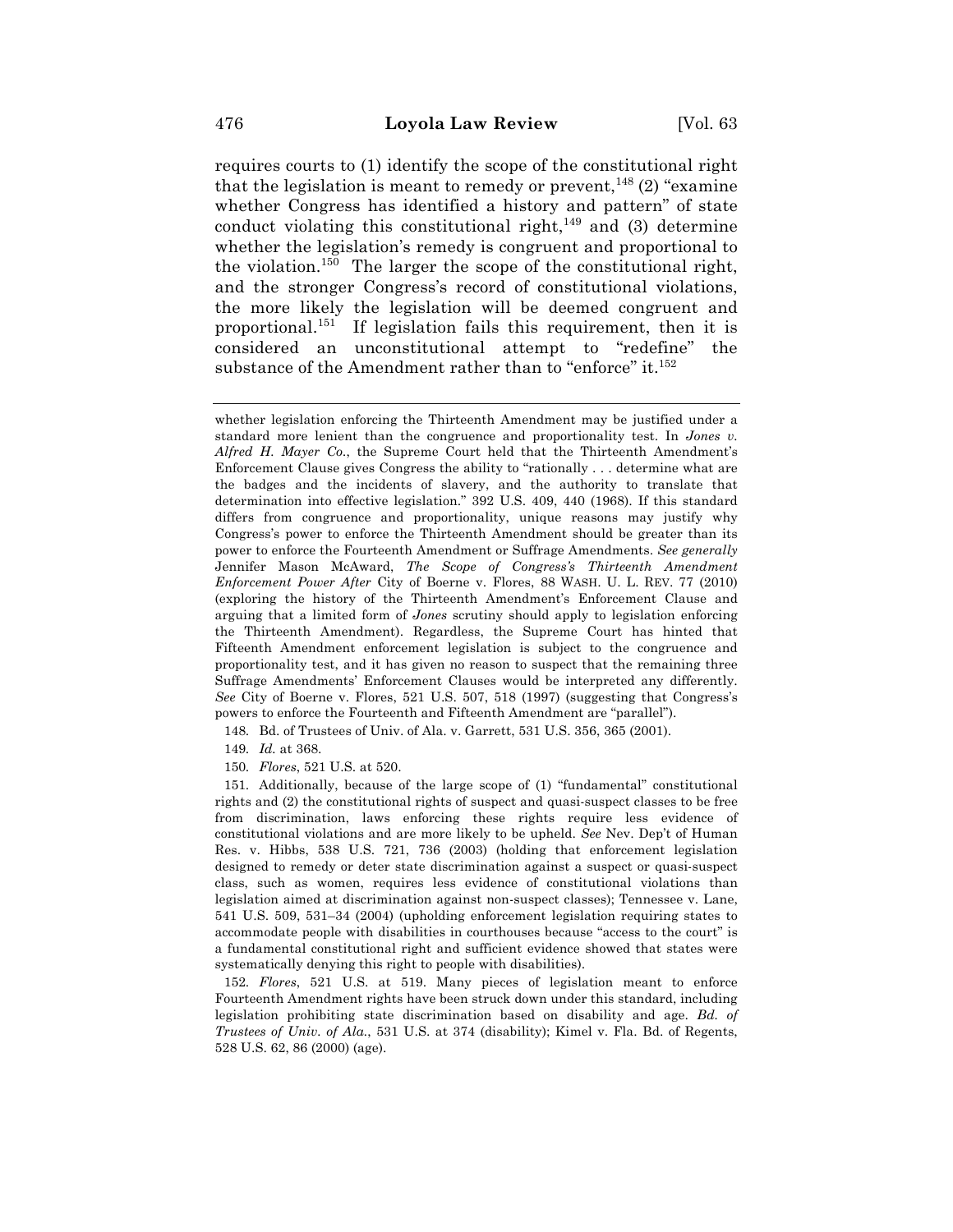requires courts to (1) identify the scope of the constitutional right that the legislation is meant to remedy or prevent,[148] (2) "examine whether Congress has identified a history and pattern" of state conduct violating this constitutional right,[149] and (3) determine whether the legislation's remedy is congruent and proportional to the violation.[150] The larger the scope of the constitutional right, and the stronger Congress's record of constitutional violations, the more likely the legislation will be deemed congruent and proportional.[151] If legislation fails this requirement, then it is considered an unconstitutional attempt to "redefine" the substance of the Amendment rather than to "enforce" it.[152]

---

whether legislation enforcing the Thirteenth Amendment may be justified under a standard more lenient than the congruence and proportionality test. In *Jones v. Alfred H. Mayer Co.*, the Supreme Court held that the Thirteenth Amendment's Enforcement Clause gives Congress the ability to "rationally . . . determine what are the badges and the incidents of slavery, and the authority to translate that determination into effective legislation." 392 U.S. 409, 440 (1968). If this standard differs from congruence and proportionality, unique reasons may justify why Congress's power to enforce the Thirteenth Amendment should be greater than its power to enforce the Fourteenth Amendment or Suffrage Amendments. *See generally* Jennifer Mason McAward, *The Scope of Congress's Thirteenth Amendment Enforcement Power After* City of Boerne v. Flores, 88 WASH. U. L. REV. 77 (2010) (exploring the history of the Thirteenth Amendment's Enforcement Clause and arguing that a limited form of *Jones* scrutiny should apply to legislation enforcing the Thirteenth Amendment). Regardless, the Supreme Court has hinted that Fifteenth Amendment enforcement legislation is subject to the congruence and proportionality test, and it has given no reason to suspect that the remaining three Suffrage Amendments' Enforcement Clauses would be interpreted any differently. *See* City of Boerne v. Flores, 521 U.S. 507, 518 (1997) (suggesting that Congress's powers to enforce the Fourteenth and Fifteenth Amendment are "parallel").

148. Bd. of Trustees of Univ. of Ala. v. Garrett, 531 U.S. 356, 365 (2001).

149. *Id.* at 368.

150. *Flores*, 521 U.S. at 520.

151. Additionally, because of the large scope of (1) "fundamental" constitutional rights and (2) the constitutional rights of suspect and quasi-suspect classes to be free from discrimination, laws enforcing these rights require less evidence of constitutional violations and are more likely to be upheld. *See* Nev. Dep't of Human Res. v. Hibbs, 538 U.S. 721, 736 (2003) (holding that enforcement legislation designed to remedy or deter state discrimination against a suspect or quasi-suspect class, such as women, requires less evidence of constitutional violations than legislation aimed at discrimination against non-suspect classes); Tennessee v. Lane, 541 U.S. 509, 531–34 (2004) (upholding enforcement legislation requiring states to accommodate people with disabilities in courthouses because "access to the court" is a fundamental constitutional right and sufficient evidence showed that states were systematically denying this right to people with disabilities).

152. *Flores*, 521 U.S. at 519. Many pieces of legislation meant to enforce Fourteenth Amendment rights have been struck down under this standard, including legislation prohibiting state discrimination based on disability and age. *Bd. of Trustees of Univ. of Ala.*, 531 U.S. at 374 (disability); Kimel v. Fla. Bd. of Regents, 528 U.S. 62, 86 (2000) (age).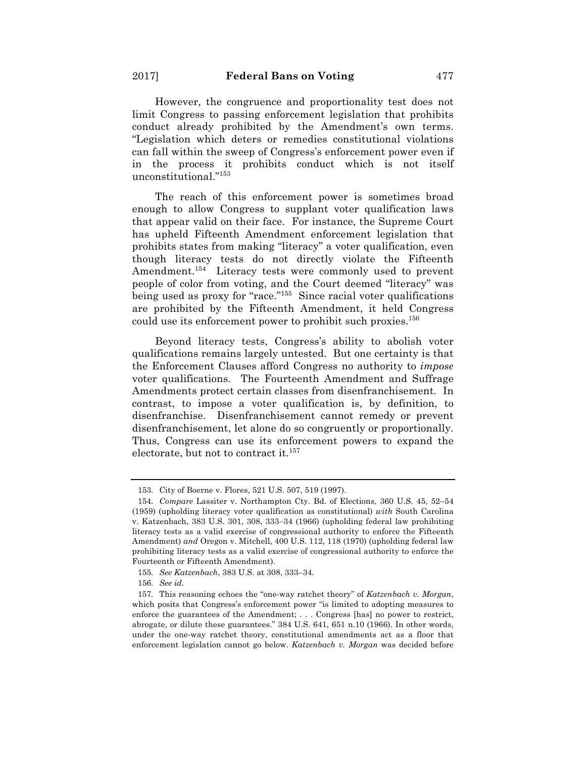However, the congruence and proportionality test does not limit Congress to passing enforcement legislation that prohibits conduct already prohibited by the Amendment's own terms. "Legislation which deters or remedies constitutional violations can fall within the sweep of Congress's enforcement power even if in the process it prohibits conduct which is not itself unconstitutional."[153]

The reach of this enforcement power is sometimes broad enough to allow Congress to supplant voter qualification laws that appear valid on their face. For instance, the Supreme Court has upheld Fifteenth Amendment enforcement legislation that prohibits states from making "literacy" a voter qualification, even though literacy tests do not directly violate the Fifteenth Amendment.[154] Literacy tests were commonly used to prevent people of color from voting, and the Court deemed "literacy" was being used as proxy for "race."[155] Since racial voter qualifications are prohibited by the Fifteenth Amendment, it held Congress could use its enforcement power to prohibit such proxies.[156]

Beyond literacy tests, Congress's ability to abolish voter qualifications remains largely untested. But one certainty is that the Enforcement Clauses afford Congress no authority to *impose* voter qualifications. The Fourteenth Amendment and Suffrage Amendments protect certain classes from disenfranchisement. In contrast, to impose a voter qualification is, by definition, to disenfranchise. Disenfranchisement cannot remedy or prevent disenfranchisement, let alone do so congruently or proportionally. Thus, Congress can use its enforcement powers to expand the electorate, but not to contract it.[157]

---

153. City of Boerne v. Flores, 521 U.S. 507, 519 (1997).

154. *Compare* Lassiter v. Northampton Cty. Bd. of Elections, 360 U.S. 45, 52–54 (1959) (upholding literacy voter qualification as constitutional) *with* South Carolina v. Katzenbach, 383 U.S. 301, 308, 333–34 (1966) (upholding federal law prohibiting literacy tests as a valid exercise of congressional authority to enforce the Fifteenth Amendment) *and* Oregon v. Mitchell, 400 U.S. 112, 118 (1970) (upholding federal law prohibiting literacy tests as a valid exercise of congressional authority to enforce the Fourteenth or Fifteenth Amendment).

155. *See Katzenbach*, 383 U.S. at 308, 333–34.

156. *See id*.

157. This reasoning echoes the "one-way ratchet theory" of *Katzenbach v. Morgan*, which posits that Congress's enforcement power "is limited to adopting measures to enforce the guarantees of the Amendment; . . . Congress [has] no power to restrict, abrogate, or dilute these guarantees." 384 U.S. 641, 651 n.10 (1966). In other words, under the one-way ratchet theory, constitutional amendments act as a floor that enforcement legislation cannot go below. *Katzenbach v. Morgan* was decided before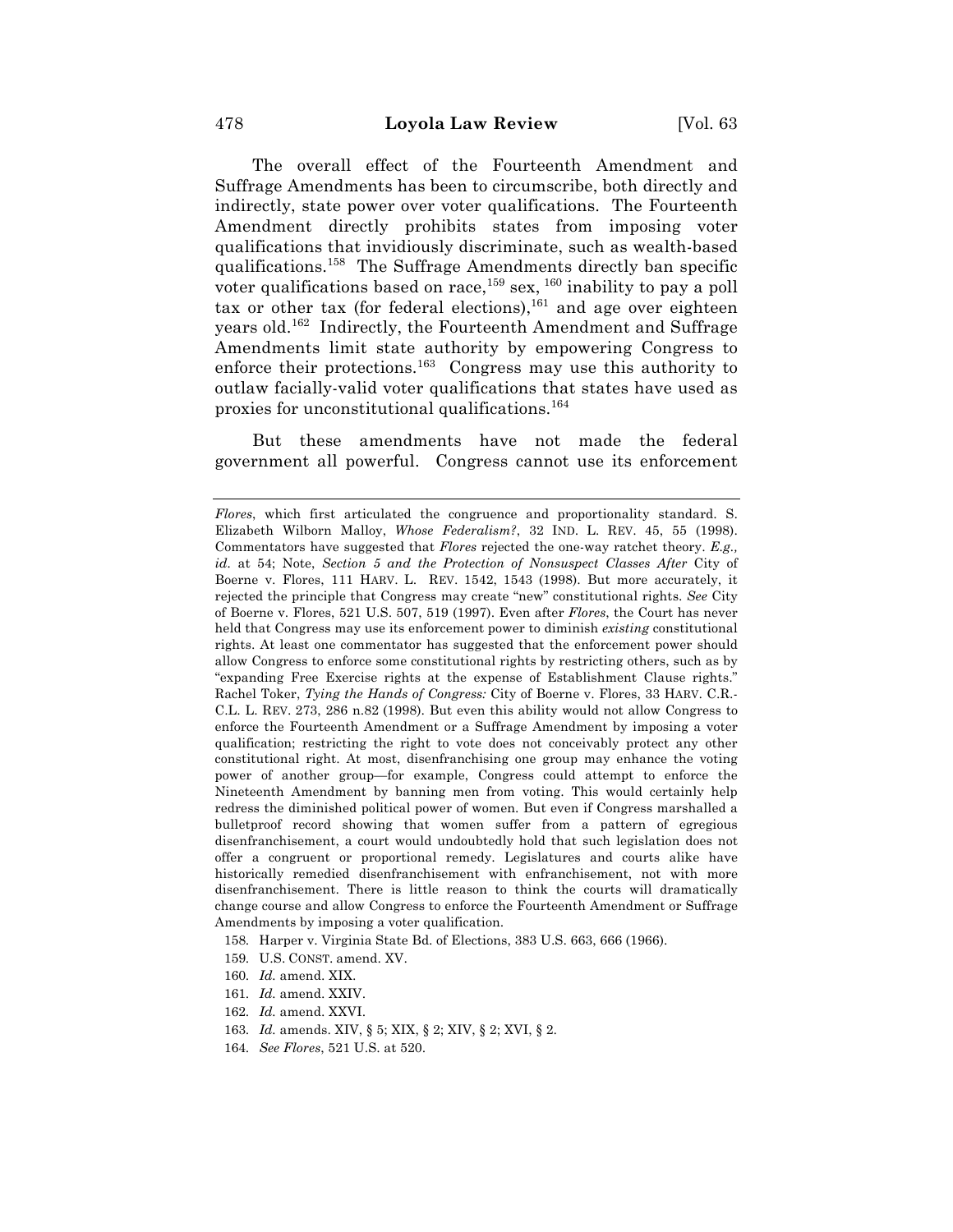The overall effect of the Fourteenth Amendment and Suffrage Amendments has been to circumscribe, both directly and indirectly, state power over voter qualifications. The Fourteenth Amendment directly prohibits states from imposing voter qualifications that invidiously discriminate, such as wealth-based qualifications.[158] The Suffrage Amendments directly ban specific voter qualifications based on race,[159] sex,[160] inability to pay a poll tax or other tax (for federal elections),[161] and age over eighteen years old.[162] Indirectly, the Fourteenth Amendment and Suffrage Amendments limit state authority by empowering Congress to enforce their protections.[163] Congress may use this authority to outlaw facially-valid voter qualifications that states have used as proxies for unconstitutional qualifications.[164]

But these amendments have not made the federal government all powerful. Congress cannot use its enforcement

---

*Flores*, which first articulated the congruence and proportionality standard. S. Elizabeth Wilborn Malloy, *Whose Federalism?*, 32 IND. L. REV. 45, 55 (1998). Commentators have suggested that *Flores* rejected the one-way ratchet theory. *E.g., id.* at 54; Note, *Section 5 and the Protection of Nonsuspect Classes After* City of Boerne v. Flores, 111 HARV. L. REV. 1542, 1543 (1998). But more accurately, it rejected the principle that Congress may create "new" constitutional rights. *See* City of Boerne v. Flores, 521 U.S. 507, 519 (1997). Even after *Flores*, the Court has never held that Congress may use its enforcement power to diminish *existing* constitutional rights. At least one commentator has suggested that the enforcement power should allow Congress to enforce some constitutional rights by restricting others, such as by "expanding Free Exercise rights at the expense of Establishment Clause rights." Rachel Toker, *Tying the Hands of Congress:* City of Boerne v. Flores, 33 HARV. C.R.-C.L. L. REV. 273, 286 n.82 (1998). But even this ability would not allow Congress to enforce the Fourteenth Amendment or a Suffrage Amendment by imposing a voter qualification; restricting the right to vote does not conceivably protect any other constitutional right. At most, disenfranchising one group may enhance the voting power of another group—for example, Congress could attempt to enforce the Nineteenth Amendment by banning men from voting. This would certainly help redress the diminished political power of women. But even if Congress marshalled a bulletproof record showing that women suffer from a pattern of egregious disenfranchisement, a court would undoubtedly hold that such legislation does not offer a congruent or proportional remedy. Legislatures and courts alike have historically remedied disenfranchisement with enfranchisement, not with more disenfranchisement. There is little reason to think the courts will dramatically change course and allow Congress to enforce the Fourteenth Amendment or Suffrage Amendments by imposing a voter qualification.

158. Harper v. Virginia State Bd. of Elections, 383 U.S. 663, 666 (1966).

159. U.S. CONST. amend. XV.

160. *Id.* amend. XIX.

161. *Id.* amend. XXIV.

162. *Id.* amend. XXVI.

163. *Id.* amends. XIV, § 5; XIX, § 2; XIV, § 2; XVI, § 2.

164. *See Flores*, 521 U.S. at 520.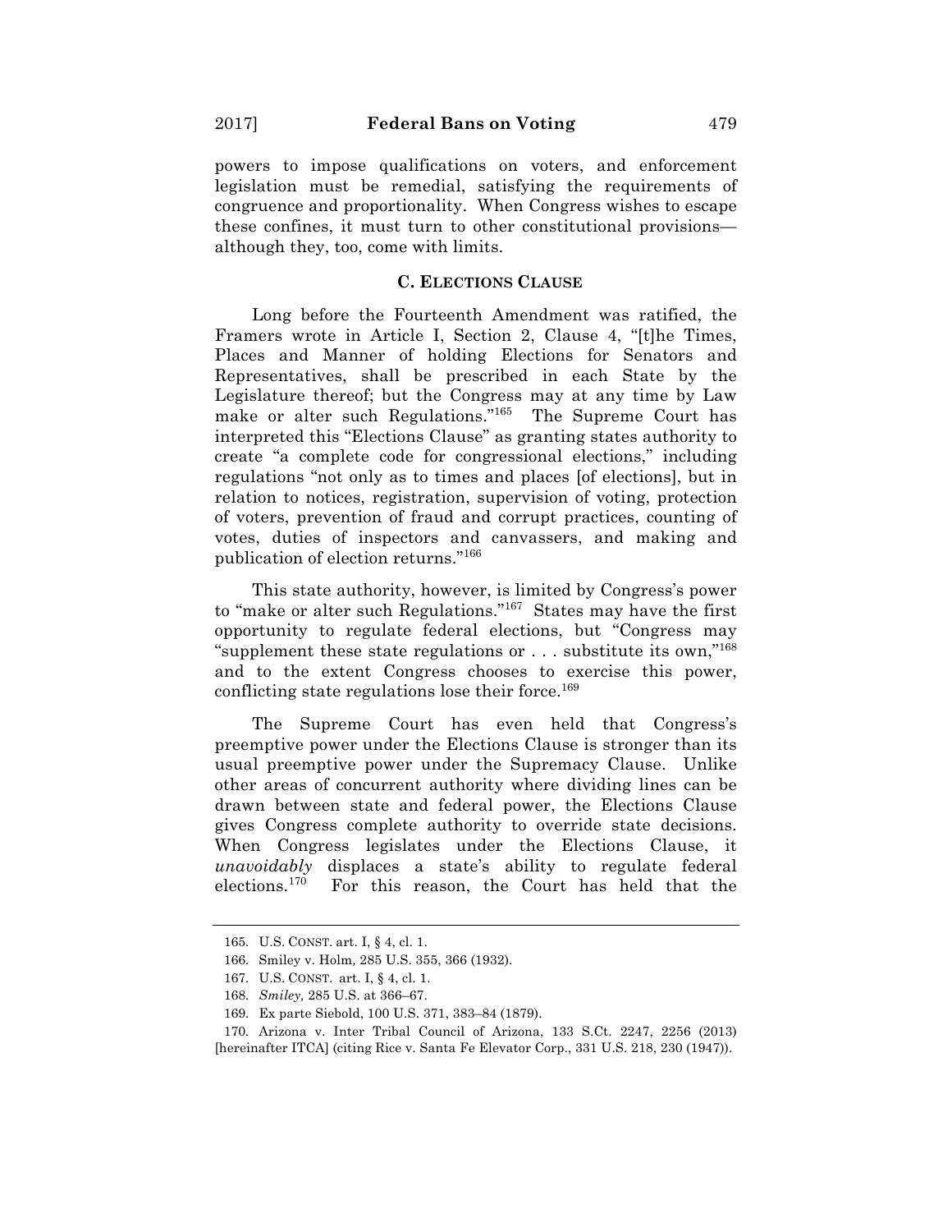powers to impose qualifications on voters, and enforcement legislation must be remedial, satisfying the requirements of congruence and proportionality. When Congress wishes to escape these confines, it must turn to other constitutional provisions—although they, too, come with limits.

### C. ELECTIONS CLAUSE

Long before the Fourteenth Amendment was ratified, the Framers wrote in Article I, Section 2, Clause 4, "[t]he Times, Places and Manner of holding Elections for Senators and Representatives, shall be prescribed in each State by the Legislature thereof; but the Congress may at any time by Law make or alter such Regulations."[165] The Supreme Court has interpreted this "Elections Clause" as granting states authority to create "a complete code for congressional elections," including regulations "not only as to times and places [of elections], but in relation to notices, registration, supervision of voting, protection of voters, prevention of fraud and corrupt practices, counting of votes, duties of inspectors and canvassers, and making and publication of election returns."[166]

This state authority, however, is limited by Congress's power to "make or alter such Regulations."[167] States may have the first opportunity to regulate federal elections, but "Congress may "supplement these state regulations or . . . substitute its own,"[168] and to the extent Congress chooses to exercise this power, conflicting state regulations lose their force.[169]

The Supreme Court has even held that Congress's preemptive power under the Elections Clause is stronger than its usual preemptive power under the Supremacy Clause. Unlike other areas of concurrent authority where dividing lines can be drawn between state and federal power, the Elections Clause gives Congress complete authority to override state decisions. When Congress legislates under the Elections Clause, it *unavoidably* displaces a state's ability to regulate federal elections.[170] For this reason, the Court has held that the

---

165. U.S. CONST. art. I, § 4, cl. 1.

166. Smiley v. Holm, 285 U.S. 355, 366 (1932).

167. U.S. CONST. art. I, § 4, cl. 1.

168. *Smiley,* 285 U.S. at 366–67.

169. Ex parte Siebold, 100 U.S. 371, 383–84 (1879).

170. Arizona v. Inter Tribal Council of Arizona, 133 S.Ct. 2247, 2256 (2013) [hereinafter ITCA] (citing Rice v. Santa Fe Elevator Corp., 331 U.S. 218, 230 (1947)).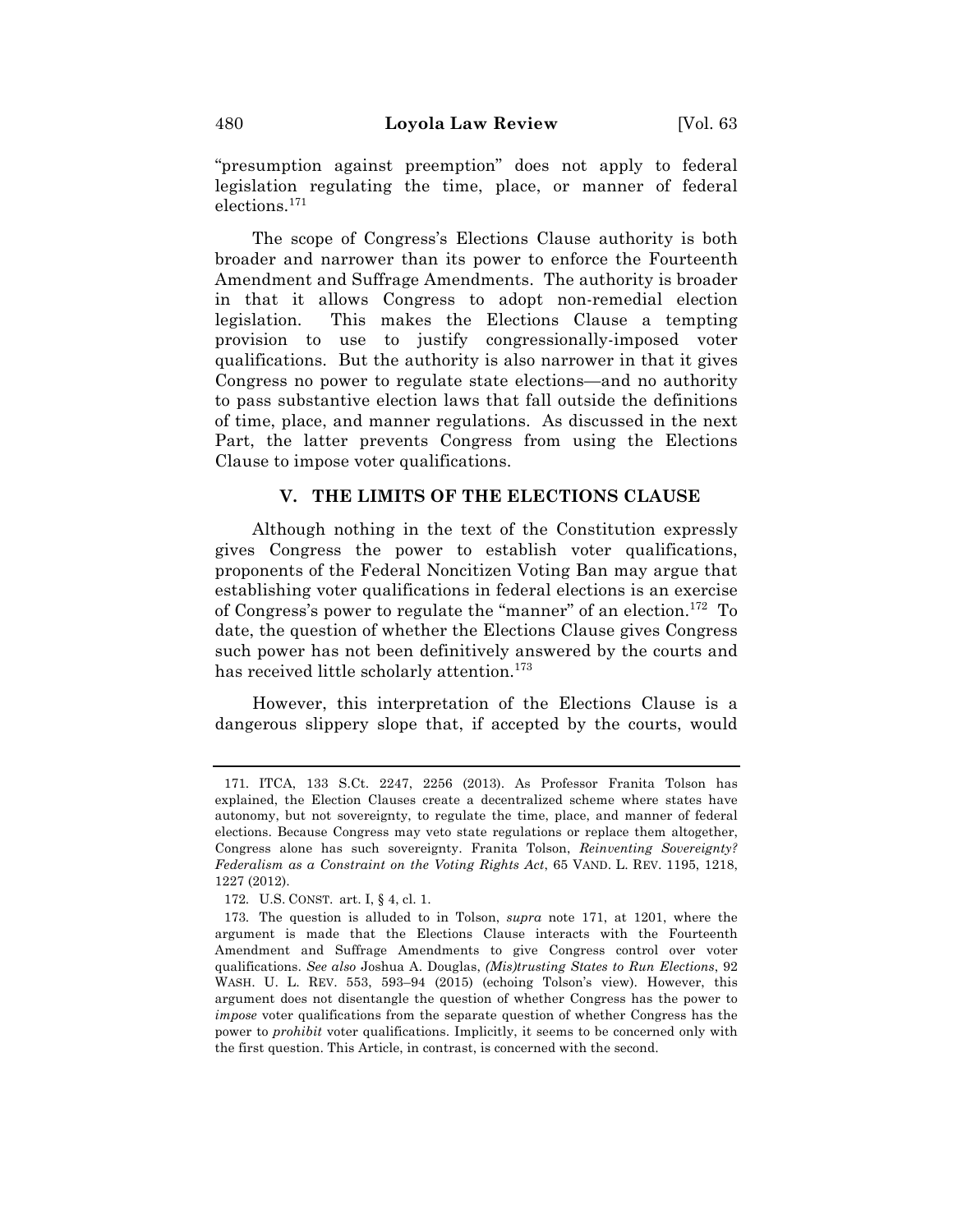"presumption against preemption" does not apply to federal legislation regulating the time, place, or manner of federal elections.[171]

The scope of Congress's Elections Clause authority is both broader and narrower than its power to enforce the Fourteenth Amendment and Suffrage Amendments. The authority is broader in that it allows Congress to adopt non-remedial election legislation. This makes the Elections Clause a tempting provision to use to justify congressionally-imposed voter qualifications. But the authority is also narrower in that it gives Congress no power to regulate state elections—and no authority to pass substantive election laws that fall outside the definitions of time, place, and manner regulations. As discussed in the next Part, the latter prevents Congress from using the Elections Clause to impose voter qualifications.

## V. THE LIMITS OF THE ELECTIONS CLAUSE

Although nothing in the text of the Constitution expressly gives Congress the power to establish voter qualifications, proponents of the Federal Noncitizen Voting Ban may argue that establishing voter qualifications in federal elections is an exercise of Congress's power to regulate the "manner" of an election.[172] To date, the question of whether the Elections Clause gives Congress such power has not been definitively answered by the courts and has received little scholarly attention.[173]

However, this interpretation of the Elections Clause is a dangerous slippery slope that, if accepted by the courts, would

---

171. ITCA, 133 S.Ct. 2247, 2256 (2013). As Professor Franita Tolson has explained, the Election Clauses create a decentralized scheme where states have autonomy, but not sovereignty, to regulate the time, place, and manner of federal elections. Because Congress may veto state regulations or replace them altogether, Congress alone has such sovereignty. Franita Tolson, *Reinventing Sovereignty? Federalism as a Constraint on the Voting Rights Act*, 65 VAND. L. REV. 1195, 1218, 1227 (2012).

172. U.S. CONST. art. I, § 4, cl. 1.

173. The question is alluded to in Tolson, *supra* note 171, at 1201, where the argument is made that the Elections Clause interacts with the Fourteenth Amendment and Suffrage Amendments to give Congress control over voter qualifications. *See also* Joshua A. Douglas, *(Mis)trusting States to Run Elections*, 92 WASH. U. L. REV. 553, 593–94 (2015) (echoing Tolson's view). However, this argument does not disentangle the question of whether Congress has the power to *impose* voter qualifications from the separate question of whether Congress has the power to *prohibit* voter qualifications. Implicitly, it seems to be concerned only with the first question. This Article, in contrast, is concerned with the second.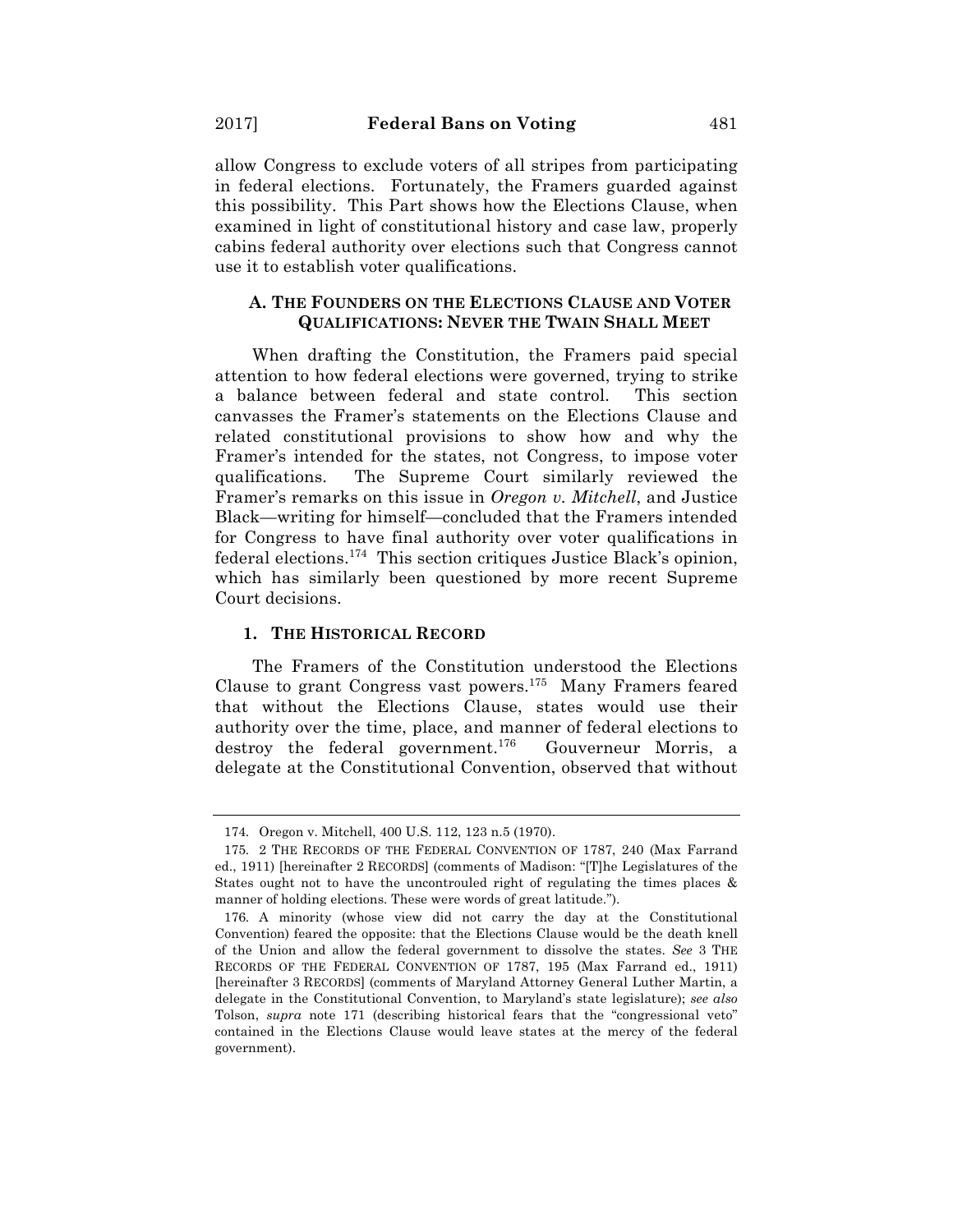allow Congress to exclude voters of all stripes from participating in federal elections. Fortunately, the Framers guarded against this possibility. This Part shows how the Elections Clause, when examined in light of constitutional history and case law, properly cabins federal authority over elections such that Congress cannot use it to establish voter qualifications.

### A. The Founders on the Elections Clause and Voter Qualifications: Never the Twain Shall Meet

When drafting the Constitution, the Framers paid special attention to how federal elections were governed, trying to strike a balance between federal and state control. This section canvasses the Framer's statements on the Elections Clause and related constitutional provisions to show how and why the Framer's intended for the states, not Congress, to impose voter qualifications. The Supreme Court similarly reviewed the Framer's remarks on this issue in *Oregon v. Mitchell*, and Justice Black—writing for himself—concluded that the Framers intended for Congress to have final authority over voter qualifications in federal elections.[174] This section critiques Justice Black's opinion, which has similarly been questioned by more recent Supreme Court decisions.

#### 1. The Historical Record

The Framers of the Constitution understood the Elections Clause to grant Congress vast powers.[175] Many Framers feared that without the Elections Clause, states would use their authority over the time, place, and manner of federal elections to destroy the federal government.[176] Gouverneur Morris, a delegate at the Constitutional Convention, observed that without

---

174. Oregon v. Mitchell, 400 U.S. 112, 123 n.5 (1970).

175. 2 The Records of the Federal Convention of 1787, 240 (Max Farrand ed., 1911) [hereinafter 2 Records] (comments of Madison: "[T]he Legislatures of the States ought not to have the uncontrouled right of regulating the times places & manner of holding elections. These were words of great latitude.").

176. A minority (whose view did not carry the day at the Constitutional Convention) feared the opposite: that the Elections Clause would be the death knell of the Union and allow the federal government to dissolve the states. *See* 3 The Records of the Federal Convention of 1787, 195 (Max Farrand ed., 1911) [hereinafter 3 Records] (comments of Maryland Attorney General Luther Martin, a delegate in the Constitutional Convention, to Maryland's state legislature); *see also* Tolson, *supra* note 171 (describing historical fears that the "congressional veto" contained in the Elections Clause would leave states at the mercy of the federal government).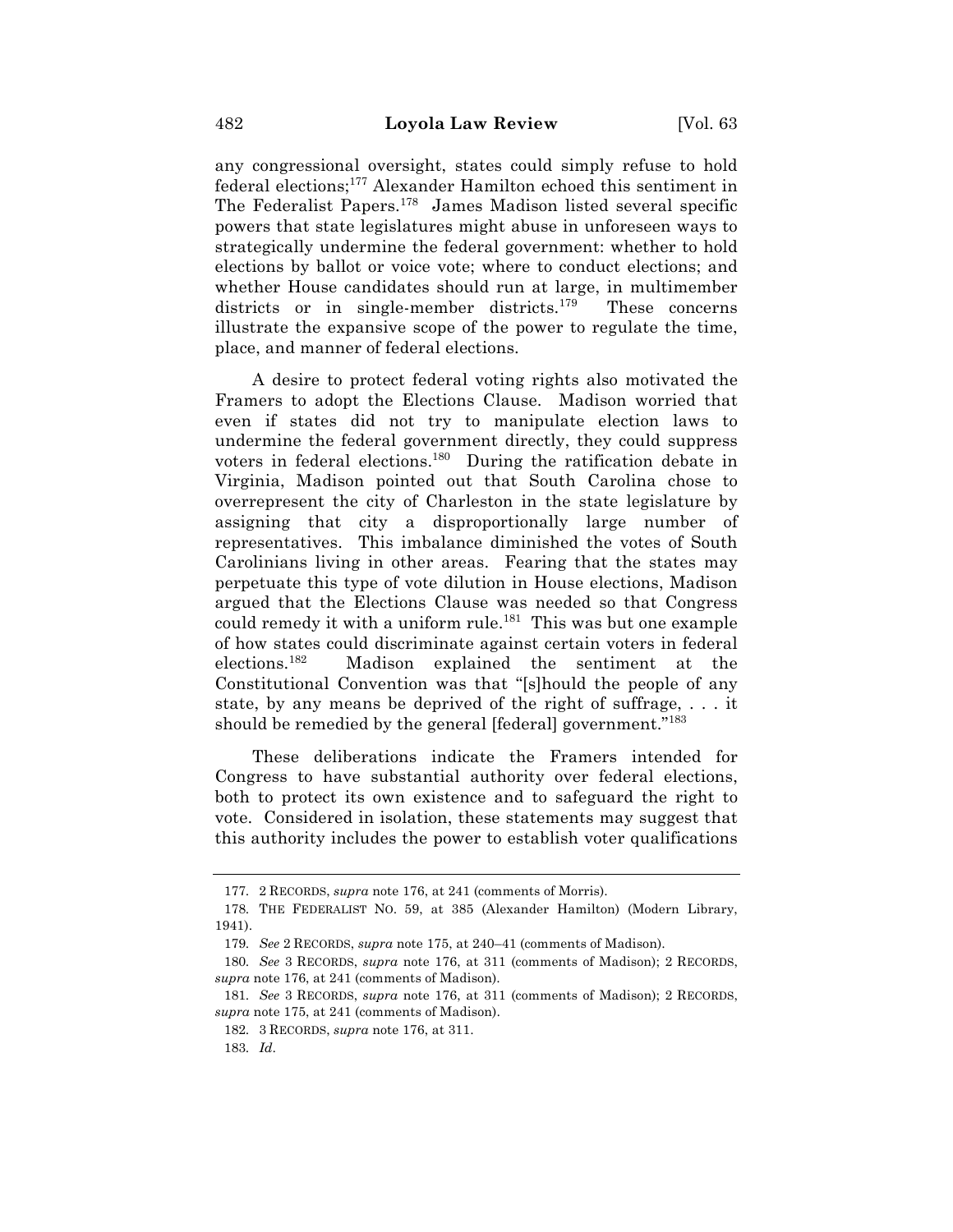any congressional oversight, states could simply refuse to hold federal elections;[177] Alexander Hamilton echoed this sentiment in The Federalist Papers.[178] James Madison listed several specific powers that state legislatures might abuse in unforeseen ways to strategically undermine the federal government: whether to hold elections by ballot or voice vote; where to conduct elections; and whether House candidates should run at large, in multimember districts or in single-member districts.[179] These concerns illustrate the expansive scope of the power to regulate the time, place, and manner of federal elections.

A desire to protect federal voting rights also motivated the Framers to adopt the Elections Clause. Madison worried that even if states did not try to manipulate election laws to undermine the federal government directly, they could suppress voters in federal elections.[180] During the ratification debate in Virginia, Madison pointed out that South Carolina chose to overrepresent the city of Charleston in the state legislature by assigning that city a disproportionally large number of representatives. This imbalance diminished the votes of South Carolinians living in other areas. Fearing that the states may perpetuate this type of vote dilution in House elections, Madison argued that the Elections Clause was needed so that Congress could remedy it with a uniform rule.[181] This was but one example of how states could discriminate against certain voters in federal elections.[182] Madison explained the sentiment at the Constitutional Convention was that "[s]hould the people of any state, by any means be deprived of the right of suffrage, . . . it should be remedied by the general [federal] government."[183]

These deliberations indicate the Framers intended for Congress to have substantial authority over federal elections, both to protect its own existence and to safeguard the right to vote. Considered in isolation, these statements may suggest that this authority includes the power to establish voter qualifications

---

177. 2 RECORDS, *supra* note 176, at 241 (comments of Morris).

178. THE FEDERALIST NO. 59, at 385 (Alexander Hamilton) (Modern Library, 1941).

179. *See* 2 RECORDS, *supra* note 175, at 240–41 (comments of Madison).

180. *See* 3 RECORDS, *supra* note 176, at 311 (comments of Madison); 2 RECORDS, *supra* note 176, at 241 (comments of Madison).

181. *See* 3 RECORDS, *supra* note 176, at 311 (comments of Madison); 2 RECORDS, *supra* note 175, at 241 (comments of Madison).

182. 3 RECORDS, *supra* note 176, at 311.

183. *Id*.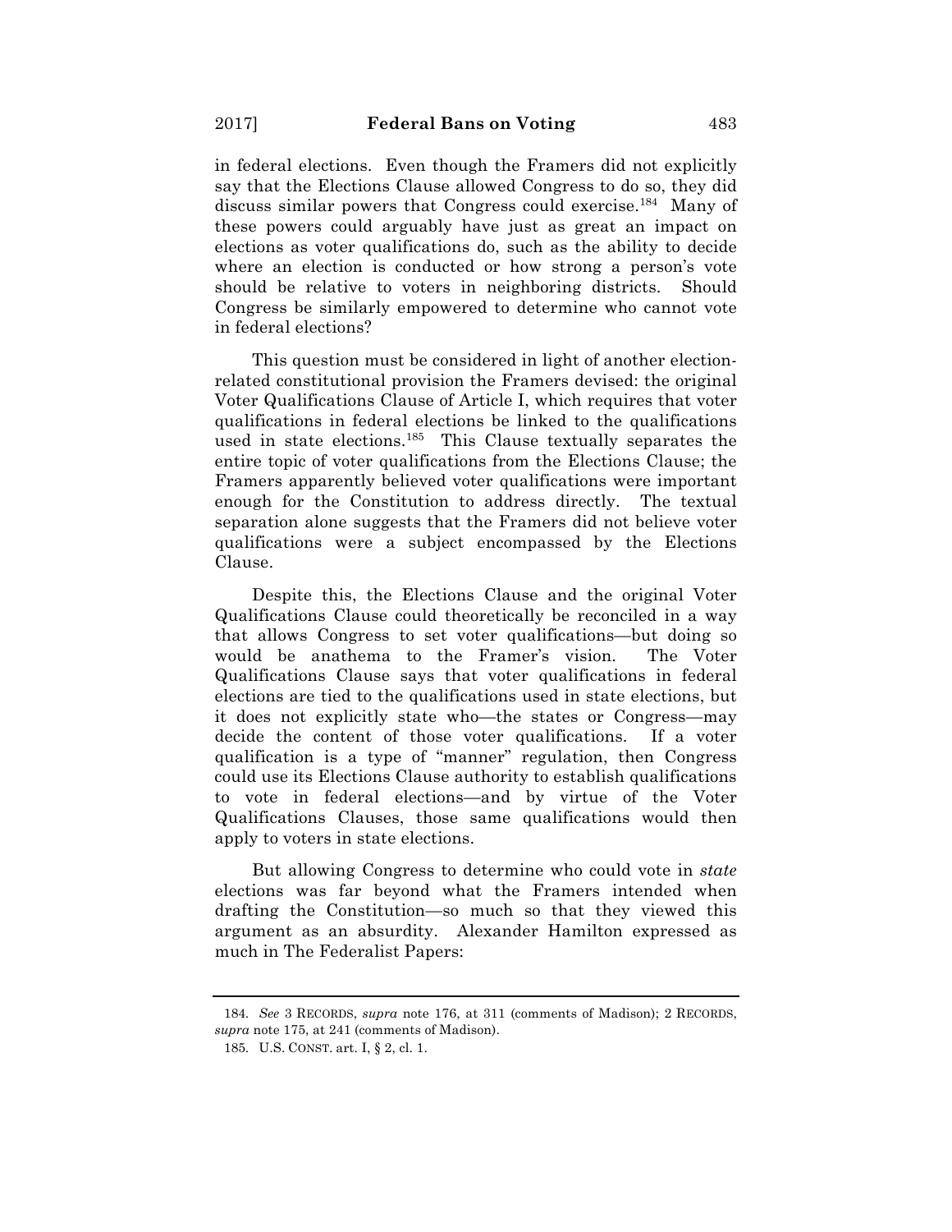in federal elections. Even though the Framers did not explicitly say that the Elections Clause allowed Congress to do so, they did discuss similar powers that Congress could exercise.[184] Many of these powers could arguably have just as great an impact on elections as voter qualifications do, such as the ability to decide where an election is conducted or how strong a person's vote should be relative to voters in neighboring districts. Should Congress be similarly empowered to determine who cannot vote in federal elections?

This question must be considered in light of another election-related constitutional provision the Framers devised: the original Voter Qualifications Clause of Article I, which requires that voter qualifications in federal elections be linked to the qualifications used in state elections.[185] This Clause textually separates the entire topic of voter qualifications from the Elections Clause; the Framers apparently believed voter qualifications were important enough for the Constitution to address directly. The textual separation alone suggests that the Framers did not believe voter qualifications were a subject encompassed by the Elections Clause.

Despite this, the Elections Clause and the original Voter Qualifications Clause could theoretically be reconciled in a way that allows Congress to set voter qualifications—but doing so would be anathema to the Framer's vision. The Voter Qualifications Clause says that voter qualifications in federal elections are tied to the qualifications used in state elections, but it does not explicitly state who—the states or Congress—may decide the content of those voter qualifications. If a voter qualification is a type of "manner" regulation, then Congress could use its Elections Clause authority to establish qualifications to vote in federal elections—and by virtue of the Voter Qualifications Clauses, those same qualifications would then apply to voters in state elections.

But allowing Congress to determine who could vote in *state* elections was far beyond what the Framers intended when drafting the Constitution—so much so that they viewed this argument as an absurdity. Alexander Hamilton expressed as much in The Federalist Papers:

---

184. *See* 3 RECORDS, *supra* note 176, at 311 (comments of Madison); 2 RECORDS, *supra* note 175, at 241 (comments of Madison).

185. U.S. CONST. art. I, § 2, cl. 1.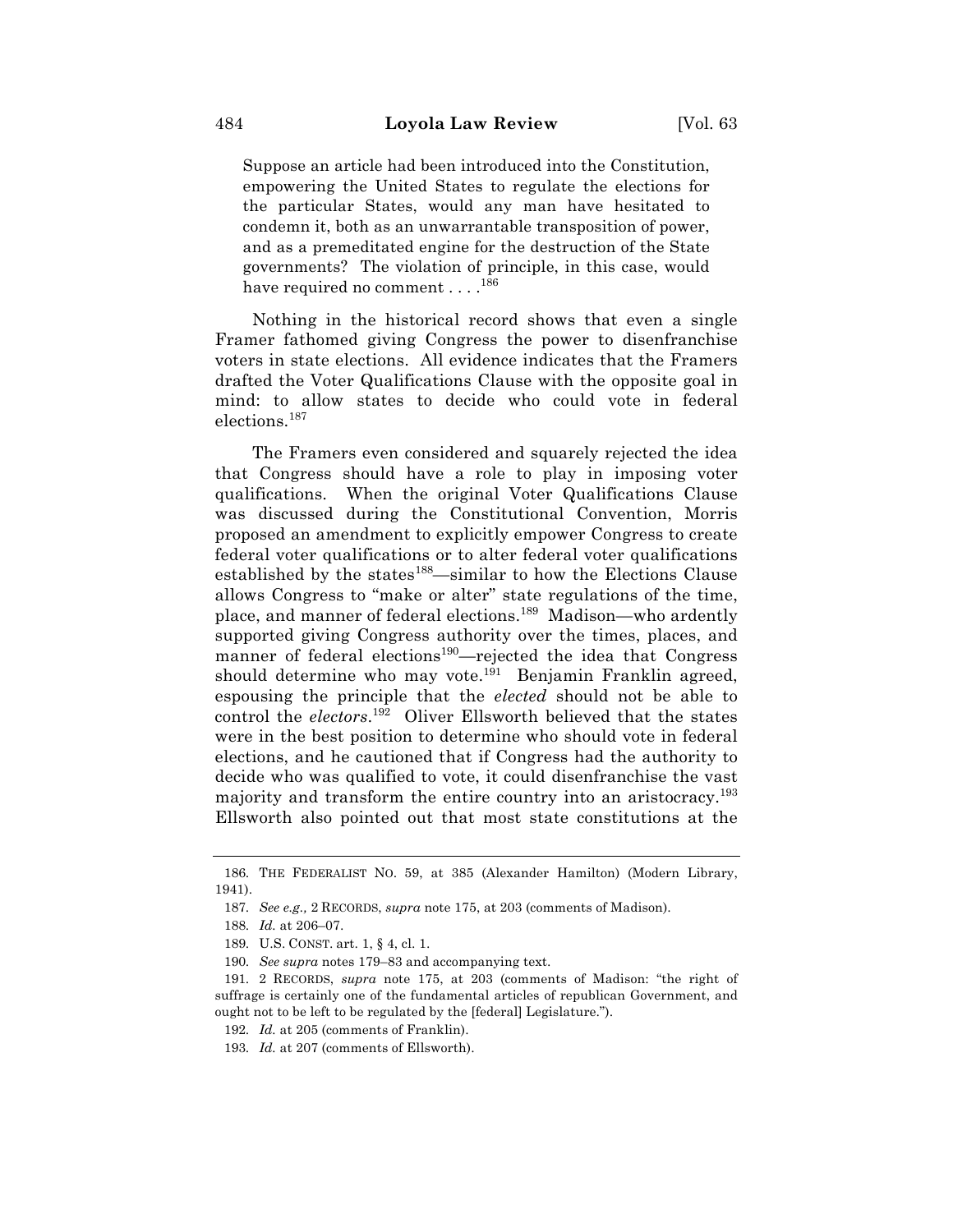> Suppose an article had been introduced into the Constitution, empowering the United States to regulate the elections for the particular States, would any man have hesitated to condemn it, both as an unwarrantable transposition of power, and as a premeditated engine for the destruction of the State governments? The violation of principle, in this case, would have required no comment . . . .[186]

Nothing in the historical record shows that even a single Framer fathomed giving Congress the power to disenfranchise voters in state elections. All evidence indicates that the Framers drafted the Voter Qualifications Clause with the opposite goal in mind: to allow states to decide who could vote in federal elections.[187]

The Framers even considered and squarely rejected the idea that Congress should have a role to play in imposing voter qualifications. When the original Voter Qualifications Clause was discussed during the Constitutional Convention, Morris proposed an amendment to explicitly empower Congress to create federal voter qualifications or to alter federal voter qualifications established by the states[188]—similar to how the Elections Clause allows Congress to "make or alter" state regulations of the time, place, and manner of federal elections.[189] Madison—who ardently supported giving Congress authority over the times, places, and manner of federal elections[190]—rejected the idea that Congress should determine who may vote.[191] Benjamin Franklin agreed, espousing the principle that the *elected* should not be able to control the *electors*.[192] Oliver Ellsworth believed that the states were in the best position to determine who should vote in federal elections, and he cautioned that if Congress had the authority to decide who was qualified to vote, it could disenfranchise the vast majority and transform the entire country into an aristocracy.[193] Ellsworth also pointed out that most state constitutions at the

---

186. THE FEDERALIST NO. 59, at 385 (Alexander Hamilton) (Modern Library, 1941).

187. *See e.g.,* 2 RECORDS, *supra* note 175, at 203 (comments of Madison).

188. *Id.* at 206–07.

189. U.S. CONST. art. 1, § 4, cl. 1.

190. *See supra* notes 179–83 and accompanying text.

191. 2 RECORDS, *supra* note 175, at 203 (comments of Madison: "the right of suffrage is certainly one of the fundamental articles of republican Government, and ought not to be left to be regulated by the [federal] Legislature.").

192. *Id.* at 205 (comments of Franklin).

193. *Id.* at 207 (comments of Ellsworth).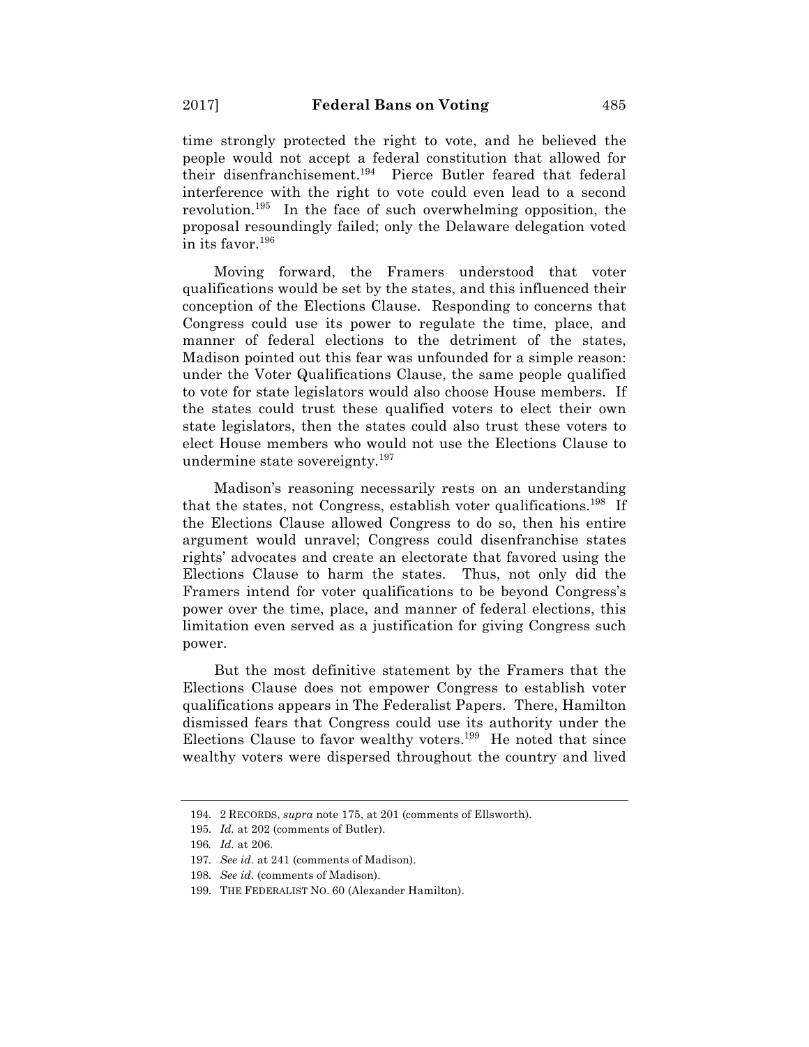time strongly protected the right to vote, and he believed the people would not accept a federal constitution that allowed for their disenfranchisement.[194] Pierce Butler feared that federal interference with the right to vote could even lead to a second revolution.[195] In the face of such overwhelming opposition, the proposal resoundingly failed; only the Delaware delegation voted in its favor.[196]

Moving forward, the Framers understood that voter qualifications would be set by the states, and this influenced their conception of the Elections Clause. Responding to concerns that Congress could use its power to regulate the time, place, and manner of federal elections to the detriment of the states, Madison pointed out this fear was unfounded for a simple reason: under the Voter Qualifications Clause, the same people qualified to vote for state legislators would also choose House members. If the states could trust these qualified voters to elect their own state legislators, then the states could also trust these voters to elect House members who would not use the Elections Clause to undermine state sovereignty.[197]

Madison's reasoning necessarily rests on an understanding that the states, not Congress, establish voter qualifications.[198] If the Elections Clause allowed Congress to do so, then his entire argument would unravel; Congress could disenfranchise states rights' advocates and create an electorate that favored using the Elections Clause to harm the states. Thus, not only did the Framers intend for voter qualifications to be beyond Congress's power over the time, place, and manner of federal elections, this limitation even served as a justification for giving Congress such power.

But the most definitive statement by the Framers that the Elections Clause does not empower Congress to establish voter qualifications appears in The Federalist Papers. There, Hamilton dismissed fears that Congress could use its authority under the Elections Clause to favor wealthy voters.[199] He noted that since wealthy voters were dispersed throughout the country and lived

---

194. 2 RECORDS, *supra* note 175, at 201 (comments of Ellsworth).

195. *Id.* at 202 (comments of Butler).

196. *Id.* at 206.

197. *See id.* at 241 (comments of Madison).

198. *See id.* (comments of Madison).

199. THE FEDERALIST NO. 60 (Alexander Hamilton).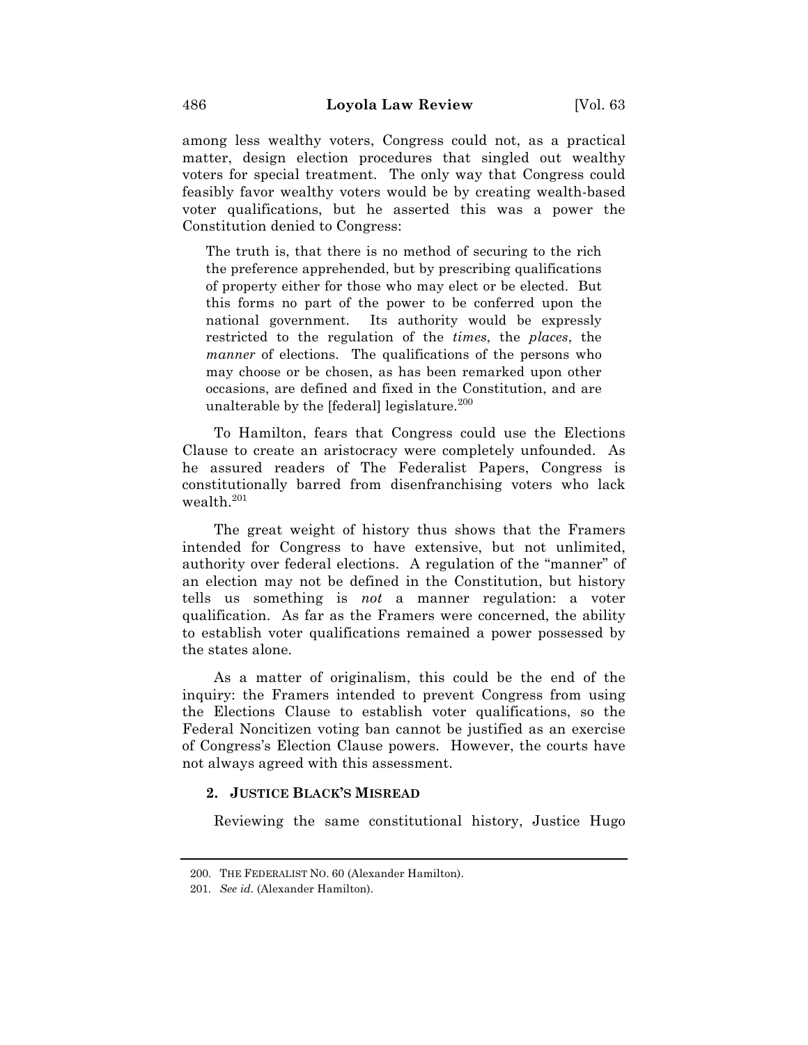among less wealthy voters, Congress could not, as a practical matter, design election procedures that singled out wealthy voters for special treatment. The only way that Congress could feasibly favor wealthy voters would be by creating wealth-based voter qualifications, but he asserted this was a power the Constitution denied to Congress:

> The truth is, that there is no method of securing to the rich the preference apprehended, but by prescribing qualifications of property either for those who may elect or be elected. But this forms no part of the power to be conferred upon the national government. Its authority would be expressly restricted to the regulation of the *times*, the *places*, the *manner* of elections. The qualifications of the persons who may choose or be chosen, as has been remarked upon other occasions, are defined and fixed in the Constitution, and are unalterable by the [federal] legislature.[200]

To Hamilton, fears that Congress could use the Elections Clause to create an aristocracy were completely unfounded. As he assured readers of The Federalist Papers, Congress is constitutionally barred from disenfranchising voters who lack wealth.[201]

The great weight of history thus shows that the Framers intended for Congress to have extensive, but not unlimited, authority over federal elections. A regulation of the "manner" of an election may not be defined in the Constitution, but history tells us something is *not* a manner regulation: a voter qualification. As far as the Framers were concerned, the ability to establish voter qualifications remained a power possessed by the states alone.

As a matter of originalism, this could be the end of the inquiry: the Framers intended to prevent Congress from using the Elections Clause to establish voter qualifications, so the Federal Noncitizen voting ban cannot be justified as an exercise of Congress's Election Clause powers. However, the courts have not always agreed with this assessment.

### 2. JUSTICE BLACK'S MISREAD

Reviewing the same constitutional history, Justice Hugo

---

200. THE FEDERALIST NO. 60 (Alexander Hamilton).

201. *See id.* (Alexander Hamilton).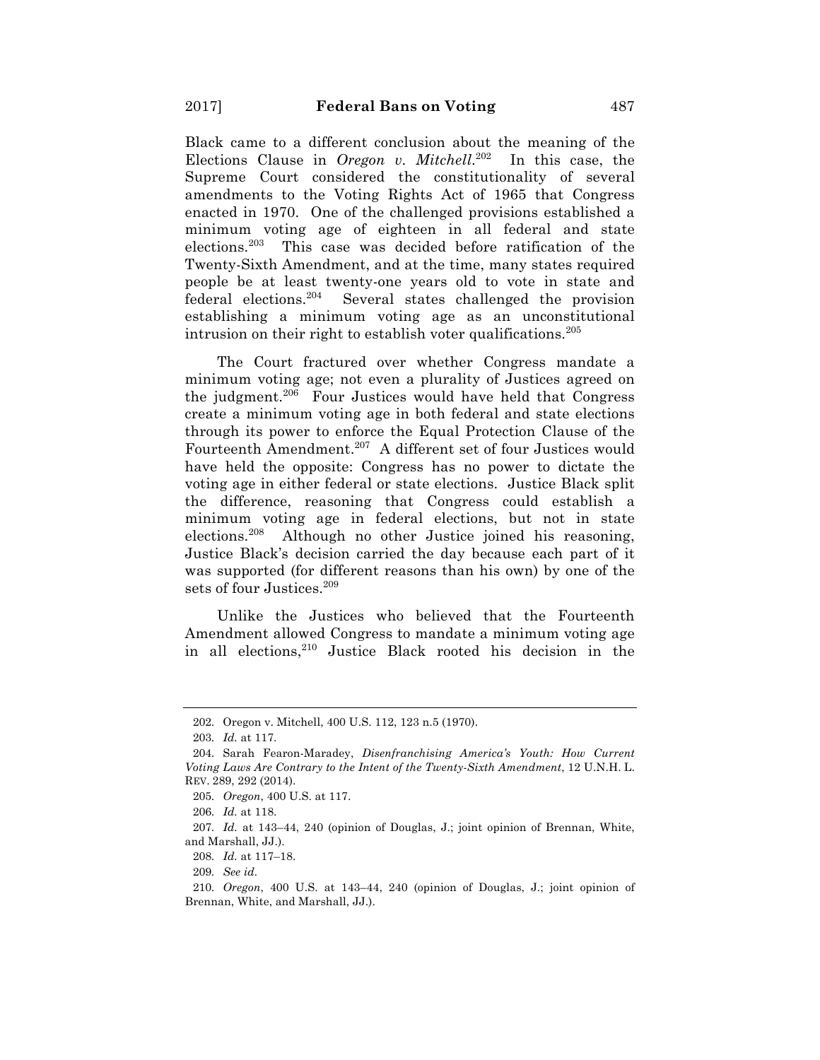Black came to a different conclusion about the meaning of the Elections Clause in *Oregon v. Mitchell*.[202] In this case, the Supreme Court considered the constitutionality of several amendments to the Voting Rights Act of 1965 that Congress enacted in 1970. One of the challenged provisions established a minimum voting age of eighteen in all federal and state elections.[203] This case was decided before ratification of the Twenty-Sixth Amendment, and at the time, many states required people be at least twenty-one years old to vote in state and federal elections.[204] Several states challenged the provision establishing a minimum voting age as an unconstitutional intrusion on their right to establish voter qualifications.[205]

The Court fractured over whether Congress mandate a minimum voting age; not even a plurality of Justices agreed on the judgment.[206] Four Justices would have held that Congress create a minimum voting age in both federal and state elections through its power to enforce the Equal Protection Clause of the Fourteenth Amendment.[207] A different set of four Justices would have held the opposite: Congress has no power to dictate the voting age in either federal or state elections. Justice Black split the difference, reasoning that Congress could establish a minimum voting age in federal elections, but not in state elections.[208] Although no other Justice joined his reasoning, Justice Black's decision carried the day because each part of it was supported (for different reasons than his own) by one of the sets of four Justices.[209]

Unlike the Justices who believed that the Fourteenth Amendment allowed Congress to mandate a minimum voting age in all elections,[210] Justice Black rooted his decision in the

---

202. Oregon v. Mitchell, 400 U.S. 112, 123 n.5 (1970).

203. *Id.* at 117.

204. Sarah Fearon-Maradey, *Disenfranchising America's Youth: How Current Voting Laws Are Contrary to the Intent of the Twenty-Sixth Amendment*, 12 U.N.H. L. REV. 289, 292 (2014).

205. *Oregon*, 400 U.S. at 117.

206. *Id.* at 118.

207. *Id.* at 143–44, 240 (opinion of Douglas, J.; joint opinion of Brennan, White, and Marshall, JJ.).

208. *Id.* at 117–18.

209. *See id*.

210. *Oregon*, 400 U.S. at 143–44, 240 (opinion of Douglas, J.; joint opinion of Brennan, White, and Marshall, JJ.).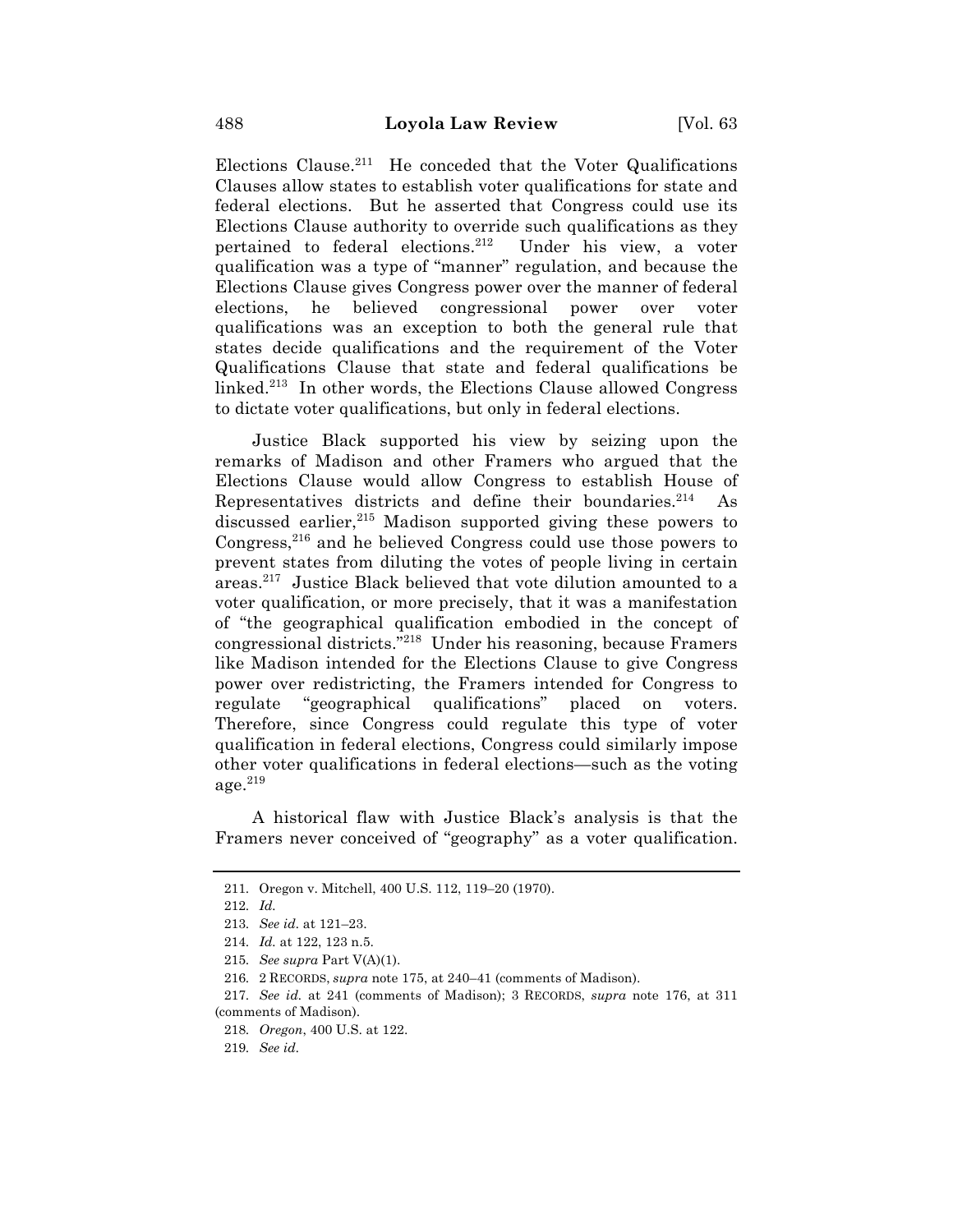Elections Clause.[211] He conceded that the Voter Qualifications Clauses allow states to establish voter qualifications for state and federal elections. But he asserted that Congress could use its Elections Clause authority to override such qualifications as they pertained to federal elections.[212] Under his view, a voter qualification was a type of "manner" regulation, and because the Elections Clause gives Congress power over the manner of federal elections, he believed congressional power over voter qualifications was an exception to both the general rule that states decide qualifications and the requirement of the Voter Qualifications Clause that state and federal qualifications be linked.[213] In other words, the Elections Clause allowed Congress to dictate voter qualifications, but only in federal elections.

Justice Black supported his view by seizing upon the remarks of Madison and other Framers who argued that the Elections Clause would allow Congress to establish House of Representatives districts and define their boundaries.[214] As discussed earlier,[215] Madison supported giving these powers to Congress,[216] and he believed Congress could use those powers to prevent states from diluting the votes of people living in certain areas.[217] Justice Black believed that vote dilution amounted to a voter qualification, or more precisely, that it was a manifestation of "the geographical qualification embodied in the concept of congressional districts."[218] Under his reasoning, because Framers like Madison intended for the Elections Clause to give Congress power over redistricting, the Framers intended for Congress to regulate "geographical qualifications" placed on voters. Therefore, since Congress could regulate this type of voter qualification in federal elections, Congress could similarly impose other voter qualifications in federal elections—such as the voting age.[219]

A historical flaw with Justice Black's analysis is that the Framers never conceived of "geography" as a voter qualification.

---

211. Oregon v. Mitchell, 400 U.S. 112, 119–20 (1970).

212. *Id.*

213. *See id.* at 121–23.

214. *Id.* at 122, 123 n.5.

215. *See supra* Part V(A)(1).

216. 2 RECORDS, *supra* note 175, at 240–41 (comments of Madison).

217. *See id.* at 241 (comments of Madison); 3 RECORDS, *supra* note 176, at 311 (comments of Madison).

218. *Oregon*, 400 U.S. at 122.

219. *See id.*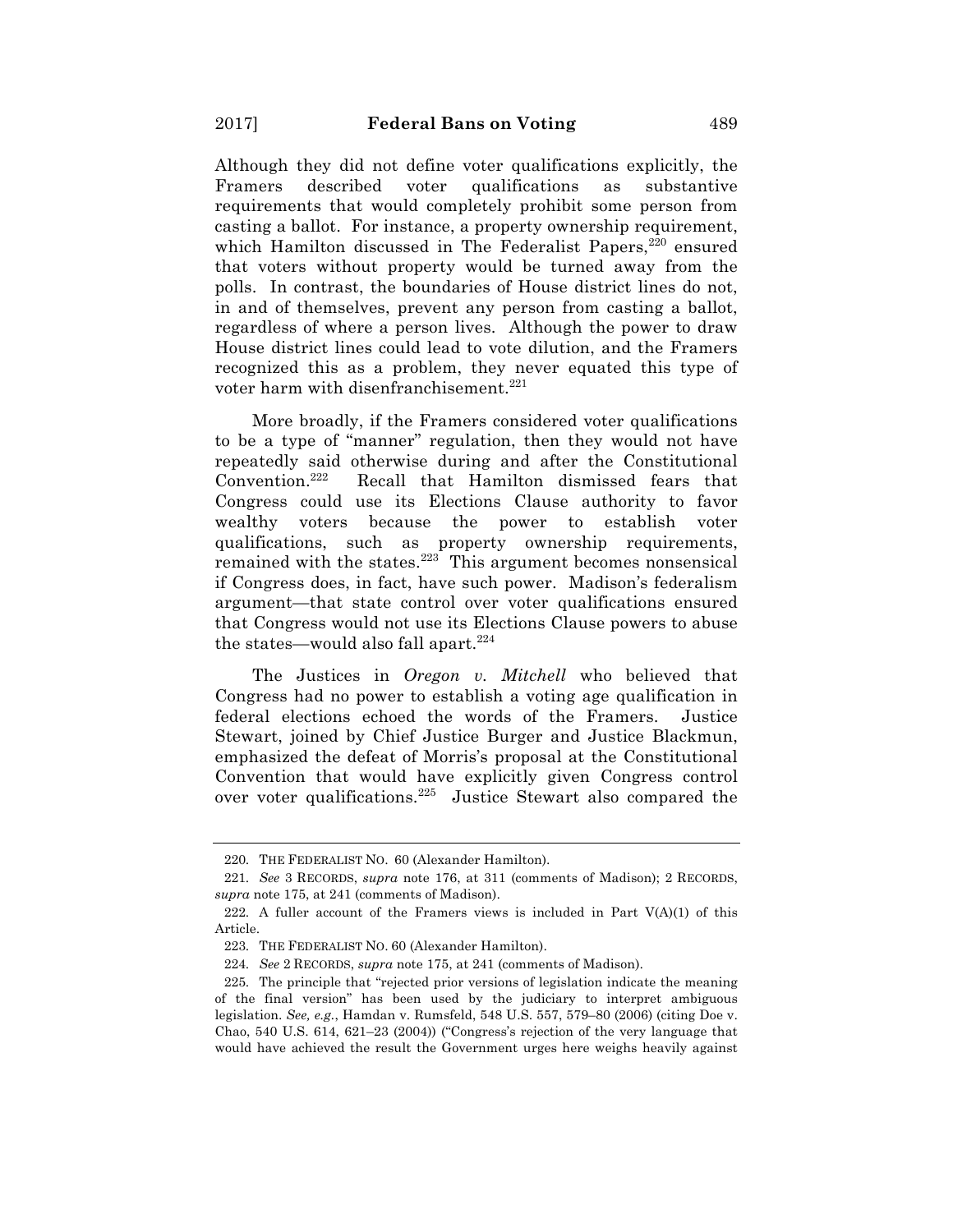Although they did not define voter qualifications explicitly, the Framers described voter qualifications as substantive requirements that would completely prohibit some person from casting a ballot. For instance, a property ownership requirement, which Hamilton discussed in The Federalist Papers,[220] ensured that voters without property would be turned away from the polls. In contrast, the boundaries of House district lines do not, in and of themselves, prevent any person from casting a ballot, regardless of where a person lives. Although the power to draw House district lines could lead to vote dilution, and the Framers recognized this as a problem, they never equated this type of voter harm with disenfranchisement.[221]

More broadly, if the Framers considered voter qualifications to be a type of "manner" regulation, then they would not have repeatedly said otherwise during and after the Constitutional Convention.[222] Recall that Hamilton dismissed fears that Congress could use its Elections Clause authority to favor wealthy voters because the power to establish voter qualifications, such as property ownership requirements, remained with the states.[223] This argument becomes nonsensical if Congress does, in fact, have such power. Madison's federalism argument—that state control over voter qualifications ensured that Congress would not use its Elections Clause powers to abuse the states—would also fall apart.[224]

The Justices in *Oregon v. Mitchell* who believed that Congress had no power to establish a voting age qualification in federal elections echoed the words of the Framers. Justice Stewart, joined by Chief Justice Burger and Justice Blackmun, emphasized the defeat of Morris's proposal at the Constitutional Convention that would have explicitly given Congress control over voter qualifications.[225] Justice Stewart also compared the

---

220. THE FEDERALIST NO. 60 (Alexander Hamilton).

221. *See* 3 RECORDS, *supra* note 176, at 311 (comments of Madison); 2 RECORDS, *supra* note 175, at 241 (comments of Madison).

222. A fuller account of the Framers views is included in Part V(A)(1) of this Article.

223. THE FEDERALIST NO. 60 (Alexander Hamilton).

224. *See* 2 RECORDS, *supra* note 175, at 241 (comments of Madison).

225. The principle that "rejected prior versions of legislation indicate the meaning of the final version" has been used by the judiciary to interpret ambiguous legislation. *See, e.g.*, Hamdan v. Rumsfeld, 548 U.S. 557, 579–80 (2006) (citing Doe v. Chao, 540 U.S. 614, 621–23 (2004)) ("Congress's rejection of the very language that would have achieved the result the Government urges here weighs heavily against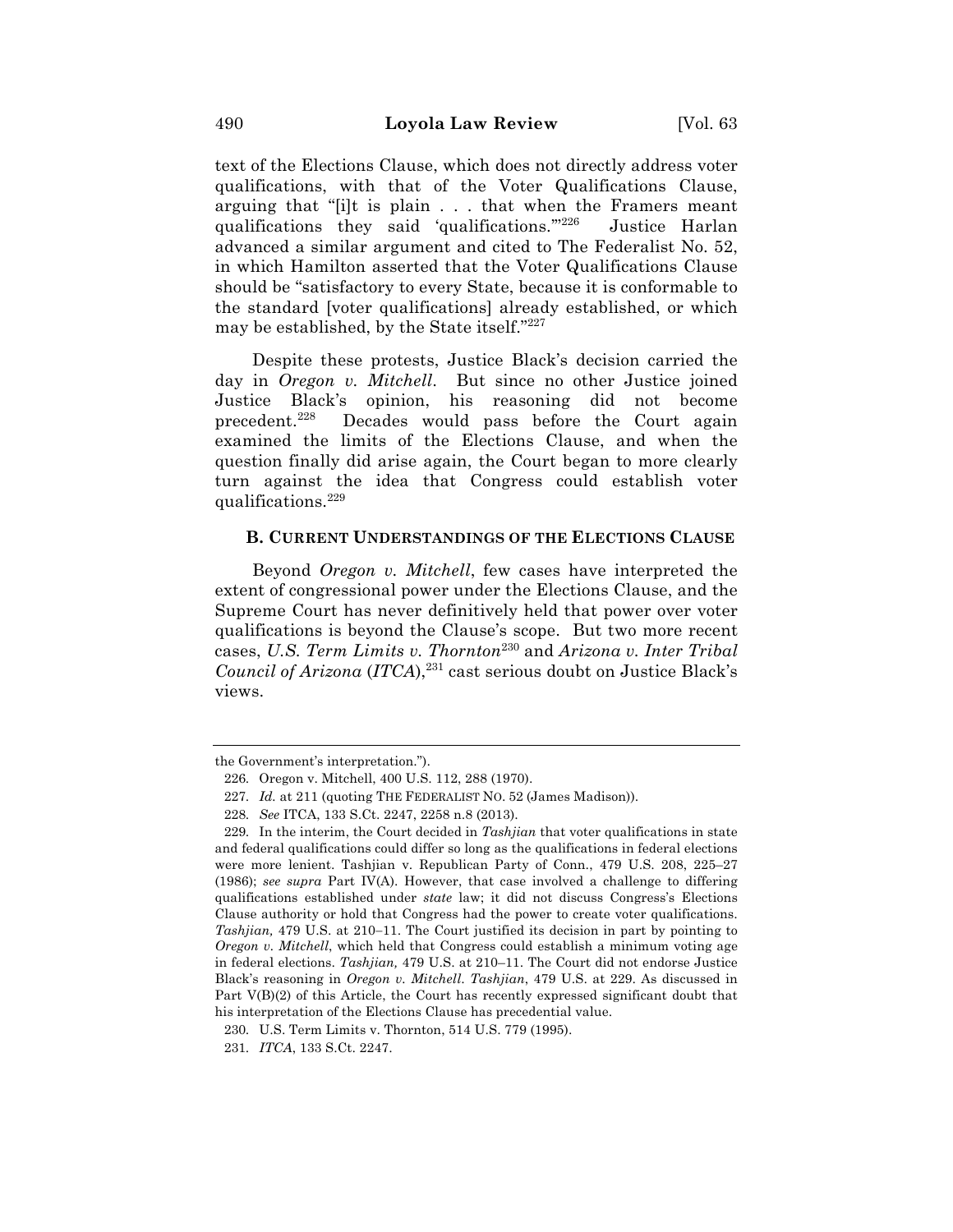text of the Elections Clause, which does not directly address voter qualifications, with that of the Voter Qualifications Clause, arguing that "[i]t is plain . . . that when the Framers meant qualifications they said 'qualifications.'"[226] Justice Harlan advanced a similar argument and cited to The Federalist No. 52, in which Hamilton asserted that the Voter Qualifications Clause should be "satisfactory to every State, because it is conformable to the standard [voter qualifications] already established, or which may be established, by the State itself."[227]

Despite these protests, Justice Black's decision carried the day in *Oregon v. Mitchell*. But since no other Justice joined Justice Black's opinion, his reasoning did not become precedent.[228] Decades would pass before the Court again examined the limits of the Elections Clause, and when the question finally did arise again, the Court began to more clearly turn against the idea that Congress could establish voter qualifications.[229]

### B. Current Understandings of the Elections Clause

Beyond *Oregon v. Mitchell*, few cases have interpreted the extent of congressional power under the Elections Clause, and the Supreme Court has never definitively held that power over voter qualifications is beyond the Clause's scope. But two more recent cases, *U.S. Term Limits v. Thornton*[230] and *Arizona v. Inter Tribal Council of Arizona* (*ITCA*),[231] cast serious doubt on Justice Black's views.

---

the Government's interpretation.").

226. Oregon v. Mitchell, 400 U.S. 112, 288 (1970).

227. *Id.* at 211 (quoting THE FEDERALIST NO. 52 (James Madison)).

228. *See* ITCA, 133 S.Ct. 2247, 2258 n.8 (2013).

229. In the interim, the Court decided in *Tashjian* that voter qualifications in state and federal qualifications could differ so long as the qualifications in federal elections were more lenient. Tashjian v. Republican Party of Conn., 479 U.S. 208, 225–27 (1986); *see supra* Part IV(A). However, that case involved a challenge to differing qualifications established under *state* law; it did not discuss Congress's Elections Clause authority or hold that Congress had the power to create voter qualifications. *Tashjian,* 479 U.S. at 210–11. The Court justified its decision in part by pointing to *Oregon v. Mitchell*, which held that Congress could establish a minimum voting age in federal elections. *Tashjian,* 479 U.S. at 210–11. The Court did not endorse Justice Black's reasoning in *Oregon v. Mitchell*. *Tashjian*, 479 U.S. at 229. As discussed in Part V(B)(2) of this Article, the Court has recently expressed significant doubt that his interpretation of the Elections Clause has precedential value.

230. U.S. Term Limits v. Thornton, 514 U.S. 779 (1995).

231. *ITCA*, 133 S.Ct. 2247.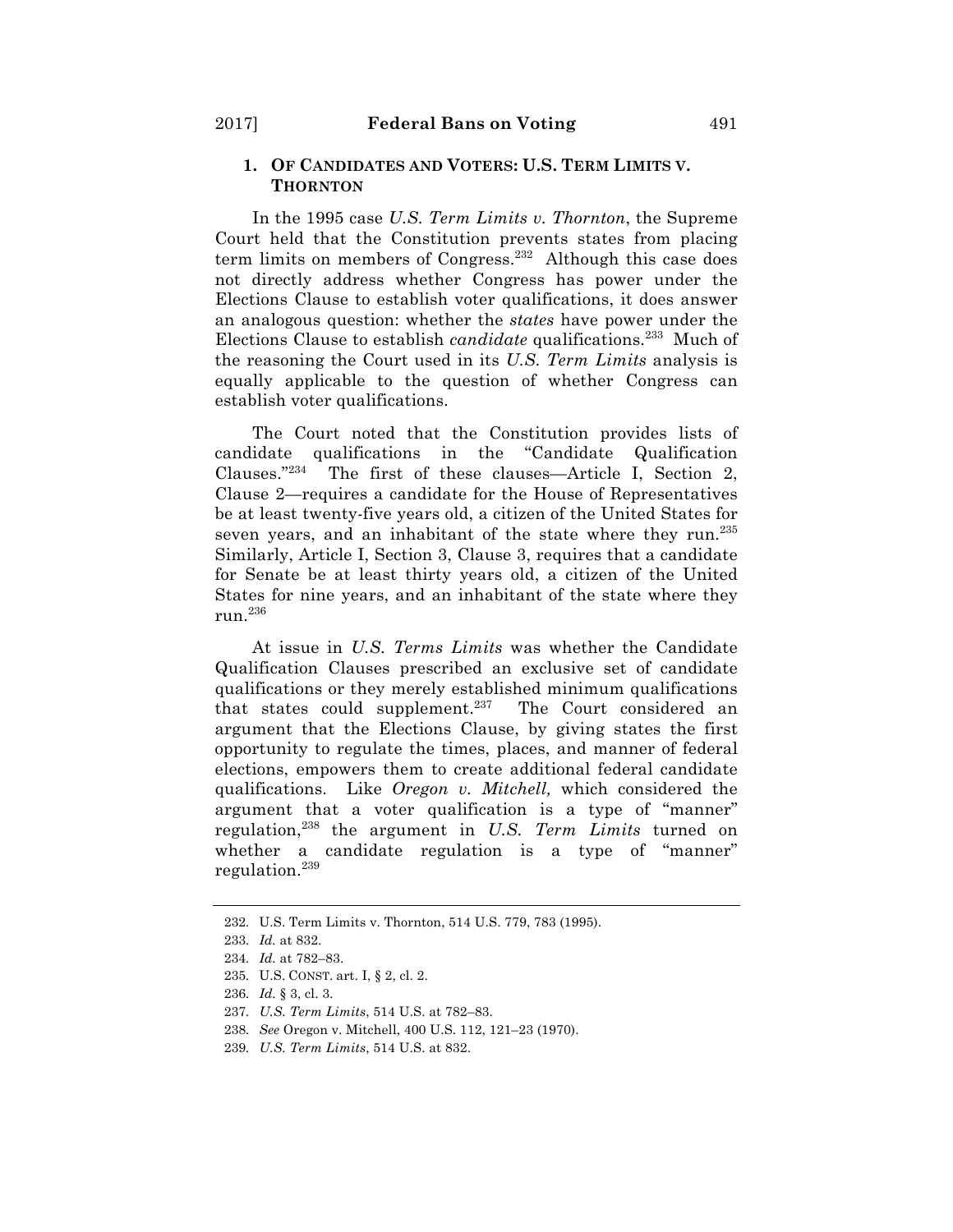### 1. OF CANDIDATES AND VOTERS: U.S. TERM LIMITS V. THORNTON

In the 1995 case *U.S. Term Limits v. Thornton*, the Supreme Court held that the Constitution prevents states from placing term limits on members of Congress.[232] Although this case does not directly address whether Congress has power under the Elections Clause to establish voter qualifications, it does answer an analogous question: whether the *states* have power under the Elections Clause to establish *candidate* qualifications.[233] Much of the reasoning the Court used in its *U.S. Term Limits* analysis is equally applicable to the question of whether Congress can establish voter qualifications.

The Court noted that the Constitution provides lists of candidate qualifications in the "Candidate Qualification Clauses."[234] The first of these clauses—Article I, Section 2, Clause 2—requires a candidate for the House of Representatives be at least twenty-five years old, a citizen of the United States for seven years, and an inhabitant of the state where they run.[235] Similarly, Article I, Section 3, Clause 3, requires that a candidate for Senate be at least thirty years old, a citizen of the United States for nine years, and an inhabitant of the state where they run.[236]

At issue in *U.S. Terms Limits* was whether the Candidate Qualification Clauses prescribed an exclusive set of candidate qualifications or they merely established minimum qualifications that states could supplement.[237] The Court considered an argument that the Elections Clause, by giving states the first opportunity to regulate the times, places, and manner of federal elections, empowers them to create additional federal candidate qualifications. Like *Oregon v. Mitchell,* which considered the argument that a voter qualification is a type of "manner" regulation,[238] the argument in *U.S. Term Limits* turned on whether a candidate regulation is a type of "manner" regulation.[239]

---

232. U.S. Term Limits v. Thornton, 514 U.S. 779, 783 (1995).

233. *Id.* at 832.

234. *Id.* at 782–83.

235. U.S. CONST. art. I, § 2, cl. 2.

236. *Id.* § 3, cl. 3.

237. *U.S. Term Limits*, 514 U.S. at 782–83.

238. *See* Oregon v. Mitchell, 400 U.S. 112, 121–23 (1970).

239. *U.S. Term Limits*, 514 U.S. at 832.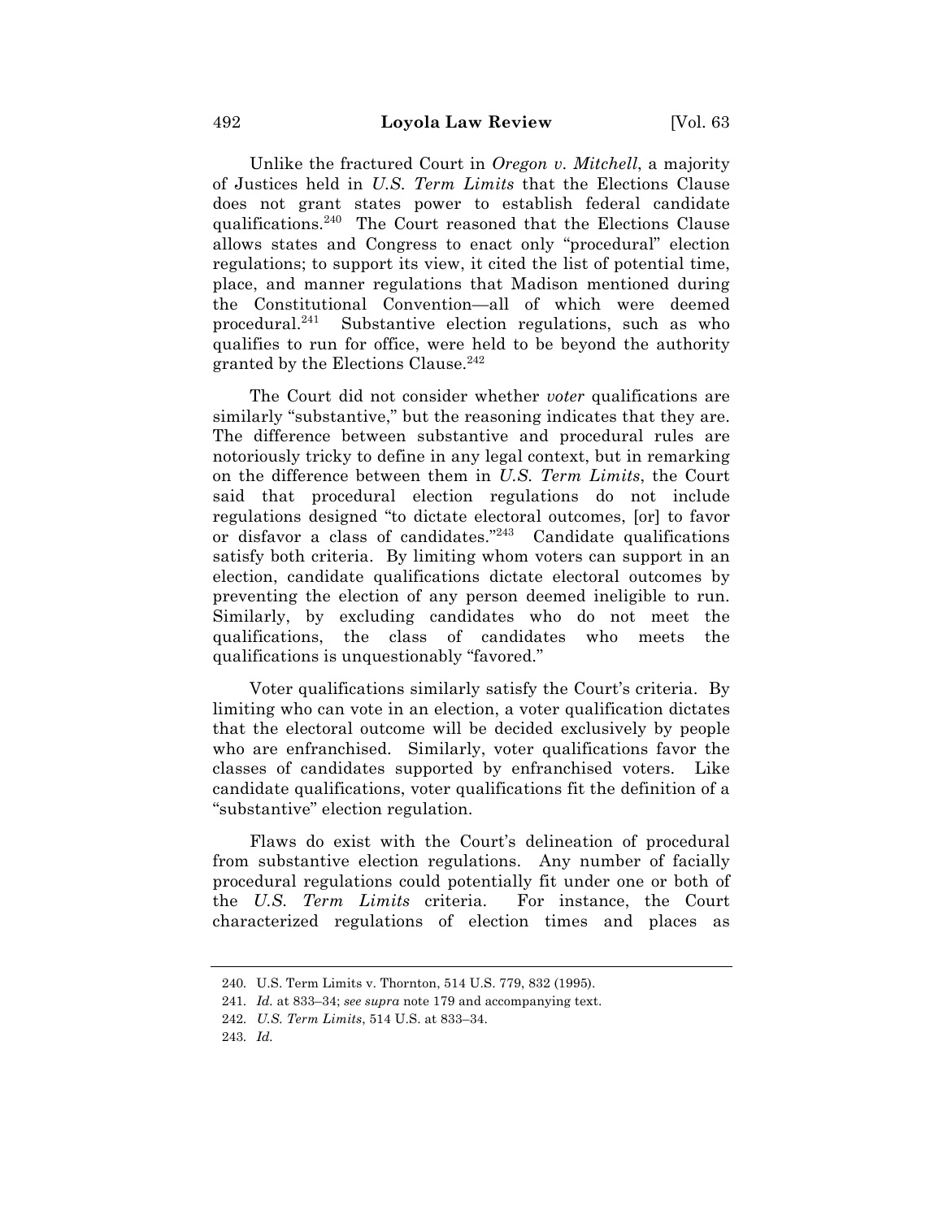Unlike the fractured Court in *Oregon v. Mitchell*, a majority of Justices held in *U.S. Term Limits* that the Elections Clause does not grant states power to establish federal candidate qualifications.[240] The Court reasoned that the Elections Clause allows states and Congress to enact only "procedural" election regulations; to support its view, it cited the list of potential time, place, and manner regulations that Madison mentioned during the Constitutional Convention—all of which were deemed procedural.[241] Substantive election regulations, such as who qualifies to run for office, were held to be beyond the authority granted by the Elections Clause.[242]

The Court did not consider whether *voter* qualifications are similarly "substantive," but the reasoning indicates that they are. The difference between substantive and procedural rules are notoriously tricky to define in any legal context, but in remarking on the difference between them in *U.S. Term Limits*, the Court said that procedural election regulations do not include regulations designed "to dictate electoral outcomes, [or] to favor or disfavor a class of candidates."[243] Candidate qualifications satisfy both criteria. By limiting whom voters can support in an election, candidate qualifications dictate electoral outcomes by preventing the election of any person deemed ineligible to run. Similarly, by excluding candidates who do not meet the qualifications, the class of candidates who meets the qualifications is unquestionably "favored."

Voter qualifications similarly satisfy the Court's criteria. By limiting who can vote in an election, a voter qualification dictates that the electoral outcome will be decided exclusively by people who are enfranchised. Similarly, voter qualifications favor the classes of candidates supported by enfranchised voters. Like candidate qualifications, voter qualifications fit the definition of a "substantive" election regulation.

Flaws do exist with the Court's delineation of procedural from substantive election regulations. Any number of facially procedural regulations could potentially fit under one or both of the *U.S. Term Limits* criteria. For instance, the Court characterized regulations of election times and places as

---

240. U.S. Term Limits v. Thornton, 514 U.S. 779, 832 (1995).

241. *Id.* at 833–34; *see supra* note 179 and accompanying text.

242. *U.S. Term Limits*, 514 U.S. at 833–34.

243. *Id.*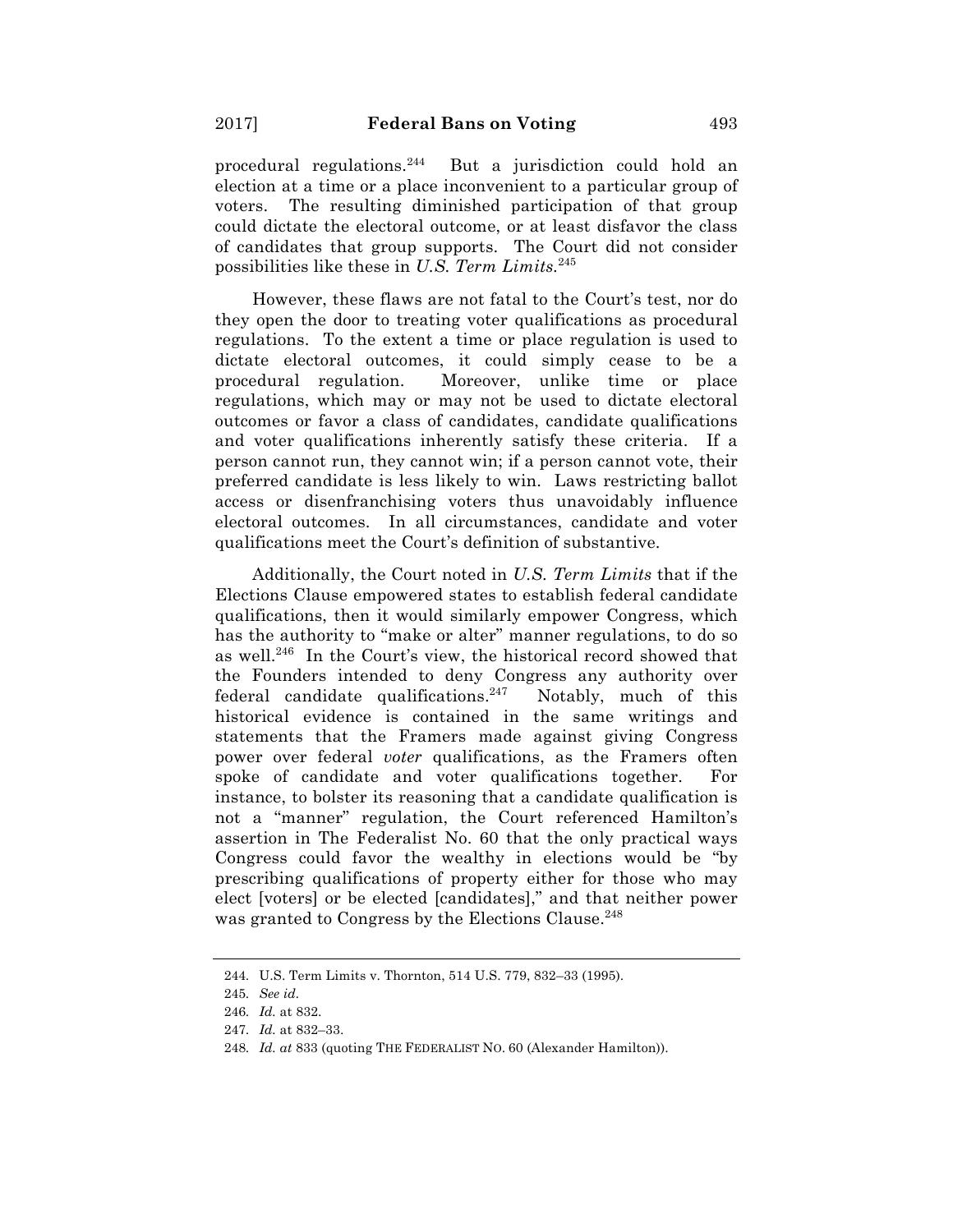procedural regulations.[244] But a jurisdiction could hold an election at a time or a place inconvenient to a particular group of voters. The resulting diminished participation of that group could dictate the electoral outcome, or at least disfavor the class of candidates that group supports. The Court did not consider possibilities like these in *U.S. Term Limits*.[245]

However, these flaws are not fatal to the Court's test, nor do they open the door to treating voter qualifications as procedural regulations. To the extent a time or place regulation is used to dictate electoral outcomes, it could simply cease to be a procedural regulation. Moreover, unlike time or place regulations, which may or may not be used to dictate electoral outcomes or favor a class of candidates, candidate qualifications and voter qualifications inherently satisfy these criteria. If a person cannot run, they cannot win; if a person cannot vote, their preferred candidate is less likely to win. Laws restricting ballot access or disenfranchising voters thus unavoidably influence electoral outcomes. In all circumstances, candidate and voter qualifications meet the Court's definition of substantive.

Additionally, the Court noted in *U.S. Term Limits* that if the Elections Clause empowered states to establish federal candidate qualifications, then it would similarly empower Congress, which has the authority to "make or alter" manner regulations, to do so as well.[246] In the Court's view, the historical record showed that the Founders intended to deny Congress any authority over federal candidate qualifications.[247] Notably, much of this historical evidence is contained in the same writings and statements that the Framers made against giving Congress power over federal *voter* qualifications, as the Framers often spoke of candidate and voter qualifications together. For instance, to bolster its reasoning that a candidate qualification is not a "manner" regulation, the Court referenced Hamilton's assertion in The Federalist No. 60 that the only practical ways Congress could favor the wealthy in elections would be "by prescribing qualifications of property either for those who may elect [voters] or be elected [candidates]," and that neither power was granted to Congress by the Elections Clause.[248]

---

244. U.S. Term Limits v. Thornton, 514 U.S. 779, 832–33 (1995).

245. *See id.*

246. *Id.* at 832.

247. *Id.* at 832–33.

248. *Id. at* 833 (quoting THE FEDERALIST NO. 60 (Alexander Hamilton)).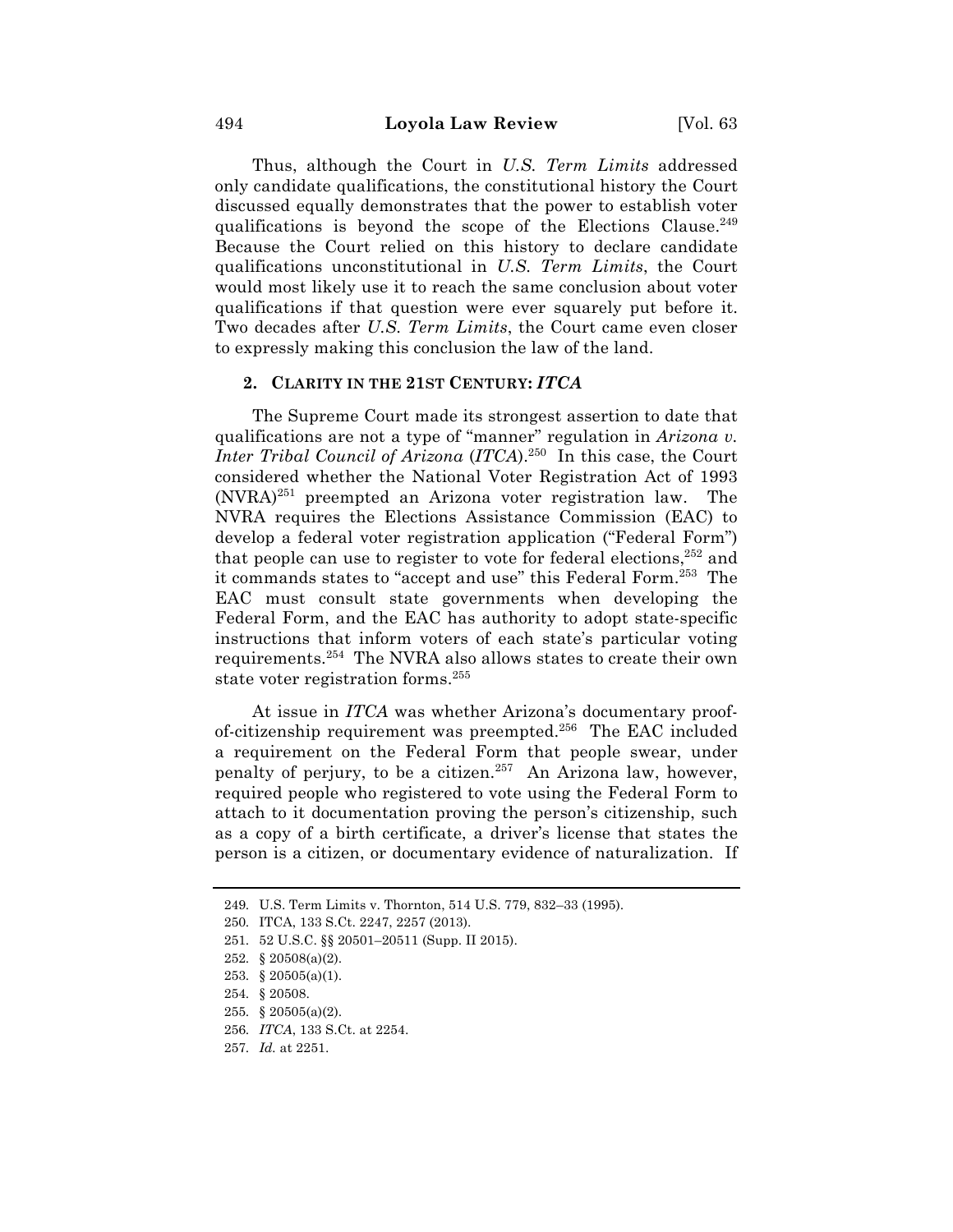Thus, although the Court in *U.S. Term Limits* addressed only candidate qualifications, the constitutional history the Court discussed equally demonstrates that the power to establish voter qualifications is beyond the scope of the Elections Clause.[249] Because the Court relied on this history to declare candidate qualifications unconstitutional in *U.S. Term Limits*, the Court would most likely use it to reach the same conclusion about voter qualifications if that question were ever squarely put before it. Two decades after *U.S. Term Limits*, the Court came even closer to expressly making this conclusion the law of the land.

### 2. CLARITY IN THE 21ST CENTURY: *ITCA*

The Supreme Court made its strongest assertion to date that qualifications are not a type of "manner" regulation in *Arizona v. Inter Tribal Council of Arizona* (*ITCA*).[250] In this case, the Court considered whether the National Voter Registration Act of 1993 (NVRA)[251] preempted an Arizona voter registration law. The NVRA requires the Elections Assistance Commission (EAC) to develop a federal voter registration application ("Federal Form") that people can use to register to vote for federal elections,[252] and it commands states to "accept and use" this Federal Form.[253] The EAC must consult state governments when developing the Federal Form, and the EAC has authority to adopt state-specific instructions that inform voters of each state's particular voting requirements.[254] The NVRA also allows states to create their own state voter registration forms.[255]

At issue in *ITCA* was whether Arizona's documentary proof-of-citizenship requirement was preempted.[256] The EAC included a requirement on the Federal Form that people swear, under penalty of perjury, to be a citizen.[257] An Arizona law, however, required people who registered to vote using the Federal Form to attach to it documentation proving the person's citizenship, such as a copy of a birth certificate, a driver's license that states the person is a citizen, or documentary evidence of naturalization. If

---

249. U.S. Term Limits v. Thornton, 514 U.S. 779, 832–33 (1995).

250. ITCA, 133 S.Ct. 2247, 2257 (2013).

251. 52 U.S.C. §§ 20501–20511 (Supp. II 2015).

252. § 20508(a)(2).

253. § 20505(a)(1).

254. § 20508.

255. § 20505(a)(2).

256. *ITCA*, 133 S.Ct. at 2254.

257. *Id.* at 2251.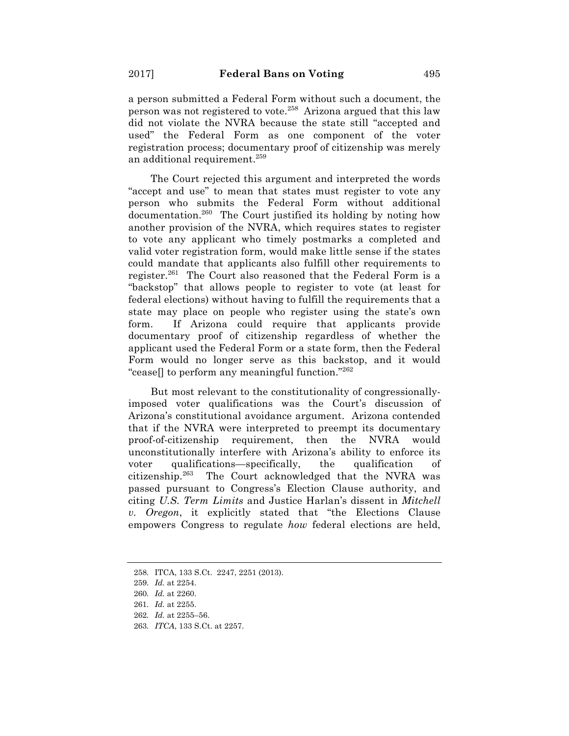a person submitted a Federal Form without such a document, the person was not registered to vote.[258] Arizona argued that this law did not violate the NVRA because the state still "accepted and used" the Federal Form as one component of the voter registration process; documentary proof of citizenship was merely an additional requirement.[259]

The Court rejected this argument and interpreted the words "accept and use" to mean that states must register to vote any person who submits the Federal Form without additional documentation.[260] The Court justified its holding by noting how another provision of the NVRA, which requires states to register to vote any applicant who timely postmarks a completed and valid voter registration form, would make little sense if the states could mandate that applicants also fulfill other requirements to register.[261] The Court also reasoned that the Federal Form is a "backstop" that allows people to register to vote (at least for federal elections) without having to fulfill the requirements that a state may place on people who register using the state's own form. If Arizona could require that applicants provide documentary proof of citizenship regardless of whether the applicant used the Federal Form or a state form, then the Federal Form would no longer serve as this backstop, and it would "cease[] to perform any meaningful function."[262]

But most relevant to the constitutionality of congressionally-imposed voter qualifications was the Court's discussion of Arizona's constitutional avoidance argument. Arizona contended that if the NVRA were interpreted to preempt its documentary proof-of-citizenship requirement, then the NVRA would unconstitutionally interfere with Arizona's ability to enforce its voter qualifications—specifically, the qualification of citizenship.[263] The Court acknowledged that the NVRA was passed pursuant to Congress's Election Clause authority, and citing *U.S. Term Limits* and Justice Harlan's dissent in *Mitchell v. Oregon*, it explicitly stated that "the Elections Clause empowers Congress to regulate *how* federal elections are held,

---

258. ITCA, 133 S.Ct. 2247, 2251 (2013).

259. *Id.* at 2254.

260. *Id.* at 2260.

261. *Id.* at 2255.

262. *Id.* at 2255–56.

263. *ITCA*, 133 S.Ct. at 2257.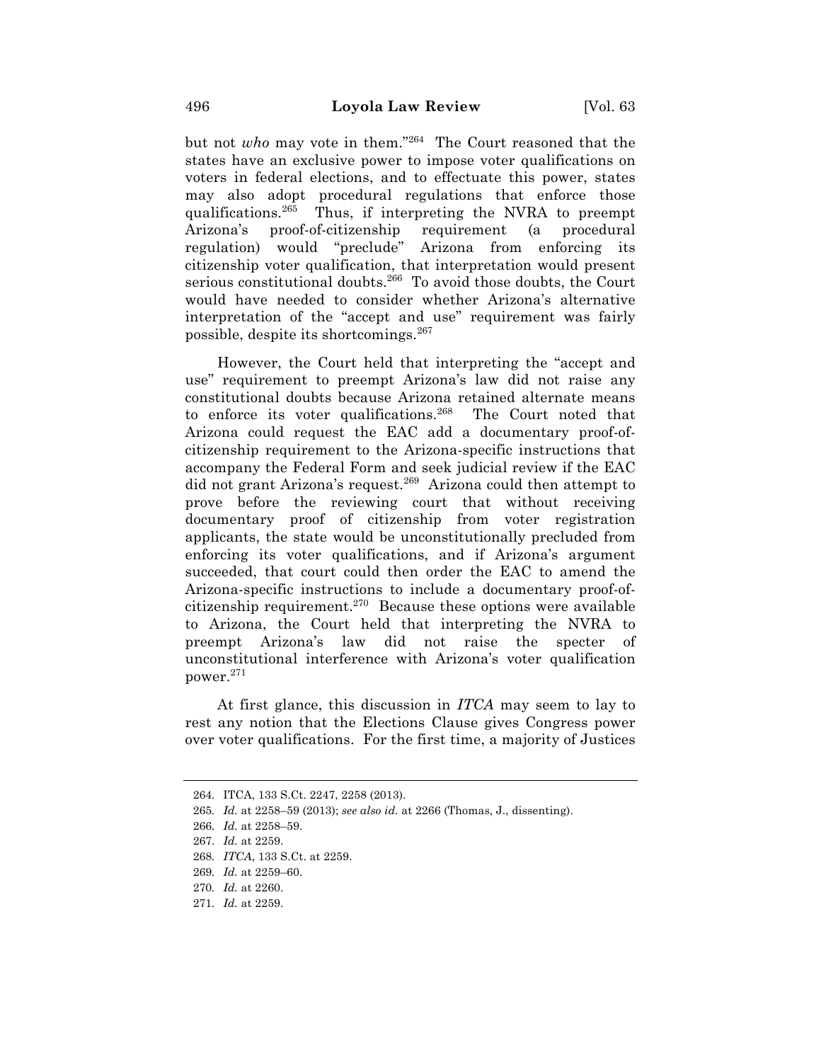but not *who* may vote in them."[264] The Court reasoned that the states have an exclusive power to impose voter qualifications on voters in federal elections, and to effectuate this power, states may also adopt procedural regulations that enforce those qualifications.[265] Thus, if interpreting the NVRA to preempt Arizona's proof-of-citizenship requirement (a procedural regulation) would "preclude" Arizona from enforcing its citizenship voter qualification, that interpretation would present serious constitutional doubts.[266] To avoid those doubts, the Court would have needed to consider whether Arizona's alternative interpretation of the "accept and use" requirement was fairly possible, despite its shortcomings.[267]

However, the Court held that interpreting the "accept and use" requirement to preempt Arizona's law did not raise any constitutional doubts because Arizona retained alternate means to enforce its voter qualifications.[268] The Court noted that Arizona could request the EAC add a documentary proof-of-citizenship requirement to the Arizona-specific instructions that accompany the Federal Form and seek judicial review if the EAC did not grant Arizona's request.[269] Arizona could then attempt to prove before the reviewing court that without receiving documentary proof of citizenship from voter registration applicants, the state would be unconstitutionally precluded from enforcing its voter qualifications, and if Arizona's argument succeeded, that court could then order the EAC to amend the Arizona-specific instructions to include a documentary proof-of-citizenship requirement.[270] Because these options were available to Arizona, the Court held that interpreting the NVRA to preempt Arizona's law did not raise the specter of unconstitutional interference with Arizona's voter qualification power.[271]

At first glance, this discussion in *ITCA* may seem to lay to rest any notion that the Elections Clause gives Congress power over voter qualifications. For the first time, a majority of Justices

---

264. ITCA, 133 S.Ct. 2247, 2258 (2013).

265. *Id.* at 2258–59 (2013); *see also id.* at 2266 (Thomas, J., dissenting).

266. *Id.* at 2258–59.

267. *Id.* at 2259.

268. *ITCA*, 133 S.Ct. at 2259.

269. *Id.* at 2259–60.

270. *Id.* at 2260.

271. *Id.* at 2259.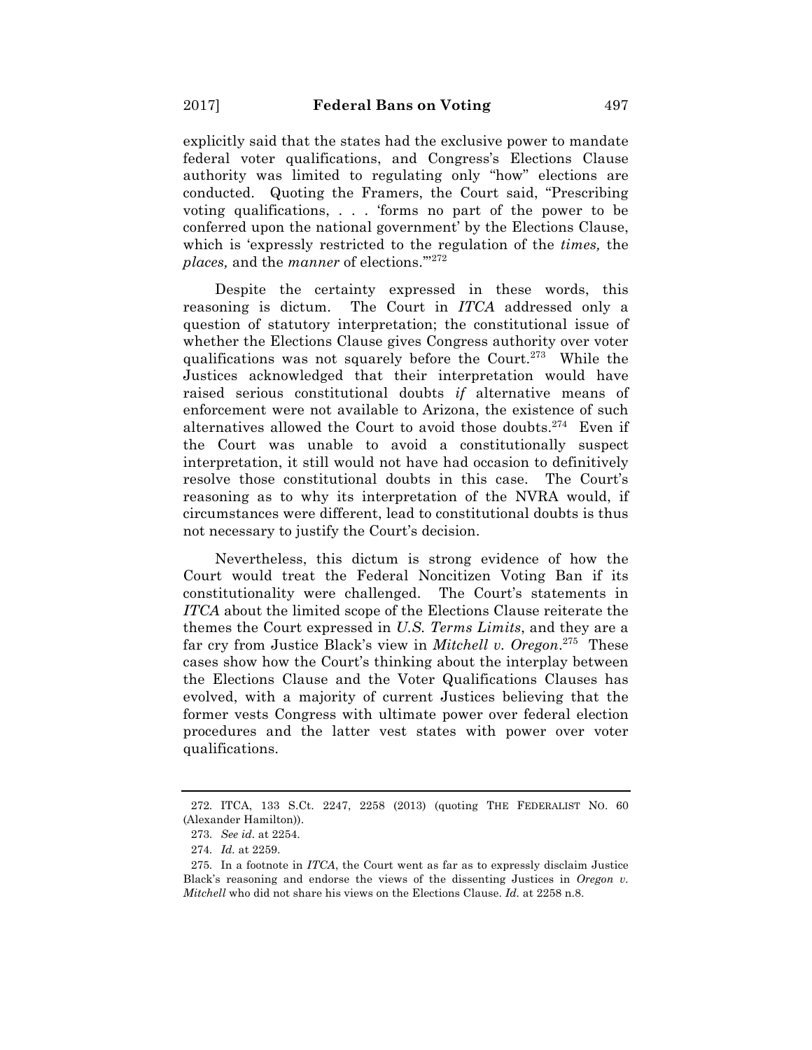explicitly said that the states had the exclusive power to mandate federal voter qualifications, and Congress's Elections Clause authority was limited to regulating only "how" elections are conducted. Quoting the Framers, the Court said, "Prescribing voting qualifications, . . . 'forms no part of the power to be conferred upon the national government' by the Elections Clause, which is 'expressly restricted to the regulation of the *times,* the *places,* and the *manner* of elections.'"[272]

Despite the certainty expressed in these words, this reasoning is dictum. The Court in *ITCA* addressed only a question of statutory interpretation; the constitutional issue of whether the Elections Clause gives Congress authority over voter qualifications was not squarely before the Court.[273] While the Justices acknowledged that their interpretation would have raised serious constitutional doubts *if* alternative means of enforcement were not available to Arizona, the existence of such alternatives allowed the Court to avoid those doubts.[274] Even if the Court was unable to avoid a constitutionally suspect interpretation, it still would not have had occasion to definitively resolve those constitutional doubts in this case. The Court's reasoning as to why its interpretation of the NVRA would, if circumstances were different, lead to constitutional doubts is thus not necessary to justify the Court's decision.

Nevertheless, this dictum is strong evidence of how the Court would treat the Federal Noncitizen Voting Ban if its constitutionality were challenged. The Court's statements in *ITCA* about the limited scope of the Elections Clause reiterate the themes the Court expressed in *U.S. Terms Limits*, and they are a far cry from Justice Black's view in *Mitchell v. Oregon*.[275] These cases show how the Court's thinking about the interplay between the Elections Clause and the Voter Qualifications Clauses has evolved, with a majority of current Justices believing that the former vests Congress with ultimate power over federal election procedures and the latter vest states with power over voter qualifications.

---

272. ITCA, 133 S.Ct. 2247, 2258 (2013) (quoting THE FEDERALIST NO. 60 (Alexander Hamilton)).

273. *See id.* at 2254.

274. *Id.* at 2259.

275. In a footnote in *ITCA*, the Court went as far as to expressly disclaim Justice Black's reasoning and endorse the views of the dissenting Justices in *Oregon v. Mitchell* who did not share his views on the Elections Clause. *Id.* at 2258 n.8.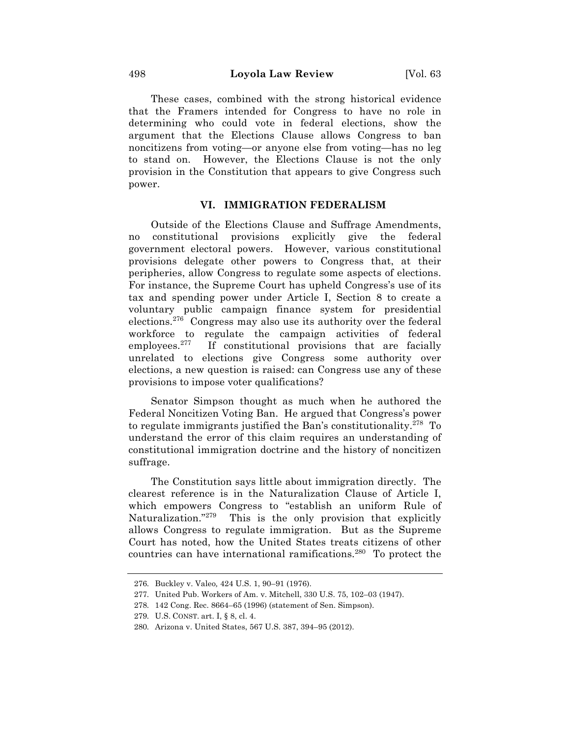These cases, combined with the strong historical evidence that the Framers intended for Congress to have no role in determining who could vote in federal elections, show the argument that the Elections Clause allows Congress to ban noncitizens from voting—or anyone else from voting—has no leg to stand on. However, the Elections Clause is not the only provision in the Constitution that appears to give Congress such power.

## VI. IMMIGRATION FEDERALISM

Outside of the Elections Clause and Suffrage Amendments, no constitutional provisions explicitly give the federal government electoral powers. However, various constitutional provisions delegate other powers to Congress that, at their peripheries, allow Congress to regulate some aspects of elections. For instance, the Supreme Court has upheld Congress's use of its tax and spending power under Article I, Section 8 to create a voluntary public campaign finance system for presidential elections.[276] Congress may also use its authority over the federal workforce to regulate the campaign activities of federal employees.[277] If constitutional provisions that are facially unrelated to elections give Congress some authority over elections, a new question is raised: can Congress use any of these provisions to impose voter qualifications?

Senator Simpson thought as much when he authored the Federal Noncitizen Voting Ban. He argued that Congress's power to regulate immigrants justified the Ban's constitutionality.[278] To understand the error of this claim requires an understanding of constitutional immigration doctrine and the history of noncitizen suffrage.

The Constitution says little about immigration directly. The clearest reference is in the Naturalization Clause of Article I, which empowers Congress to "establish an uniform Rule of Naturalization."[279] This is the only provision that explicitly allows Congress to regulate immigration. But as the Supreme Court has noted, how the United States treats citizens of other countries can have international ramifications.[280] To protect the

---

276. Buckley v. Valeo*,* 424 U.S. 1, 90–91 (1976).

277. United Pub. Workers of Am. v. Mitchell, 330 U.S. 75, 102–03 (1947).

278. 142 Cong. Rec. 8664–65 (1996) (statement of Sen. Simpson).

279. U.S. CONST. art. I, § 8, cl. 4.

280. Arizona v. United States, 567 U.S. 387, 394–95 (2012).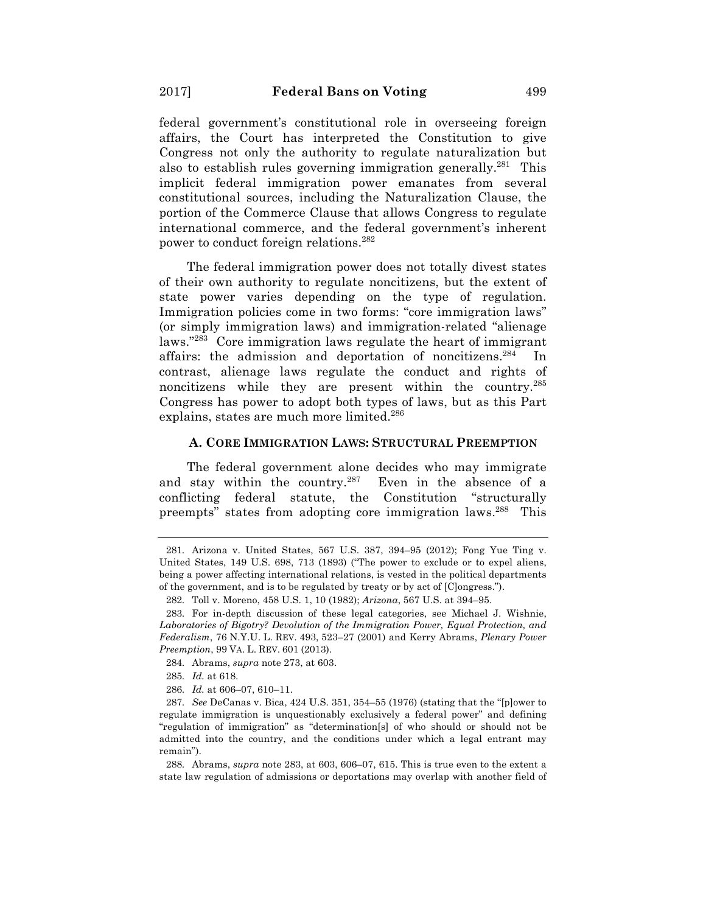federal government's constitutional role in overseeing foreign affairs, the Court has interpreted the Constitution to give Congress not only the authority to regulate naturalization but also to establish rules governing immigration generally.[281] This implicit federal immigration power emanates from several constitutional sources, including the Naturalization Clause, the portion of the Commerce Clause that allows Congress to regulate international commerce, and the federal government's inherent power to conduct foreign relations.[282]

The federal immigration power does not totally divest states of their own authority to regulate noncitizens, but the extent of state power varies depending on the type of regulation. Immigration policies come in two forms: "core immigration laws" (or simply immigration laws) and immigration-related "alienage laws."[283] Core immigration laws regulate the heart of immigrant affairs: the admission and deportation of noncitizens.[284] In contrast, alienage laws regulate the conduct and rights of noncitizens while they are present within the country.[285] Congress has power to adopt both types of laws, but as this Part explains, states are much more limited.[286]

### A. Core Immigration Laws: Structural Preemption

The federal government alone decides who may immigrate and stay within the country.[287] Even in the absence of a conflicting federal statute, the Constitution "structurally preempts" states from adopting core immigration laws.[288] This

---

281. Arizona v. United States, 567 U.S. 387, 394–95 (2012); Fong Yue Ting v. United States, 149 U.S. 698, 713 (1893) ("The power to exclude or to expel aliens, being a power affecting international relations, is vested in the political departments of the government, and is to be regulated by treaty or by act of [C]ongress.").

282. Toll v. Moreno, 458 U.S. 1, 10 (1982); *Arizona*, 567 U.S. at 394–95.

283. For in-depth discussion of these legal categories, see Michael J. Wishnie, *Laboratories of Bigotry? Devolution of the Immigration Power, Equal Protection, and Federalism*, 76 N.Y.U. L. REV. 493, 523–27 (2001) and Kerry Abrams, *Plenary Power Preemption*, 99 VA. L. REV. 601 (2013).

284. Abrams, *supra* note 273, at 603.

285. *Id.* at 618.

286. *Id.* at 606–07, 610–11.

287. *See* DeCanas v. Bica, 424 U.S. 351, 354–55 (1976) (stating that the "[p]ower to regulate immigration is unquestionably exclusively a federal power" and defining "regulation of immigration" as "determination[s] of who should or should not be admitted into the country, and the conditions under which a legal entrant may remain").

288. Abrams, *supra* note 283, at 603, 606–07, 615. This is true even to the extent a state law regulation of admissions or deportations may overlap with another field of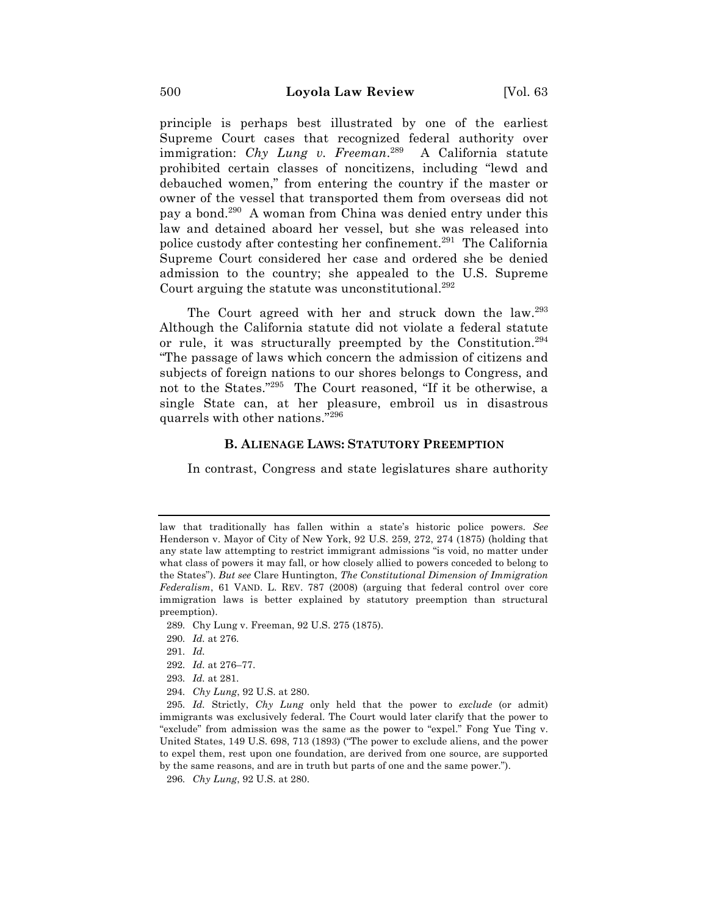principle is perhaps best illustrated by one of the earliest Supreme Court cases that recognized federal authority over immigration: *Chy Lung v. Freeman*.[289] A California statute prohibited certain classes of noncitizens, including "lewd and debauched women," from entering the country if the master or owner of the vessel that transported them from overseas did not pay a bond.[290] A woman from China was denied entry under this law and detained aboard her vessel, but she was released into police custody after contesting her confinement.[291] The California Supreme Court considered her case and ordered she be denied admission to the country; she appealed to the U.S. Supreme Court arguing the statute was unconstitutional.[292]

The Court agreed with her and struck down the law.[293] Although the California statute did not violate a federal statute or rule, it was structurally preempted by the Constitution.[294] "The passage of laws which concern the admission of citizens and subjects of foreign nations to our shores belongs to Congress, and not to the States."[295] The Court reasoned, "If it be otherwise, a single State can, at her pleasure, embroil us in disastrous quarrels with other nations."[296]

### B. ALIENAGE LAWS: STATUTORY PREEMPTION

In contrast, Congress and state legislatures share authority

---

law that traditionally has fallen within a state's historic police powers. *See* Henderson v. Mayor of City of New York, 92 U.S. 259, 272, 274 (1875) (holding that any state law attempting to restrict immigrant admissions "is void, no matter under what class of powers it may fall, or how closely allied to powers conceded to belong to the States"). *But see* Clare Huntington, *The Constitutional Dimension of Immigration Federalism*, 61 VAND. L. REV. 787 (2008) (arguing that federal control over core immigration laws is better explained by statutory preemption than structural preemption).

289. Chy Lung v. Freeman, 92 U.S. 275 (1875).

290. *Id.* at 276.

291. *Id.*

292. *Id.* at 276–77.

293. *Id.* at 281.

294. *Chy Lung*, 92 U.S. at 280.

295. *Id.* Strictly, *Chy Lung* only held that the power to *exclude* (or admit) immigrants was exclusively federal. The Court would later clarify that the power to "exclude" from admission was the same as the power to "expel." Fong Yue Ting v. United States, 149 U.S. 698, 713 (1893) ("The power to exclude aliens, and the power to expel them, rest upon one foundation, are derived from one source, are supported by the same reasons, and are in truth but parts of one and the same power.").

296. *Chy Lung*, 92 U.S. at 280.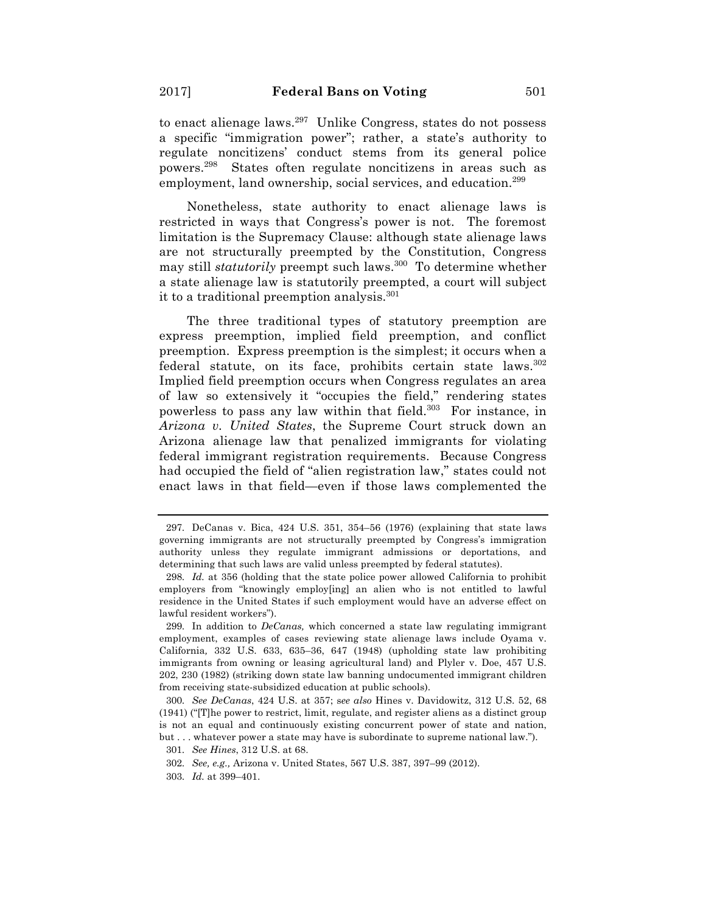to enact alienage laws.[297] Unlike Congress, states do not possess a specific "immigration power"; rather, a state's authority to regulate noncitizens' conduct stems from its general police powers.[298] States often regulate noncitizens in areas such as employment, land ownership, social services, and education.[299]

Nonetheless, state authority to enact alienage laws is restricted in ways that Congress's power is not. The foremost limitation is the Supremacy Clause: although state alienage laws are not structurally preempted by the Constitution, Congress may still *statutorily* preempt such laws.[300] To determine whether a state alienage law is statutorily preempted, a court will subject it to a traditional preemption analysis.[301]

The three traditional types of statutory preemption are express preemption, implied field preemption, and conflict preemption. Express preemption is the simplest; it occurs when a federal statute, on its face, prohibits certain state laws.[302] Implied field preemption occurs when Congress regulates an area of law so extensively it "occupies the field," rendering states powerless to pass any law within that field.[303] For instance, in *Arizona v. United States*, the Supreme Court struck down an Arizona alienage law that penalized immigrants for violating federal immigrant registration requirements. Because Congress had occupied the field of "alien registration law," states could not enact laws in that field—even if those laws complemented the

---

297. DeCanas v. Bica, 424 U.S. 351, 354–56 (1976) (explaining that state laws governing immigrants are not structurally preempted by Congress's immigration authority unless they regulate immigrant admissions or deportations, and determining that such laws are valid unless preempted by federal statutes).

298. *Id.* at 356 (holding that the state police power allowed California to prohibit employers from "knowingly employ[ing] an alien who is not entitled to lawful residence in the United States if such employment would have an adverse effect on lawful resident workers").

299. In addition to *DeCanas,* which concerned a state law regulating immigrant employment, examples of cases reviewing state alienage laws include Oyama v. California*,* 332 U.S. 633, 635–36, 647 (1948) (upholding state law prohibiting immigrants from owning or leasing agricultural land) and Plyler v. Doe, 457 U.S. 202, 230 (1982) (striking down state law banning undocumented immigrant children from receiving state-subsidized education at public schools).

300. *See DeCanas*, 424 U.S. at 357; *see also* Hines v. Davidowitz, 312 U.S. 52, 68 (1941) ("[T]he power to restrict, limit, regulate, and register aliens as a distinct group is not an equal and continuously existing concurrent power of state and nation, but . . . whatever power a state may have is subordinate to supreme national law.").

301. *See Hines*, 312 U.S. at 68.

302. *See, e.g.,* Arizona v. United States, 567 U.S. 387, 397–99 (2012).

303. *Id.* at 399–401.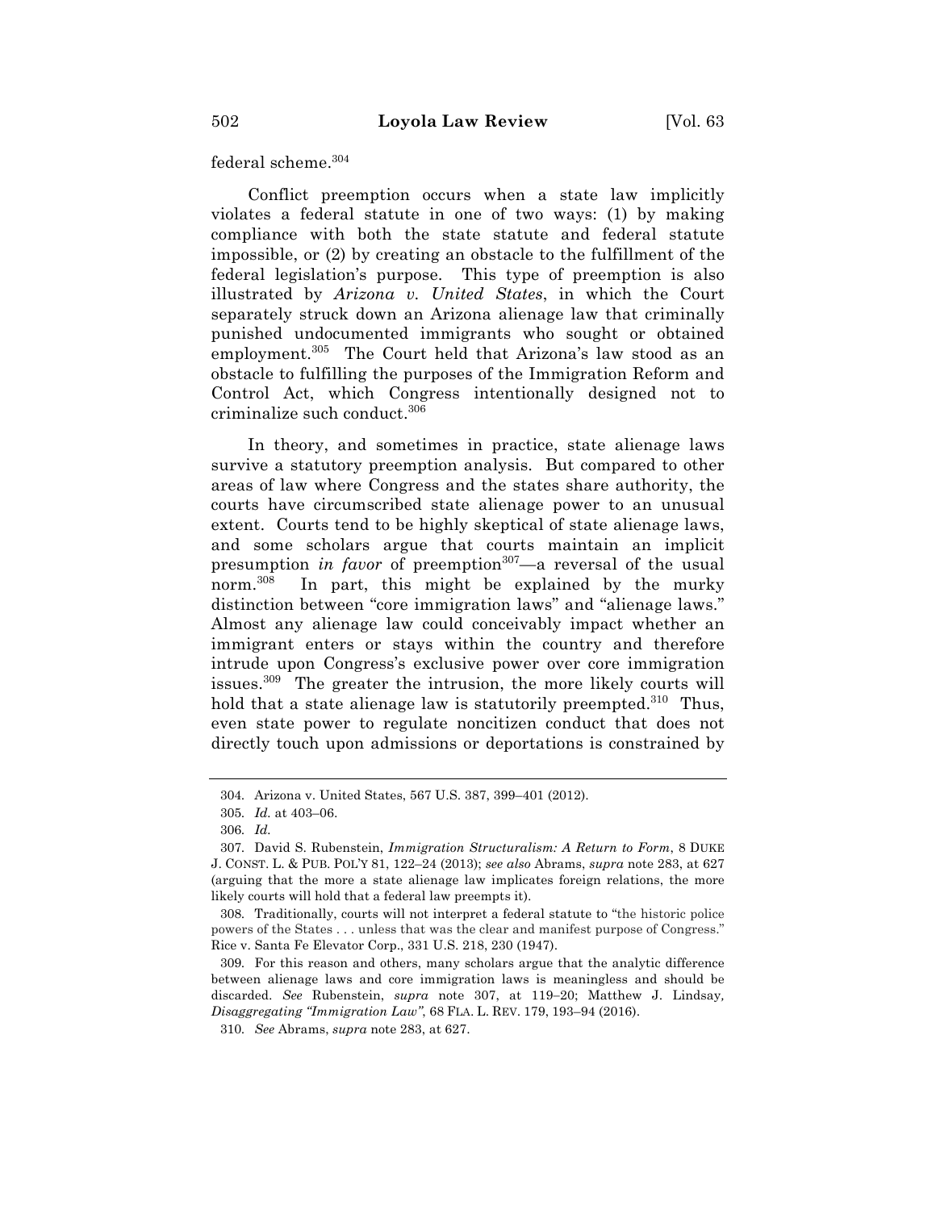federal scheme.[304]

Conflict preemption occurs when a state law implicitly violates a federal statute in one of two ways: (1) by making compliance with both the state statute and federal statute impossible, or (2) by creating an obstacle to the fulfillment of the federal legislation's purpose. This type of preemption is also illustrated by *Arizona v. United States*, in which the Court separately struck down an Arizona alienage law that criminally punished undocumented immigrants who sought or obtained employment.[305] The Court held that Arizona's law stood as an obstacle to fulfilling the purposes of the Immigration Reform and Control Act, which Congress intentionally designed not to criminalize such conduct.[306]

In theory, and sometimes in practice, state alienage laws survive a statutory preemption analysis. But compared to other areas of law where Congress and the states share authority, the courts have circumscribed state alienage power to an unusual extent. Courts tend to be highly skeptical of state alienage laws, and some scholars argue that courts maintain an implicit presumption *in favor* of preemption[307]—a reversal of the usual norm.[308] In part, this might be explained by the murky distinction between "core immigration laws" and "alienage laws." Almost any alienage law could conceivably impact whether an immigrant enters or stays within the country and therefore intrude upon Congress's exclusive power over core immigration issues.[309] The greater the intrusion, the more likely courts will hold that a state alienage law is statutorily preempted.[310] Thus, even state power to regulate noncitizen conduct that does not directly touch upon admissions or deportations is constrained by

---

304. Arizona v. United States, 567 U.S. 387, 399–401 (2012).

305. *Id.* at 403–06.

306. *Id.*

307. David S. Rubenstein, *Immigration Structuralism: A Return to Form*, 8 DUKE J. CONST. L. & PUB. POL'Y 81, 122–24 (2013); *see also* Abrams, *supra* note 283, at 627 (arguing that the more a state alienage law implicates foreign relations, the more likely courts will hold that a federal law preempts it).

308. Traditionally, courts will not interpret a federal statute to "the historic police powers of the States . . . unless that was the clear and manifest purpose of Congress." Rice v. Santa Fe Elevator Corp., 331 U.S. 218, 230 (1947).

309. For this reason and others, many scholars argue that the analytic difference between alienage laws and core immigration laws is meaningless and should be discarded. *See* Rubenstein, *supra* note 307, at 119–20; Matthew J. Lindsay, *Disaggregating "Immigration Law"*, 68 FLA. L. REV. 179, 193–94 (2016).

310. *See* Abrams, *supra* note 283, at 627.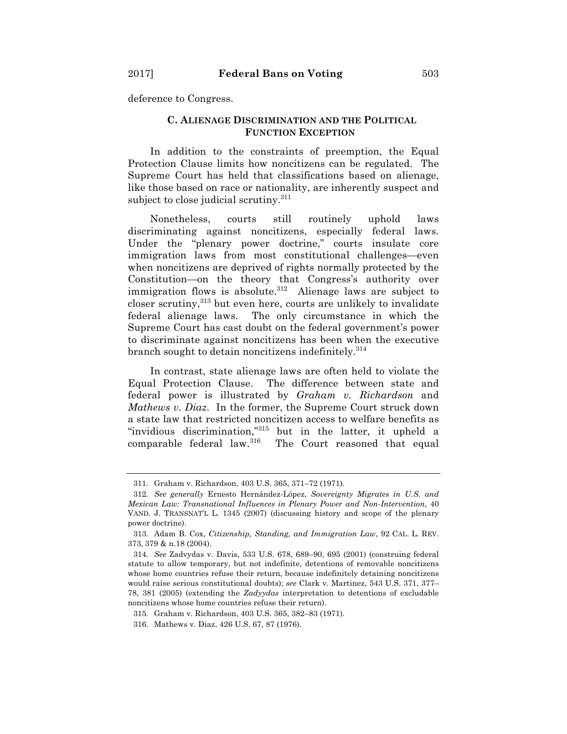deference to Congress.

### C. ALIENAGE DISCRIMINATION AND THE POLITICAL FUNCTION EXCEPTION

In addition to the constraints of preemption, the Equal Protection Clause limits how noncitizens can be regulated. The Supreme Court has held that classifications based on alienage, like those based on race or nationality, are inherently suspect and subject to close judicial scrutiny.[311]

Nonetheless, courts still routinely uphold laws discriminating against noncitizens, especially federal laws. Under the "plenary power doctrine," courts insulate core immigration laws from most constitutional challenges—even when noncitizens are deprived of rights normally protected by the Constitution—on the theory that Congress's authority over immigration flows is absolute.[312] Alienage laws are subject to closer scrutiny,[313] but even here, courts are unlikely to invalidate federal alienage laws. The only circumstance in which the Supreme Court has cast doubt on the federal government's power to discriminate against noncitizens has been when the executive branch sought to detain noncitizens indefinitely.[314]

In contrast, state alienage laws are often held to violate the Equal Protection Clause. The difference between state and federal power is illustrated by *Graham v. Richardson* and *Mathews v. Diaz*. In the former, the Supreme Court struck down a state law that restricted noncitizen access to welfare benefits as "invidious discrimination,"[315] but in the latter, it upheld a comparable federal law.[316] The Court reasoned that equal

---

311. Graham v. Richardson, 403 U.S. 365, 371–72 (1971).

312. *See generally* Ernesto Hernández-López, *Sovereignty Migrates in U.S. and Mexican Law: Transnational Influences in Plenary Power and Non-Intervention*, 40 VAND. J. TRANSNAT'L L. 1345 (2007) (discussing history and scope of the plenary power doctrine).

313. Adam B. Cox, *Citizenship, Standing, and Immigration Law*, 92 CAL. L. REV. 373, 379 & n.18 (2004).

314. *See* Zadvydas v. Davis, 533 U.S. 678, 689–90, 695 (2001) (construing federal statute to allow temporary, but not indefinite, detentions of removable noncitizens whose home countries refuse their return, because indefinitely detaining noncitizens would raise serious constitutional doubts); *see* Clark v. Martinez, 543 U.S. 371, 377–78, 381 (2005) (extending the *Zadyydas* interpretation to detentions of excludable noncitizens whose home countries refuse their return).

315. Graham v. Richardson, 403 U.S. 365, 382–83 (1971).

316. Mathews v. Diaz, 426 U.S. 67, 87 (1976).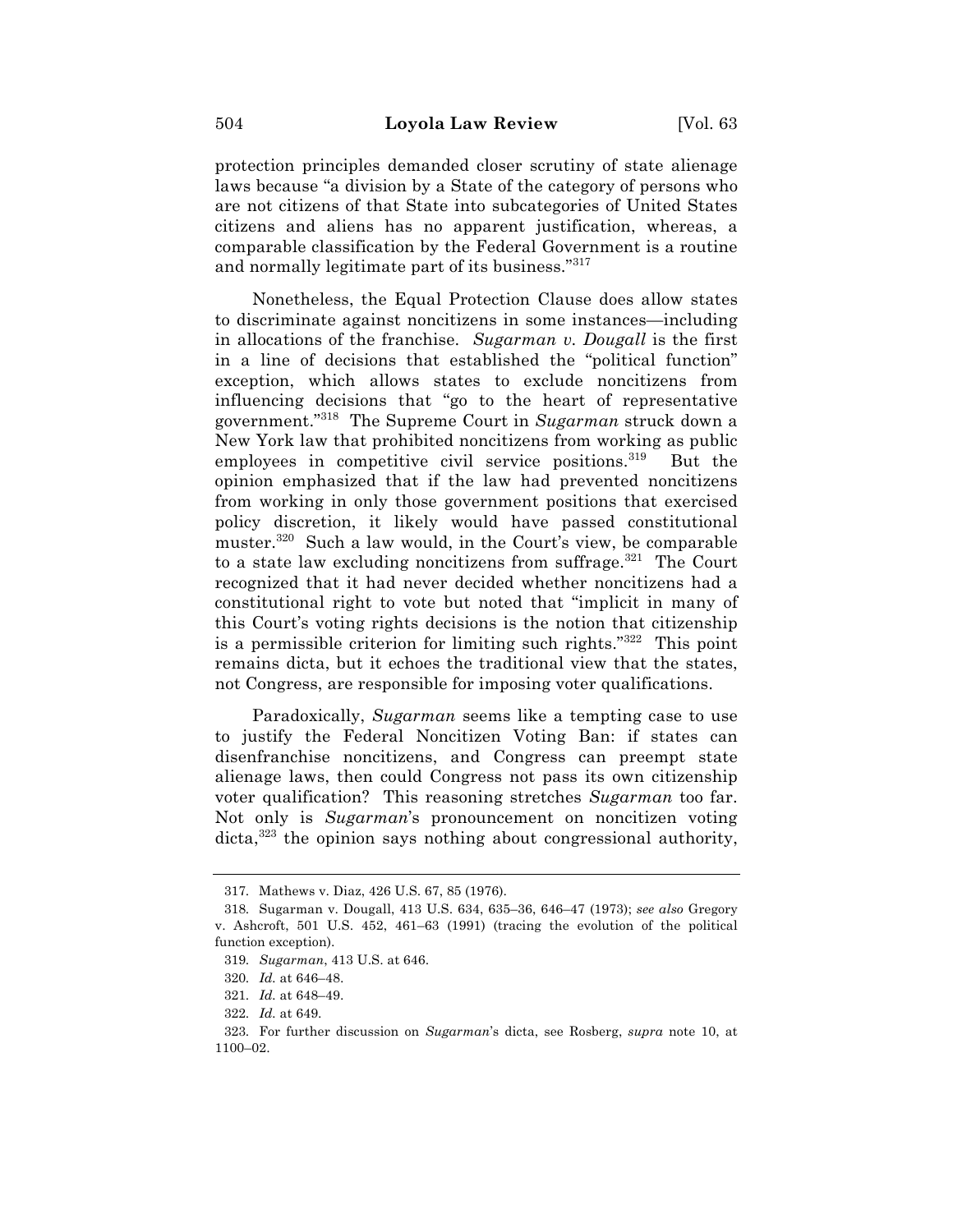protection principles demanded closer scrutiny of state alienage laws because "a division by a State of the category of persons who are not citizens of that State into subcategories of United States citizens and aliens has no apparent justification, whereas, a comparable classification by the Federal Government is a routine and normally legitimate part of its business."[317]

Nonetheless, the Equal Protection Clause does allow states to discriminate against noncitizens in some instances—including in allocations of the franchise. *Sugarman v. Dougall* is the first in a line of decisions that established the "political function" exception, which allows states to exclude noncitizens from influencing decisions that "go to the heart of representative government."[318] The Supreme Court in *Sugarman* struck down a New York law that prohibited noncitizens from working as public employees in competitive civil service positions.[319] But the opinion emphasized that if the law had prevented noncitizens from working in only those government positions that exercised policy discretion, it likely would have passed constitutional muster.[320] Such a law would, in the Court's view, be comparable to a state law excluding noncitizens from suffrage.[321] The Court recognized that it had never decided whether noncitizens had a constitutional right to vote but noted that "implicit in many of this Court's voting rights decisions is the notion that citizenship is a permissible criterion for limiting such rights."[322] This point remains dicta, but it echoes the traditional view that the states, not Congress, are responsible for imposing voter qualifications.

Paradoxically, *Sugarman* seems like a tempting case to use to justify the Federal Noncitizen Voting Ban: if states can disenfranchise noncitizens, and Congress can preempt state alienage laws, then could Congress not pass its own citizenship voter qualification? This reasoning stretches *Sugarman* too far. Not only is *Sugarman*'s pronouncement on noncitizen voting dicta,[323] the opinion says nothing about congressional authority,

---

317. Mathews v. Diaz, 426 U.S. 67, 85 (1976).

318. Sugarman v. Dougall, 413 U.S. 634, 635–36, 646–47 (1973); *see also* Gregory v. Ashcroft, 501 U.S. 452, 461–63 (1991) (tracing the evolution of the political function exception).

319. *Sugarman*, 413 U.S. at 646.

320. *Id.* at 646–48.

321. *Id.* at 648–49.

322. *Id.* at 649.

323. For further discussion on *Sugarman*'s dicta, see Rosberg, *supra* note 10, at 1100–02.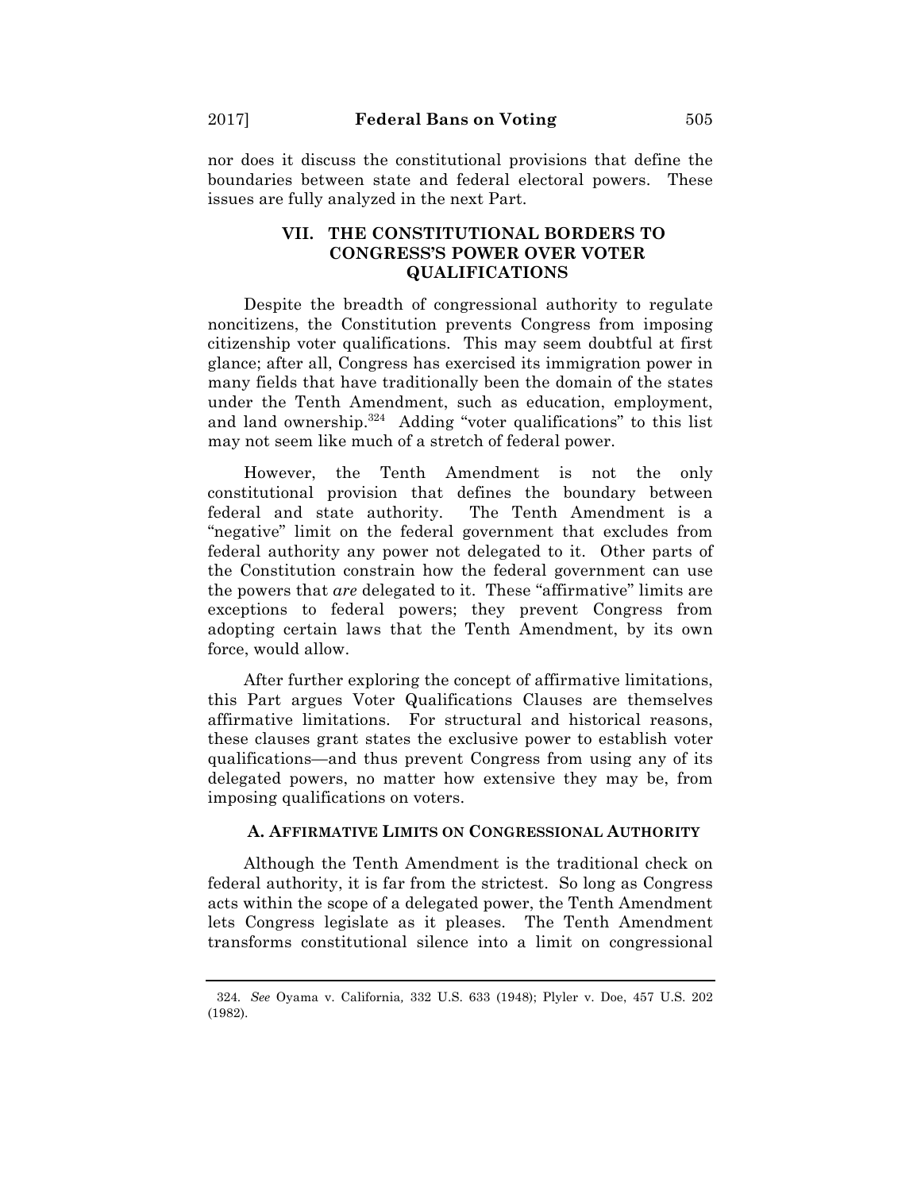nor does it discuss the constitutional provisions that define the boundaries between state and federal electoral powers. These issues are fully analyzed in the next Part.

## VII. THE CONSTITUTIONAL BORDERS TO CONGRESS'S POWER OVER VOTER QUALIFICATIONS

Despite the breadth of congressional authority to regulate noncitizens, the Constitution prevents Congress from imposing citizenship voter qualifications. This may seem doubtful at first glance; after all, Congress has exercised its immigration power in many fields that have traditionally been the domain of the states under the Tenth Amendment, such as education, employment, and land ownership.[324] Adding "voter qualifications" to this list may not seem like much of a stretch of federal power.

However, the Tenth Amendment is not the only constitutional provision that defines the boundary between federal and state authority. The Tenth Amendment is a "negative" limit on the federal government that excludes from federal authority any power not delegated to it. Other parts of the Constitution constrain how the federal government can use the powers that *are* delegated to it. These "affirmative" limits are exceptions to federal powers; they prevent Congress from adopting certain laws that the Tenth Amendment, by its own force, would allow.

After further exploring the concept of affirmative limitations, this Part argues Voter Qualifications Clauses are themselves affirmative limitations. For structural and historical reasons, these clauses grant states the exclusive power to establish voter qualifications—and thus prevent Congress from using any of its delegated powers, no matter how extensive they may be, from imposing qualifications on voters.

### A. AFFIRMATIVE LIMITS ON CONGRESSIONAL AUTHORITY

Although the Tenth Amendment is the traditional check on federal authority, it is far from the strictest. So long as Congress acts within the scope of a delegated power, the Tenth Amendment lets Congress legislate as it pleases. The Tenth Amendment transforms constitutional silence into a limit on congressional

---

324. *See* Oyama v. California, 332 U.S. 633 (1948); Plyler v. Doe, 457 U.S. 202 (1982).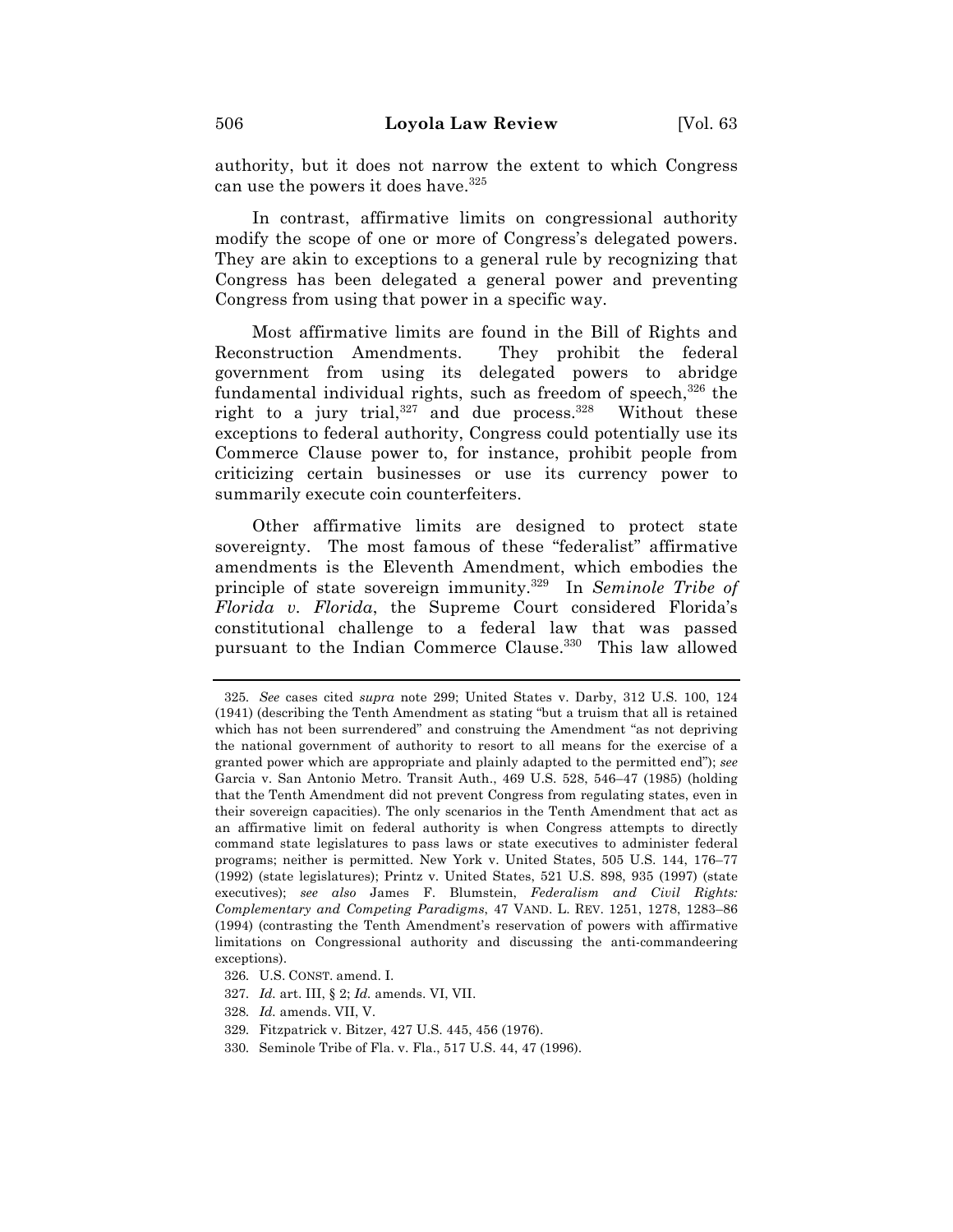authority, but it does not narrow the extent to which Congress can use the powers it does have.[325]

In contrast, affirmative limits on congressional authority modify the scope of one or more of Congress's delegated powers. They are akin to exceptions to a general rule by recognizing that Congress has been delegated a general power and preventing Congress from using that power in a specific way.

Most affirmative limits are found in the Bill of Rights and Reconstruction Amendments. They prohibit the federal government from using its delegated powers to abridge fundamental individual rights, such as freedom of speech,[326] the right to a jury trial,[327] and due process.[328] Without these exceptions to federal authority, Congress could potentially use its Commerce Clause power to, for instance, prohibit people from criticizing certain businesses or use its currency power to summarily execute coin counterfeiters.

Other affirmative limits are designed to protect state sovereignty. The most famous of these "federalist" affirmative amendments is the Eleventh Amendment, which embodies the principle of state sovereign immunity.[329] In *Seminole Tribe of Florida v. Florida*, the Supreme Court considered Florida's constitutional challenge to a federal law that was passed pursuant to the Indian Commerce Clause.[330] This law allowed

---

325. *See* cases cited *supra* note 299; United States v. Darby, 312 U.S. 100, 124 (1941) (describing the Tenth Amendment as stating "but a truism that all is retained which has not been surrendered" and construing the Amendment "as not depriving the national government of authority to resort to all means for the exercise of a granted power which are appropriate and plainly adapted to the permitted end"); *see* Garcia v. San Antonio Metro. Transit Auth., 469 U.S. 528, 546–47 (1985) (holding that the Tenth Amendment did not prevent Congress from regulating states, even in their sovereign capacities). The only scenarios in the Tenth Amendment that act as an affirmative limit on federal authority is when Congress attempts to directly command state legislatures to pass laws or state executives to administer federal programs; neither is permitted. New York v. United States, 505 U.S. 144, 176–77 (1992) (state legislatures); Printz v. United States, 521 U.S. 898, 935 (1997) (state executives); *see also* James F. Blumstein, *Federalism and Civil Rights: Complementary and Competing Paradigms*, 47 VAND. L. REV. 1251, 1278, 1283–86 (1994) (contrasting the Tenth Amendment's reservation of powers with affirmative limitations on Congressional authority and discussing the anti-commandeering exceptions).

326. U.S. CONST. amend. I.

327. *Id.* art. III, § 2; *Id.* amends. VI, VII.

328. *Id.* amends. VII, V.

329. Fitzpatrick v. Bitzer, 427 U.S. 445, 456 (1976).

330. Seminole Tribe of Fla. v. Fla., 517 U.S. 44, 47 (1996).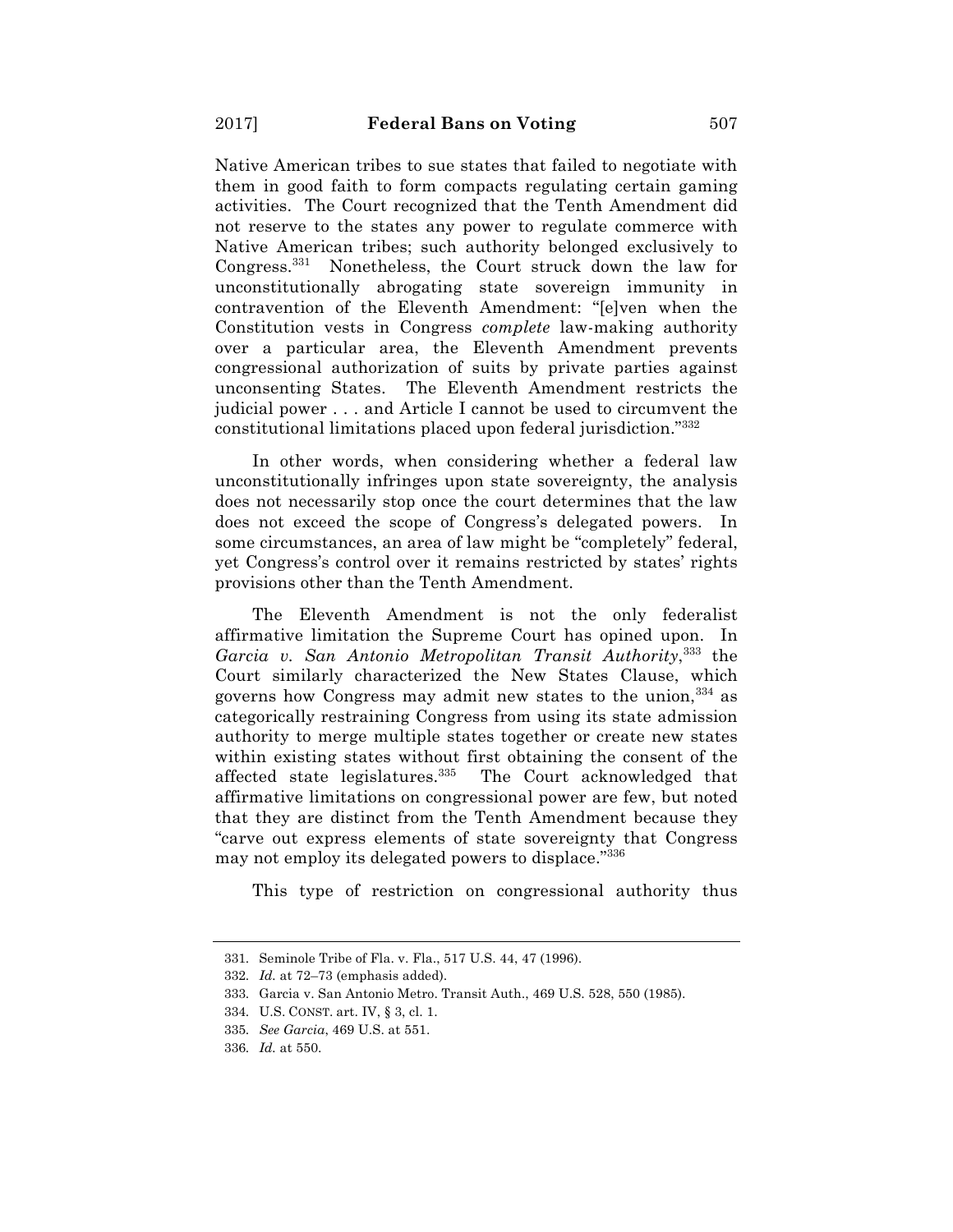Native American tribes to sue states that failed to negotiate with them in good faith to form compacts regulating certain gaming activities. The Court recognized that the Tenth Amendment did not reserve to the states any power to regulate commerce with Native American tribes; such authority belonged exclusively to Congress.[331] Nonetheless, the Court struck down the law for unconstitutionally abrogating state sovereign immunity in contravention of the Eleventh Amendment: "[e]ven when the Constitution vests in Congress *complete* law-making authority over a particular area, the Eleventh Amendment prevents congressional authorization of suits by private parties against unconsenting States. The Eleventh Amendment restricts the judicial power . . . and Article I cannot be used to circumvent the constitutional limitations placed upon federal jurisdiction."[332]

In other words, when considering whether a federal law unconstitutionally infringes upon state sovereignty, the analysis does not necessarily stop once the court determines that the law does not exceed the scope of Congress's delegated powers. In some circumstances, an area of law might be "completely" federal, yet Congress's control over it remains restricted by states' rights provisions other than the Tenth Amendment.

The Eleventh Amendment is not the only federalist affirmative limitation the Supreme Court has opined upon. In *Garcia v. San Antonio Metropolitan Transit Authority*,[333] the Court similarly characterized the New States Clause, which governs how Congress may admit new states to the union,[334] as categorically restraining Congress from using its state admission authority to merge multiple states together or create new states within existing states without first obtaining the consent of the affected state legislatures.[335] The Court acknowledged that affirmative limitations on congressional power are few, but noted that they are distinct from the Tenth Amendment because they "carve out express elements of state sovereignty that Congress may not employ its delegated powers to displace."[336]

This type of restriction on congressional authority thus

---

331. Seminole Tribe of Fla. v. Fla., 517 U.S. 44, 47 (1996).

332. *Id.* at 72–73 (emphasis added).

333. Garcia v. San Antonio Metro. Transit Auth., 469 U.S. 528, 550 (1985).

334. U.S. CONST. art. IV, § 3, cl. 1.

335. *See Garcia*, 469 U.S. at 551.

336. *Id.* at 550.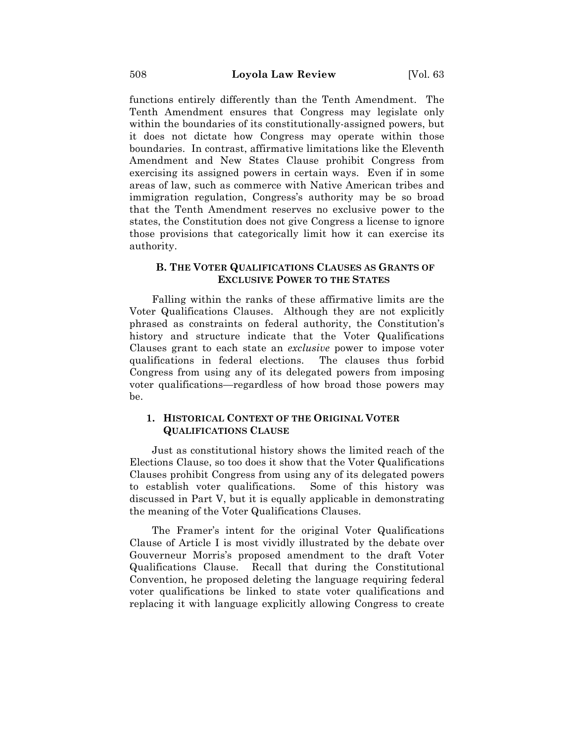functions entirely differently than the Tenth Amendment. The Tenth Amendment ensures that Congress may legislate only within the boundaries of its constitutionally-assigned powers, but it does not dictate how Congress may operate within those boundaries. In contrast, affirmative limitations like the Eleventh Amendment and New States Clause prohibit Congress from exercising its assigned powers in certain ways. Even if in some areas of law, such as commerce with Native American tribes and immigration regulation, Congress's authority may be so broad that the Tenth Amendment reserves no exclusive power to the states, the Constitution does not give Congress a license to ignore those provisions that categorically limit how it can exercise its authority.

### B. THE VOTER QUALIFICATIONS CLAUSES AS GRANTS OF EXCLUSIVE POWER TO THE STATES

Falling within the ranks of these affirmative limits are the Voter Qualifications Clauses. Although they are not explicitly phrased as constraints on federal authority, the Constitution's history and structure indicate that the Voter Qualifications Clauses grant to each state an *exclusive* power to impose voter qualifications in federal elections. The clauses thus forbid Congress from using any of its delegated powers from imposing voter qualifications—regardless of how broad those powers may be.

#### 1. HISTORICAL CONTEXT OF THE ORIGINAL VOTER QUALIFICATIONS CLAUSE

Just as constitutional history shows the limited reach of the Elections Clause, so too does it show that the Voter Qualifications Clauses prohibit Congress from using any of its delegated powers to establish voter qualifications. Some of this history was discussed in Part V, but it is equally applicable in demonstrating the meaning of the Voter Qualifications Clauses.

The Framer's intent for the original Voter Qualifications Clause of Article I is most vividly illustrated by the debate over Gouverneur Morris's proposed amendment to the draft Voter Qualifications Clause. Recall that during the Constitutional Convention, he proposed deleting the language requiring federal voter qualifications be linked to state voter qualifications and replacing it with language explicitly allowing Congress to create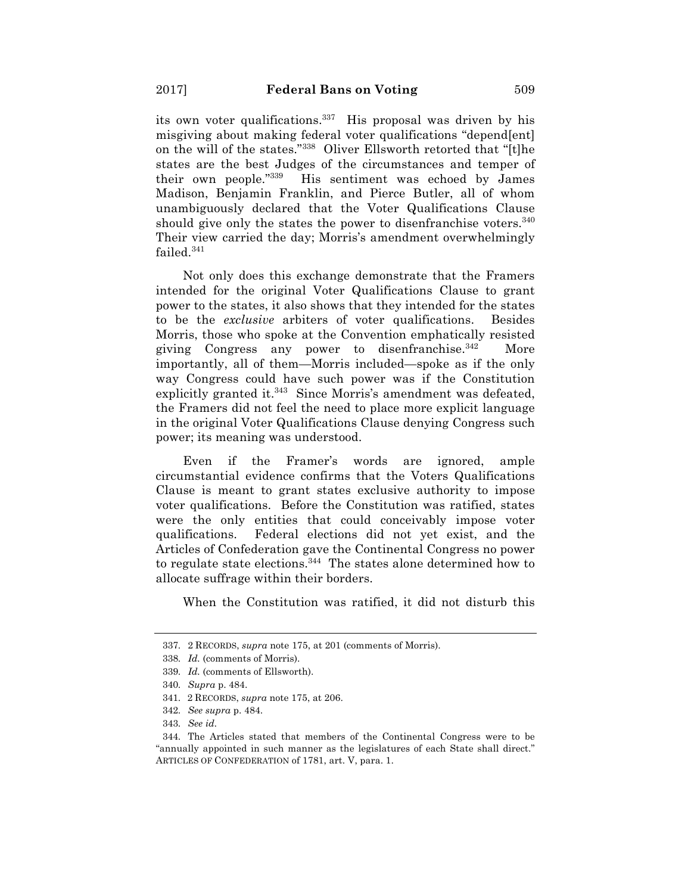its own voter qualifications.[337] His proposal was driven by his misgiving about making federal voter qualifications "depend[ent] on the will of the states."[338] Oliver Ellsworth retorted that "[t]he states are the best Judges of the circumstances and temper of their own people."[339] His sentiment was echoed by James Madison, Benjamin Franklin, and Pierce Butler, all of whom unambiguously declared that the Voter Qualifications Clause should give only the states the power to disenfranchise voters.[340] Their view carried the day; Morris's amendment overwhelmingly failed.[341]

Not only does this exchange demonstrate that the Framers intended for the original Voter Qualifications Clause to grant power to the states, it also shows that they intended for the states to be the *exclusive* arbiters of voter qualifications. Besides Morris, those who spoke at the Convention emphatically resisted giving Congress any power to disenfranchise.[342] More importantly, all of them—Morris included—spoke as if the only way Congress could have such power was if the Constitution explicitly granted it.[343] Since Morris's amendment was defeated, the Framers did not feel the need to place more explicit language in the original Voter Qualifications Clause denying Congress such power; its meaning was understood.

Even if the Framer's words are ignored, ample circumstantial evidence confirms that the Voters Qualifications Clause is meant to grant states exclusive authority to impose voter qualifications. Before the Constitution was ratified, states were the only entities that could conceivably impose voter qualifications. Federal elections did not yet exist, and the Articles of Confederation gave the Continental Congress no power to regulate state elections.[344] The states alone determined how to allocate suffrage within their borders.

When the Constitution was ratified, it did not disturb this

---

337. 2 RECORDS, *supra* note 175, at 201 (comments of Morris).

338. *Id.* (comments of Morris).

339. *Id.* (comments of Ellsworth).

340. *Supra* p. 484.

341. 2 RECORDS, *supra* note 175, at 206.

342. *See supra* p. 484.

343. *See id.*

344. The Articles stated that members of the Continental Congress were to be "annually appointed in such manner as the legislatures of each State shall direct." ARTICLES OF CONFEDERATION of 1781, art. V, para. 1.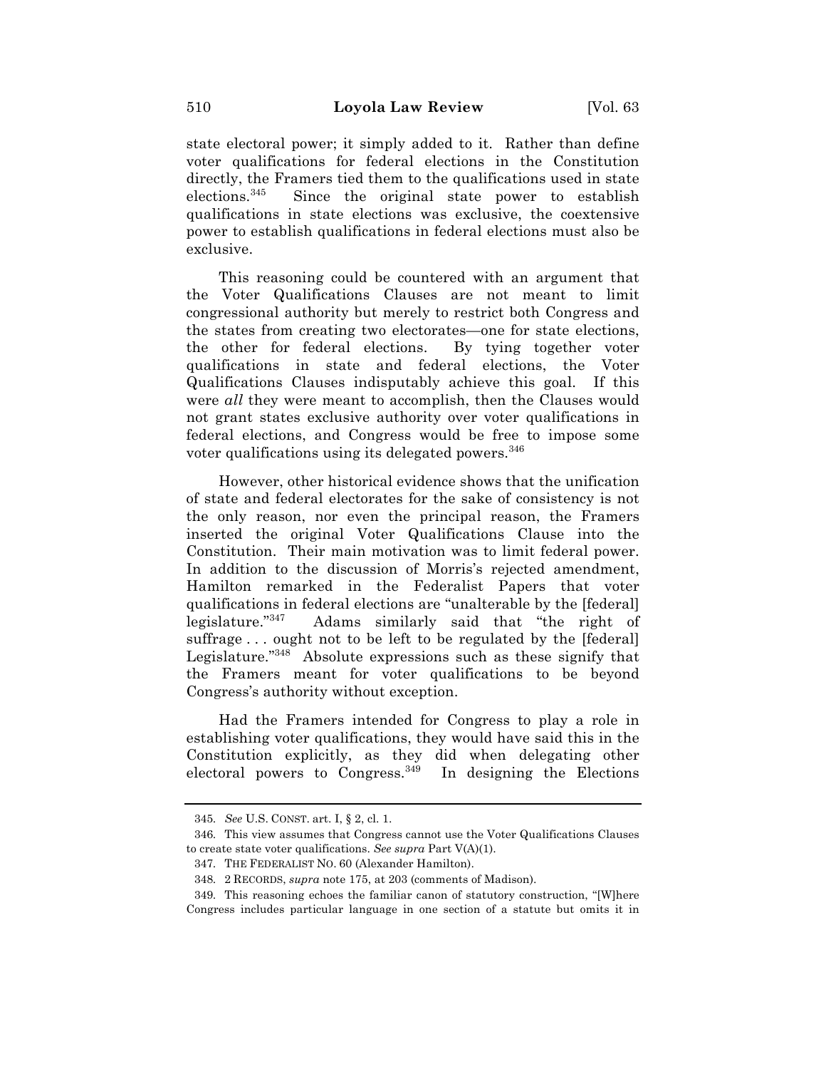state electoral power; it simply added to it. Rather than define voter qualifications for federal elections in the Constitution directly, the Framers tied them to the qualifications used in state elections.[345] Since the original state power to establish qualifications in state elections was exclusive, the coextensive power to establish qualifications in federal elections must also be exclusive.

This reasoning could be countered with an argument that the Voter Qualifications Clauses are not meant to limit congressional authority but merely to restrict both Congress and the states from creating two electorates—one for state elections, the other for federal elections. By tying together voter qualifications in state and federal elections, the Voter Qualifications Clauses indisputably achieve this goal. If this were *all* they were meant to accomplish, then the Clauses would not grant states exclusive authority over voter qualifications in federal elections, and Congress would be free to impose some voter qualifications using its delegated powers.[346]

However, other historical evidence shows that the unification of state and federal electorates for the sake of consistency is not the only reason, nor even the principal reason, the Framers inserted the original Voter Qualifications Clause into the Constitution. Their main motivation was to limit federal power. In addition to the discussion of Morris's rejected amendment, Hamilton remarked in the Federalist Papers that voter qualifications in federal elections are "unalterable by the [federal] legislature."[347] Adams similarly said that "the right of suffrage . . . ought not to be left to be regulated by the [federal] Legislature."[348] Absolute expressions such as these signify that the Framers meant for voter qualifications to be beyond Congress's authority without exception.

Had the Framers intended for Congress to play a role in establishing voter qualifications, they would have said this in the Constitution explicitly, as they did when delegating other electoral powers to Congress.[349] In designing the Elections

---

345. *See* U.S. CONST. art. I, § 2, cl. 1.

346. This view assumes that Congress cannot use the Voter Qualifications Clauses to create state voter qualifications. *See supra* Part V(A)(1).

347. THE FEDERALIST NO. 60 (Alexander Hamilton).

348. 2 RECORDS, *supra* note 175, at 203 (comments of Madison).

349. This reasoning echoes the familiar canon of statutory construction, "[W]here Congress includes particular language in one section of a statute but omits it in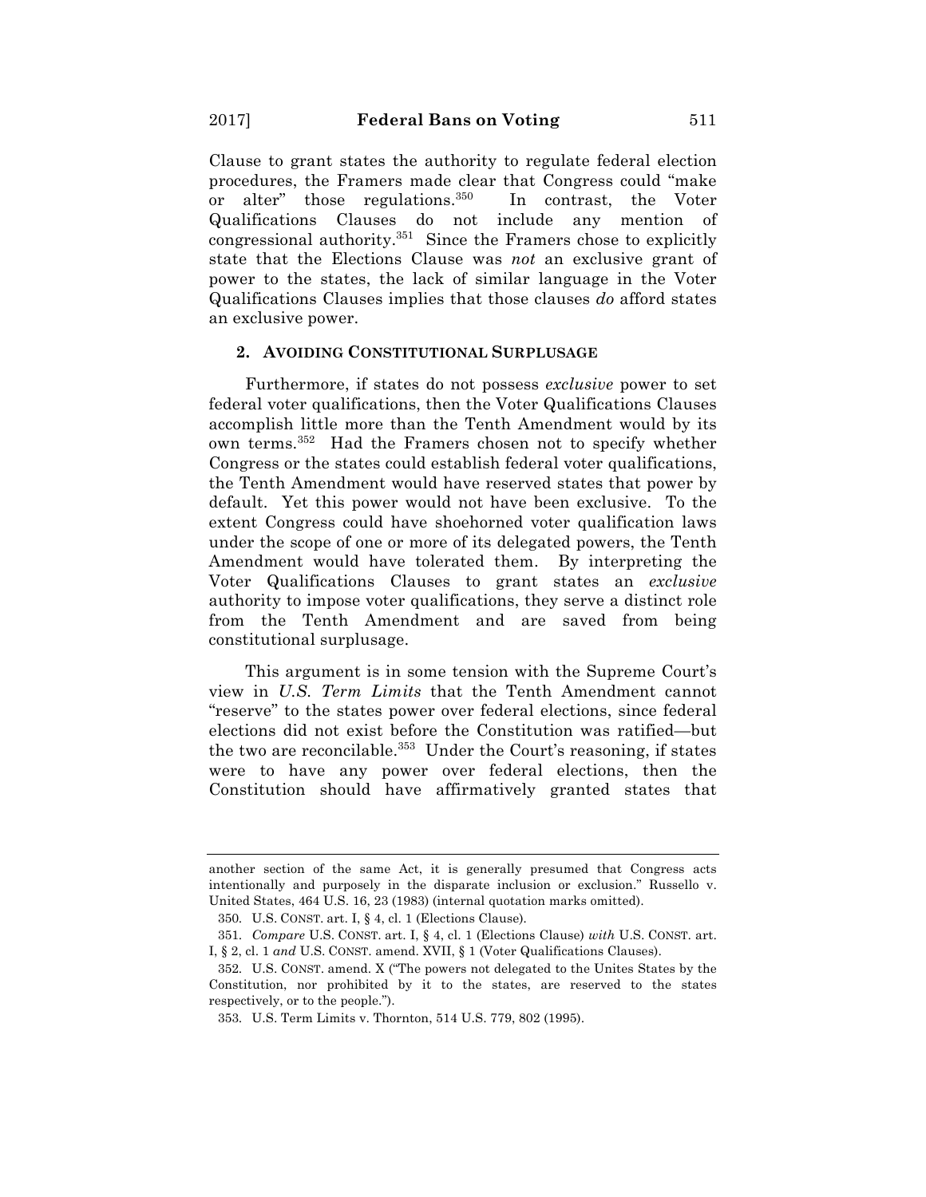Clause to grant states the authority to regulate federal election procedures, the Framers made clear that Congress could "make or alter" those regulations.[350] In contrast, the Voter Qualifications Clauses do not include any mention of congressional authority.[351] Since the Framers chose to explicitly state that the Elections Clause was *not* an exclusive grant of power to the states, the lack of similar language in the Voter Qualifications Clauses implies that those clauses *do* afford states an exclusive power.

### 2. AVOIDING CONSTITUTIONAL SURPLUSAGE

Furthermore, if states do not possess *exclusive* power to set federal voter qualifications, then the Voter Qualifications Clauses accomplish little more than the Tenth Amendment would by its own terms.[352] Had the Framers chosen not to specify whether Congress or the states could establish federal voter qualifications, the Tenth Amendment would have reserved states that power by default. Yet this power would not have been exclusive. To the extent Congress could have shoehorned voter qualification laws under the scope of one or more of its delegated powers, the Tenth Amendment would have tolerated them. By interpreting the Voter Qualifications Clauses to grant states an *exclusive* authority to impose voter qualifications, they serve a distinct role from the Tenth Amendment and are saved from being constitutional surplusage.

This argument is in some tension with the Supreme Court's view in *U.S. Term Limits* that the Tenth Amendment cannot "reserve" to the states power over federal elections, since federal elections did not exist before the Constitution was ratified—but the two are reconcilable.[353] Under the Court's reasoning, if states were to have any power over federal elections, then the Constitution should have affirmatively granted states that

---

another section of the same Act, it is generally presumed that Congress acts intentionally and purposely in the disparate inclusion or exclusion." Russello v. United States, 464 U.S. 16, 23 (1983) (internal quotation marks omitted).

350. U.S. CONST. art. I, § 4, cl. 1 (Elections Clause).

351. *Compare* U.S. CONST. art. I, § 4, cl. 1 (Elections Clause) *with* U.S. CONST. art. I, § 2, cl. 1 *and* U.S. CONST. amend. XVII, § 1 (Voter Qualifications Clauses).

352. U.S. CONST. amend. X ("The powers not delegated to the Unites States by the Constitution, nor prohibited by it to the states, are reserved to the states respectively, or to the people.").

353. U.S. Term Limits v. Thornton, 514 U.S. 779, 802 (1995).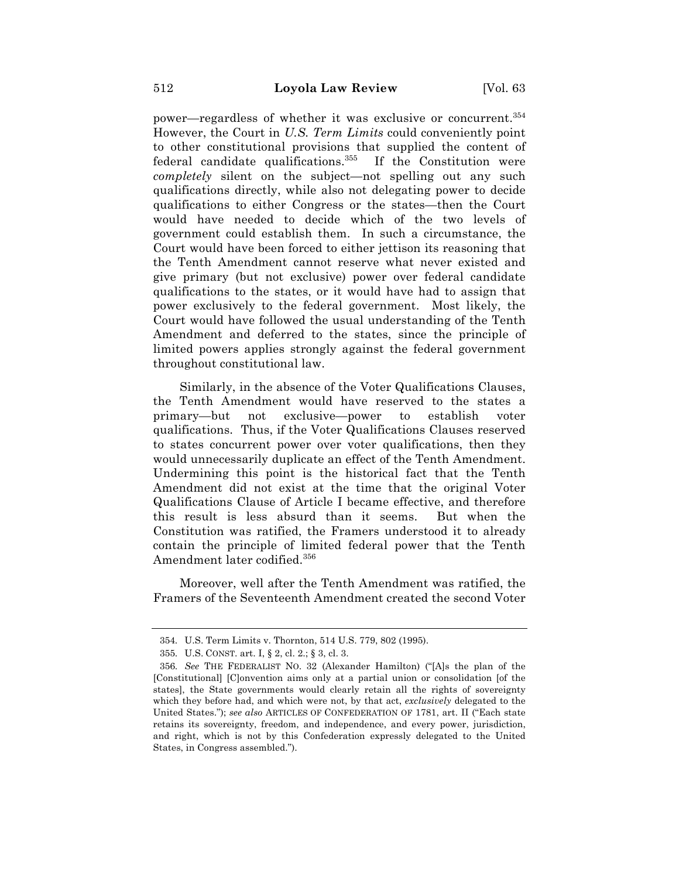power—regardless of whether it was exclusive or concurrent.[354] However, the Court in *U.S. Term Limits* could conveniently point to other constitutional provisions that supplied the content of federal candidate qualifications.[355] If the Constitution were *completely* silent on the subject—not spelling out any such qualifications directly, while also not delegating power to decide qualifications to either Congress or the states—then the Court would have needed to decide which of the two levels of government could establish them. In such a circumstance, the Court would have been forced to either jettison its reasoning that the Tenth Amendment cannot reserve what never existed and give primary (but not exclusive) power over federal candidate qualifications to the states, or it would have had to assign that power exclusively to the federal government. Most likely, the Court would have followed the usual understanding of the Tenth Amendment and deferred to the states, since the principle of limited powers applies strongly against the federal government throughout constitutional law.

Similarly, in the absence of the Voter Qualifications Clauses, the Tenth Amendment would have reserved to the states a primary—but not exclusive—power to establish voter qualifications. Thus, if the Voter Qualifications Clauses reserved to states concurrent power over voter qualifications, then they would unnecessarily duplicate an effect of the Tenth Amendment. Undermining this point is the historical fact that the Tenth Amendment did not exist at the time that the original Voter Qualifications Clause of Article I became effective, and therefore this result is less absurd than it seems. But when the Constitution was ratified, the Framers understood it to already contain the principle of limited federal power that the Tenth Amendment later codified.[356]

Moreover, well after the Tenth Amendment was ratified, the Framers of the Seventeenth Amendment created the second Voter

---

354. U.S. Term Limits v. Thornton, 514 U.S. 779, 802 (1995).

355. U.S. CONST. art. I, § 2, cl. 2.; § 3, cl. 3.

356. *See* THE FEDERALIST NO. 32 (Alexander Hamilton) ("[A]s the plan of the [Constitutional] [C]onvention aims only at a partial union or consolidation [of the states], the State governments would clearly retain all the rights of sovereignty which they before had, and which were not, by that act, *exclusively* delegated to the United States."); *see also* ARTICLES OF CONFEDERATION OF 1781, art. II ("Each state retains its sovereignty, freedom, and independence, and every power, jurisdiction, and right, which is not by this Confederation expressly delegated to the United States, in Congress assembled.").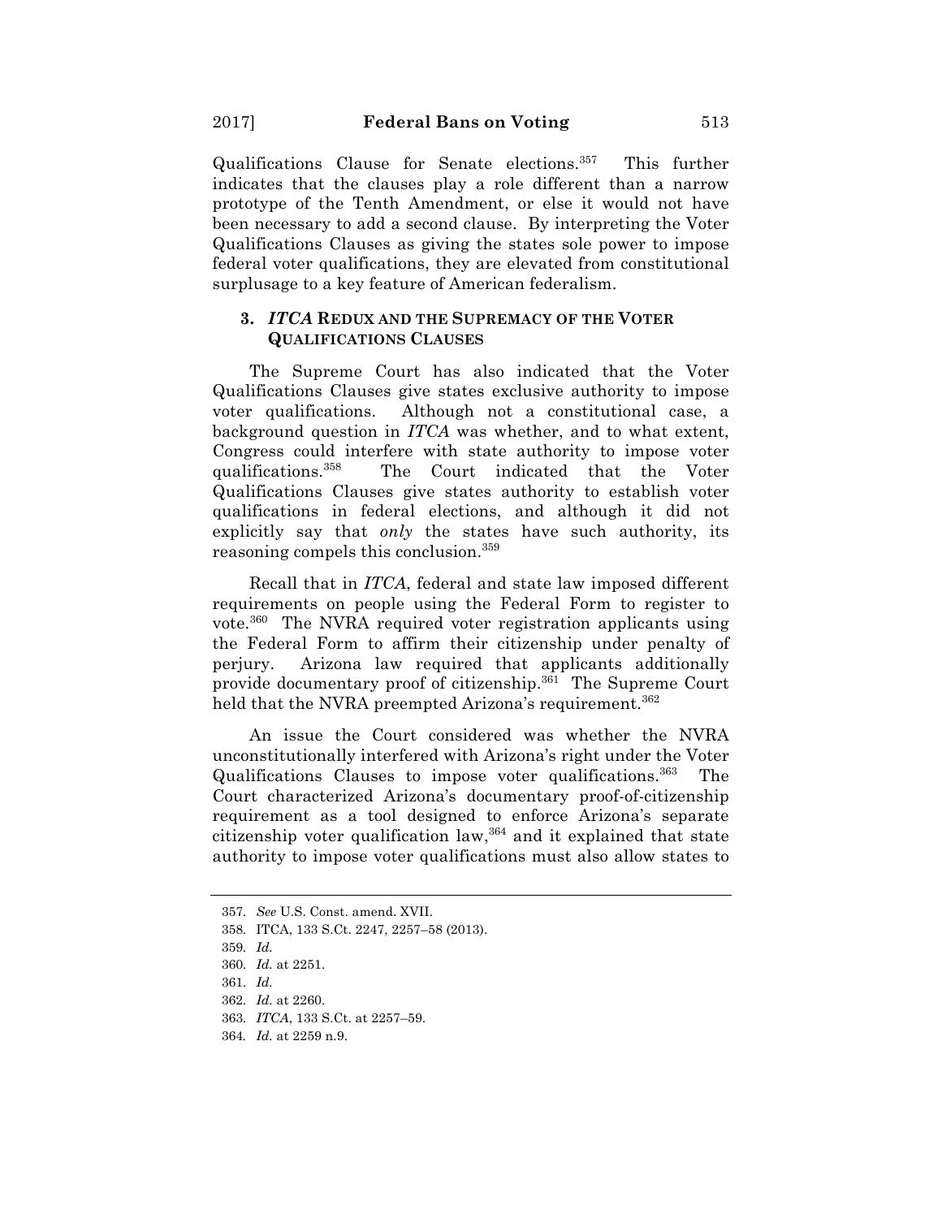Qualifications Clause for Senate elections.[357] This further indicates that the clauses play a role different than a narrow prototype of the Tenth Amendment, or else it would not have been necessary to add a second clause. By interpreting the Voter Qualifications Clauses as giving the states sole power to impose federal voter qualifications, they are elevated from constitutional surplusage to a key feature of American federalism.

### 3. *ITCA* REDUX AND THE SUPREMACY OF THE VOTER QUALIFICATIONS CLAUSES

The Supreme Court has also indicated that the Voter Qualifications Clauses give states exclusive authority to impose voter qualifications. Although not a constitutional case, a background question in *ITCA* was whether, and to what extent, Congress could interfere with state authority to impose voter qualifications.[358] The Court indicated that the Voter Qualifications Clauses give states authority to establish voter qualifications in federal elections, and although it did not explicitly say that *only* the states have such authority, its reasoning compels this conclusion.[359]

Recall that in *ITCA*, federal and state law imposed different requirements on people using the Federal Form to register to vote.[360] The NVRA required voter registration applicants using the Federal Form to affirm their citizenship under penalty of perjury. Arizona law required that applicants additionally provide documentary proof of citizenship.[361] The Supreme Court held that the NVRA preempted Arizona's requirement.[362]

An issue the Court considered was whether the NVRA unconstitutionally interfered with Arizona's right under the Voter Qualifications Clauses to impose voter qualifications.[363] The Court characterized Arizona's documentary proof-of-citizenship requirement as a tool designed to enforce Arizona's separate citizenship voter qualification law,[364] and it explained that state authority to impose voter qualifications must also allow states to

---

357. *See* U.S. Const. amend. XVII.

358. ITCA, 133 S.Ct. 2247, 2257–58 (2013).

359. *Id.*

360. *Id.* at 2251.

361. *Id.*

362. *Id.* at 2260.

363. *ITCA*, 133 S.Ct. at 2257–59.

364. *Id.* at 2259 n.9.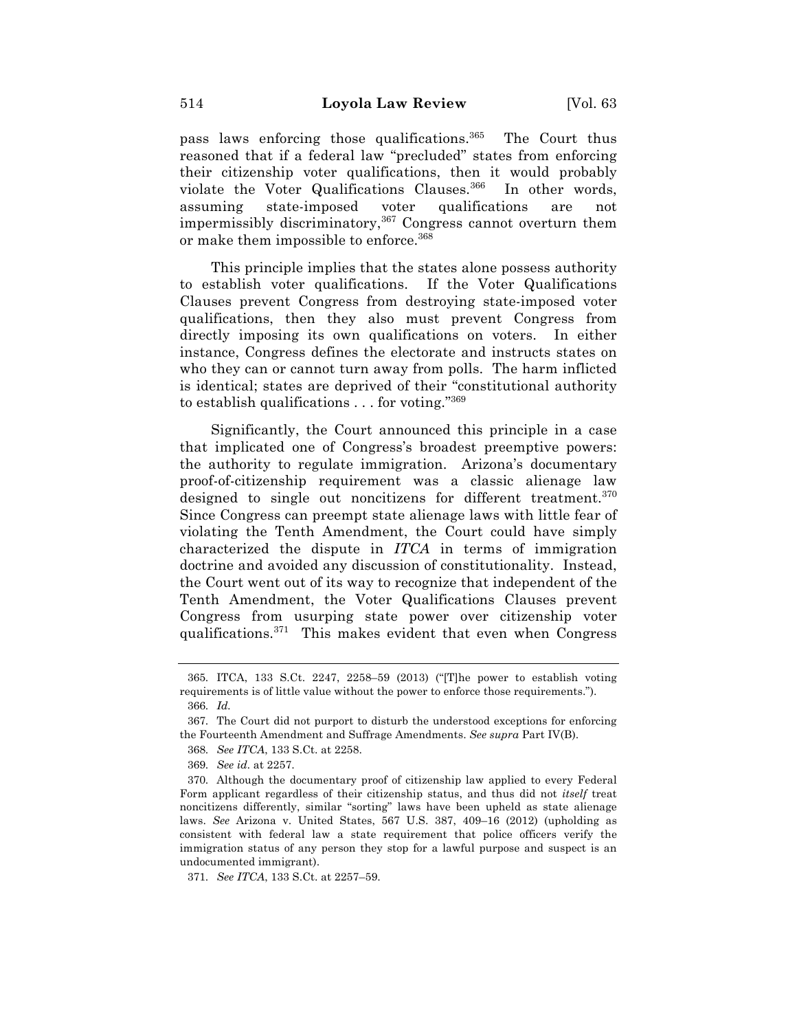pass laws enforcing those qualifications.[365] The Court thus reasoned that if a federal law "precluded" states from enforcing their citizenship voter qualifications, then it would probably violate the Voter Qualifications Clauses.[366] In other words, assuming state-imposed voter qualifications are not impermissibly discriminatory,[367] Congress cannot overturn them or make them impossible to enforce.[368]

This principle implies that the states alone possess authority to establish voter qualifications. If the Voter Qualifications Clauses prevent Congress from destroying state-imposed voter qualifications, then they also must prevent Congress from directly imposing its own qualifications on voters. In either instance, Congress defines the electorate and instructs states on who they can or cannot turn away from polls. The harm inflicted is identical; states are deprived of their "constitutional authority to establish qualifications . . . for voting."[369]

Significantly, the Court announced this principle in a case that implicated one of Congress's broadest preemptive powers: the authority to regulate immigration. Arizona's documentary proof-of-citizenship requirement was a classic alienage law designed to single out noncitizens for different treatment.[370] Since Congress can preempt state alienage laws with little fear of violating the Tenth Amendment, the Court could have simply characterized the dispute in *ITCA* in terms of immigration doctrine and avoided any discussion of constitutionality. Instead, the Court went out of its way to recognize that independent of the Tenth Amendment, the Voter Qualifications Clauses prevent Congress from usurping state power over citizenship voter qualifications.[371] This makes evident that even when Congress

---

365. ITCA, 133 S.Ct. 2247, 2258–59 (2013) ("[T]he power to establish voting requirements is of little value without the power to enforce those requirements.").

366. *Id.*

367. The Court did not purport to disturb the understood exceptions for enforcing the Fourteenth Amendment and Suffrage Amendments. *See supra* Part IV(B).

368. *See ITCA*, 133 S.Ct. at 2258.

369. *See id.* at 2257.

370. Although the documentary proof of citizenship law applied to every Federal Form applicant regardless of their citizenship status, and thus did not *itself* treat noncitizens differently, similar "sorting" laws have been upheld as state alienage laws. *See* Arizona v. United States, 567 U.S. 387, 409–16 (2012) (upholding as consistent with federal law a state requirement that police officers verify the immigration status of any person they stop for a lawful purpose and suspect is an undocumented immigrant).

371. *See ITCA*, 133 S.Ct. at 2257–59.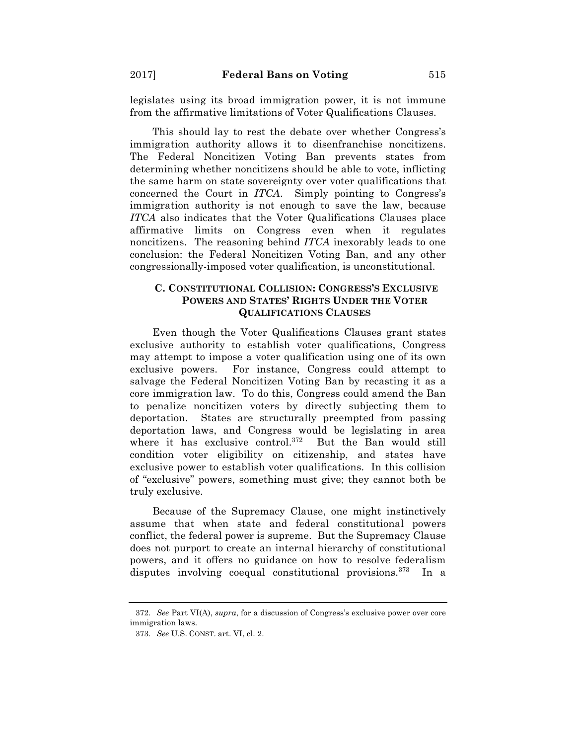legislates using its broad immigration power, it is not immune from the affirmative limitations of Voter Qualifications Clauses.

This should lay to rest the debate over whether Congress's immigration authority allows it to disenfranchise noncitizens. The Federal Noncitizen Voting Ban prevents states from determining whether noncitizens should be able to vote, inflicting the same harm on state sovereignty over voter qualifications that concerned the Court in *ITCA*. Simply pointing to Congress's immigration authority is not enough to save the law, because *ITCA* also indicates that the Voter Qualifications Clauses place affirmative limits on Congress even when it regulates noncitizens. The reasoning behind *ITCA* inexorably leads to one conclusion: the Federal Noncitizen Voting Ban, and any other congressionally-imposed voter qualification, is unconstitutional.

### C. CONSTITUTIONAL COLLISION: CONGRESS'S EXCLUSIVE POWERS AND STATES' RIGHTS UNDER THE VOTER QUALIFICATIONS CLAUSES

Even though the Voter Qualifications Clauses grant states exclusive authority to establish voter qualifications, Congress may attempt to impose a voter qualification using one of its own exclusive powers. For instance, Congress could attempt to salvage the Federal Noncitizen Voting Ban by recasting it as a core immigration law. To do this, Congress could amend the Ban to penalize noncitizen voters by directly subjecting them to deportation. States are structurally preempted from passing deportation laws, and Congress would be legislating in area where it has exclusive control.[372] But the Ban would still condition voter eligibility on citizenship, and states have exclusive power to establish voter qualifications. In this collision of "exclusive" powers, something must give; they cannot both be truly exclusive.

Because of the Supremacy Clause, one might instinctively assume that when state and federal constitutional powers conflict, the federal power is supreme. But the Supremacy Clause does not purport to create an internal hierarchy of constitutional powers, and it offers no guidance on how to resolve federalism disputes involving coequal constitutional provisions.[373] In a

---

372. *See* Part VI(A), *supra*, for a discussion of Congress's exclusive power over core immigration laws.

373. *See* U.S. CONST. art. VI, cl. 2.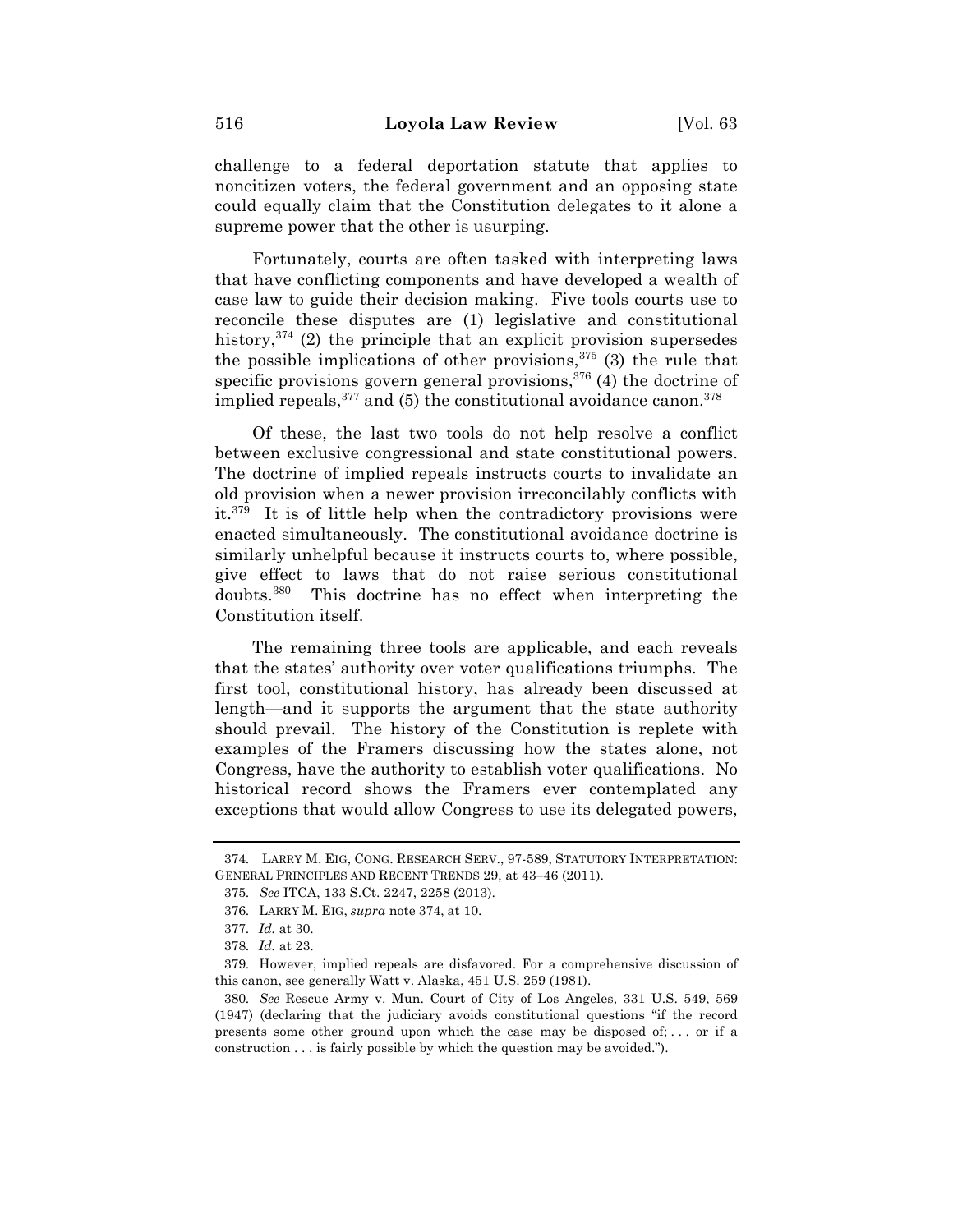challenge to a federal deportation statute that applies to noncitizen voters, the federal government and an opposing state could equally claim that the Constitution delegates to it alone a supreme power that the other is usurping.

Fortunately, courts are often tasked with interpreting laws that have conflicting components and have developed a wealth of case law to guide their decision making. Five tools courts use to reconcile these disputes are (1) legislative and constitutional history,[374] (2) the principle that an explicit provision supersedes the possible implications of other provisions,[375] (3) the rule that specific provisions govern general provisions,[376] (4) the doctrine of implied repeals,[377] and (5) the constitutional avoidance canon.[378]

Of these, the last two tools do not help resolve a conflict between exclusive congressional and state constitutional powers. The doctrine of implied repeals instructs courts to invalidate an old provision when a newer provision irreconcilably conflicts with it.[379] It is of little help when the contradictory provisions were enacted simultaneously. The constitutional avoidance doctrine is similarly unhelpful because it instructs courts to, where possible, give effect to laws that do not raise serious constitutional doubts.[380] This doctrine has no effect when interpreting the Constitution itself.

The remaining three tools are applicable, and each reveals that the states' authority over voter qualifications triumphs. The first tool, constitutional history, has already been discussed at length—and it supports the argument that the state authority should prevail. The history of the Constitution is replete with examples of the Framers discussing how the states alone, not Congress, have the authority to establish voter qualifications. No historical record shows the Framers ever contemplated any exceptions that would allow Congress to use its delegated powers,

---

374. LARRY M. EIG, CONG. RESEARCH SERV., 97-589, STATUTORY INTERPRETATION: GENERAL PRINCIPLES AND RECENT TRENDS 29, at 43–46 (2011).

375. *See* ITCA, 133 S.Ct. 2247, 2258 (2013).

376. LARRY M. EIG, *supra* note 374, at 10.

377. *Id.* at 30.

378. *Id.* at 23.

379. However, implied repeals are disfavored. For a comprehensive discussion of this canon, see generally Watt v. Alaska, 451 U.S. 259 (1981).

380. *See* Rescue Army v. Mun. Court of City of Los Angeles, 331 U.S. 549, 569 (1947) (declaring that the judiciary avoids constitutional questions "if the record presents some other ground upon which the case may be disposed of; . . . or if a construction . . . is fairly possible by which the question may be avoided.").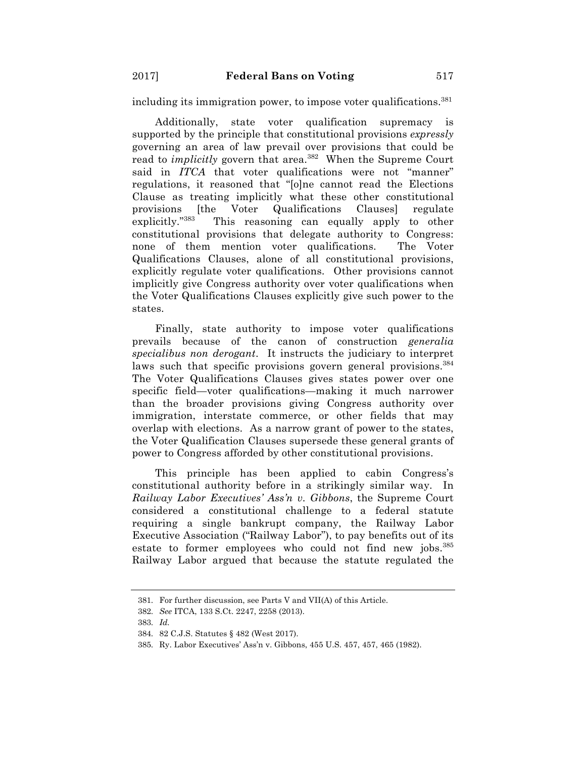including its immigration power, to impose voter qualifications.[381]

Additionally, state voter qualification supremacy is supported by the principle that constitutional provisions *expressly* governing an area of law prevail over provisions that could be read to *implicitly* govern that area.[382] When the Supreme Court said in *ITCA* that voter qualifications were not "manner" regulations, it reasoned that "[o]ne cannot read the Elections Clause as treating implicitly what these other constitutional provisions [the Voter Qualifications Clauses] regulate explicitly."[383] This reasoning can equally apply to other constitutional provisions that delegate authority to Congress: none of them mention voter qualifications. The Voter Qualifications Clauses, alone of all constitutional provisions, explicitly regulate voter qualifications. Other provisions cannot implicitly give Congress authority over voter qualifications when the Voter Qualifications Clauses explicitly give such power to the states.

Finally, state authority to impose voter qualifications prevails because of the canon of construction *generalia specialibus non derogant*. It instructs the judiciary to interpret laws such that specific provisions govern general provisions.[384] The Voter Qualifications Clauses gives states power over one specific field—voter qualifications—making it much narrower than the broader provisions giving Congress authority over immigration, interstate commerce, or other fields that may overlap with elections. As a narrow grant of power to the states, the Voter Qualification Clauses supersede these general grants of power to Congress afforded by other constitutional provisions.

This principle has been applied to cabin Congress's constitutional authority before in a strikingly similar way. In *Railway Labor Executives' Ass'n v. Gibbons*, the Supreme Court considered a constitutional challenge to a federal statute requiring a single bankrupt company, the Railway Labor Executive Association ("Railway Labor"), to pay benefits out of its estate to former employees who could not find new jobs.[385] Railway Labor argued that because the statute regulated the

---

381. For further discussion, see Parts V and VII(A) of this Article.

382. *See* ITCA, 133 S.Ct. 2247, 2258 (2013).

383. *Id.*

384. 82 C.J.S. Statutes § 482 (West 2017).

385. Ry. Labor Executives' Ass'n v. Gibbons, 455 U.S. 457, 457, 465 (1982).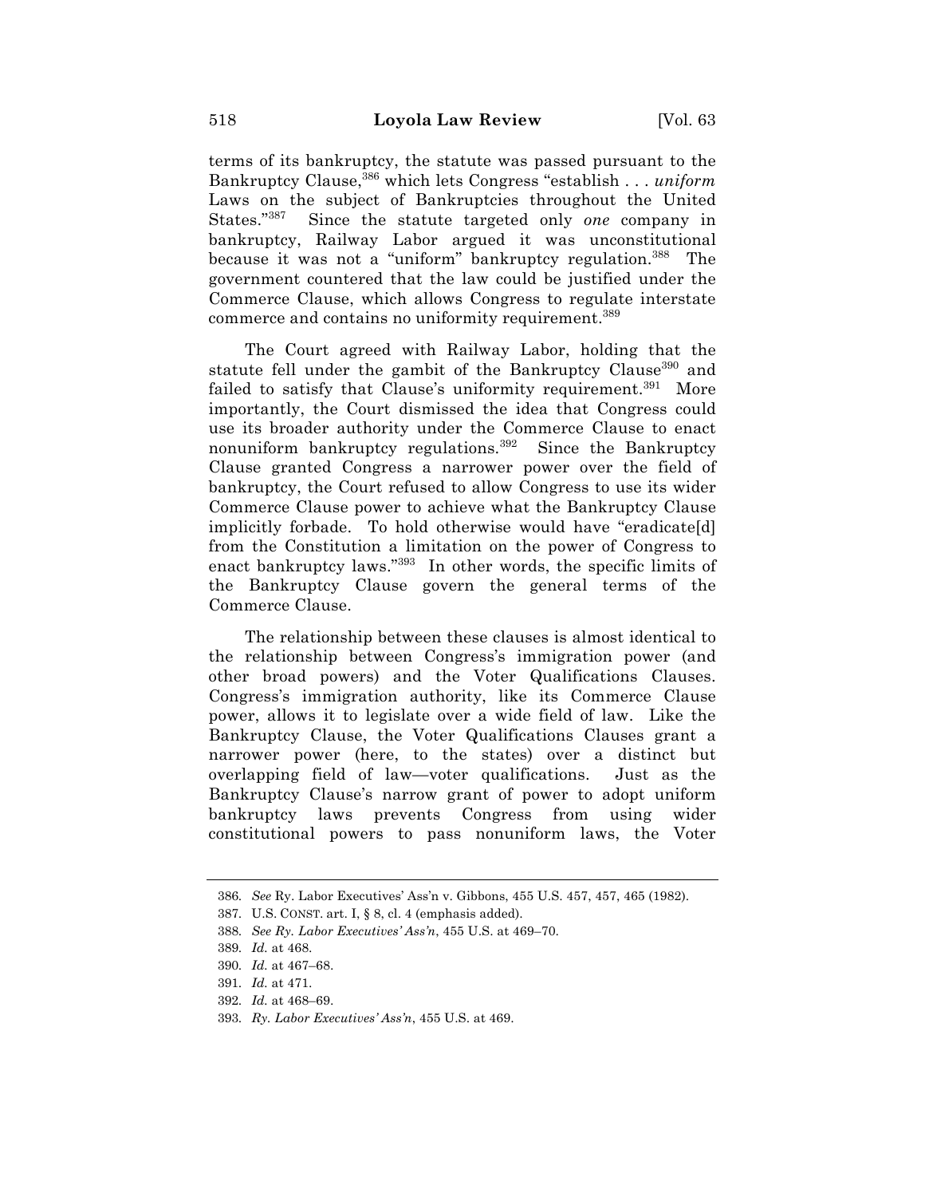terms of its bankruptcy, the statute was passed pursuant to the Bankruptcy Clause,[386] which lets Congress "establish . . . *uniform* Laws on the subject of Bankruptcies throughout the United States."[387] Since the statute targeted only *one* company in bankruptcy, Railway Labor argued it was unconstitutional because it was not a "uniform" bankruptcy regulation.[388] The government countered that the law could be justified under the Commerce Clause, which allows Congress to regulate interstate commerce and contains no uniformity requirement.[389]

The Court agreed with Railway Labor, holding that the statute fell under the gambit of the Bankruptcy Clause[390] and failed to satisfy that Clause's uniformity requirement.[391] More importantly, the Court dismissed the idea that Congress could use its broader authority under the Commerce Clause to enact nonuniform bankruptcy regulations.[392] Since the Bankruptcy Clause granted Congress a narrower power over the field of bankruptcy, the Court refused to allow Congress to use its wider Commerce Clause power to achieve what the Bankruptcy Clause implicitly forbade. To hold otherwise would have "eradicate[d] from the Constitution a limitation on the power of Congress to enact bankruptcy laws."[393] In other words, the specific limits of the Bankruptcy Clause govern the general terms of the Commerce Clause.

The relationship between these clauses is almost identical to the relationship between Congress's immigration power (and other broad powers) and the Voter Qualifications Clauses. Congress's immigration authority, like its Commerce Clause power, allows it to legislate over a wide field of law. Like the Bankruptcy Clause, the Voter Qualifications Clauses grant a narrower power (here, to the states) over a distinct but overlapping field of law—voter qualifications. Just as the Bankruptcy Clause's narrow grant of power to adopt uniform bankruptcy laws prevents Congress from using wider constitutional powers to pass nonuniform laws, the Voter

---

386. *See* Ry. Labor Executives' Ass'n v. Gibbons, 455 U.S. 457, 457, 465 (1982).

387. U.S. CONST. art. I, § 8, cl. 4 (emphasis added).

388. *See Ry. Labor Executives' Ass'n*, 455 U.S. at 469–70.

389. *Id.* at 468.

390. *Id.* at 467–68.

391. *Id.* at 471.

392. *Id.* at 468–69.

393. *Ry. Labor Executives' Ass'n*, 455 U.S. at 469.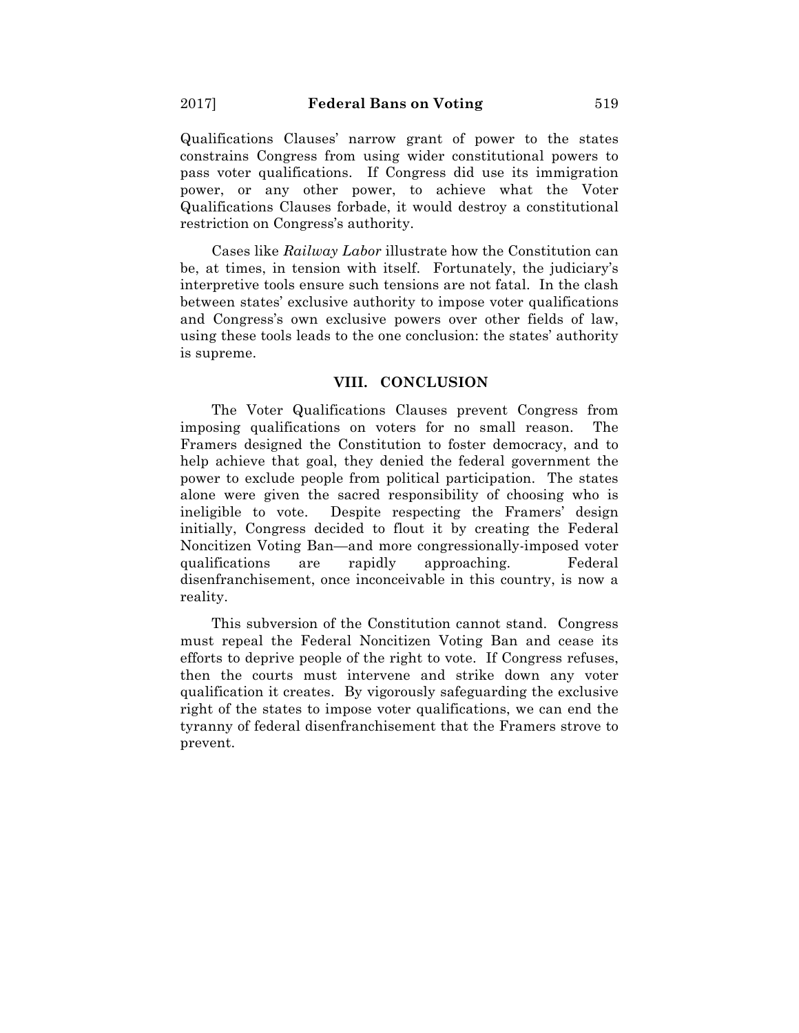Qualifications Clauses' narrow grant of power to the states constrains Congress from using wider constitutional powers to pass voter qualifications. If Congress did use its immigration power, or any other power, to achieve what the Voter Qualifications Clauses forbade, it would destroy a constitutional restriction on Congress's authority.

Cases like *Railway Labor* illustrate how the Constitution can be, at times, in tension with itself. Fortunately, the judiciary's interpretive tools ensure such tensions are not fatal. In the clash between states' exclusive authority to impose voter qualifications and Congress's own exclusive powers over other fields of law, using these tools leads to the one conclusion: the states' authority is supreme.

## VIII. CONCLUSION

The Voter Qualifications Clauses prevent Congress from imposing qualifications on voters for no small reason. The Framers designed the Constitution to foster democracy, and to help achieve that goal, they denied the federal government the power to exclude people from political participation. The states alone were given the sacred responsibility of choosing who is ineligible to vote. Despite respecting the Framers' design initially, Congress decided to flout it by creating the Federal Noncitizen Voting Ban—and more congressionally-imposed voter qualifications are rapidly approaching. Federal disenfranchisement, once inconceivable in this country, is now a reality.

This subversion of the Constitution cannot stand. Congress must repeal the Federal Noncitizen Voting Ban and cease its efforts to deprive people of the right to vote. If Congress refuses, then the courts must intervene and strike down any voter qualification it creates. By vigorously safeguarding the exclusive right of the states to impose voter qualifications, we can end the tyranny of federal disenfranchisement that the Framers strove to prevent.